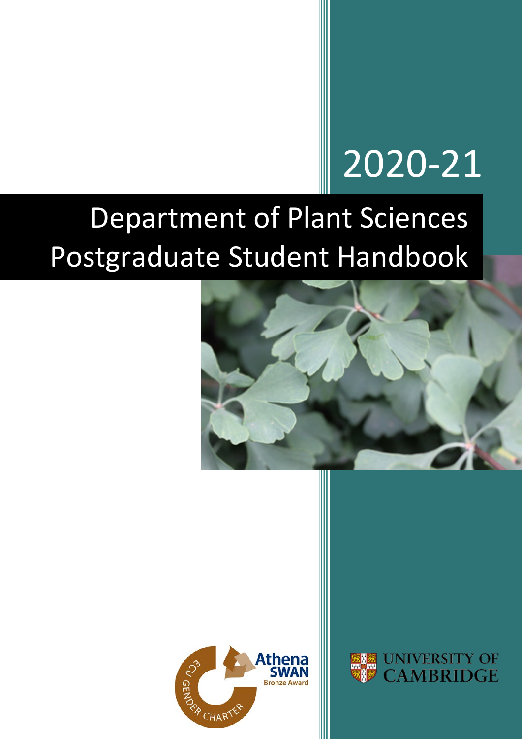2020-21

# Department of Plant Sciences Postgraduate Student Handbook

ECU GENDER CHARTER Athena SWAN Bronze Award

UNIVERSITY OF CAMBRIDGE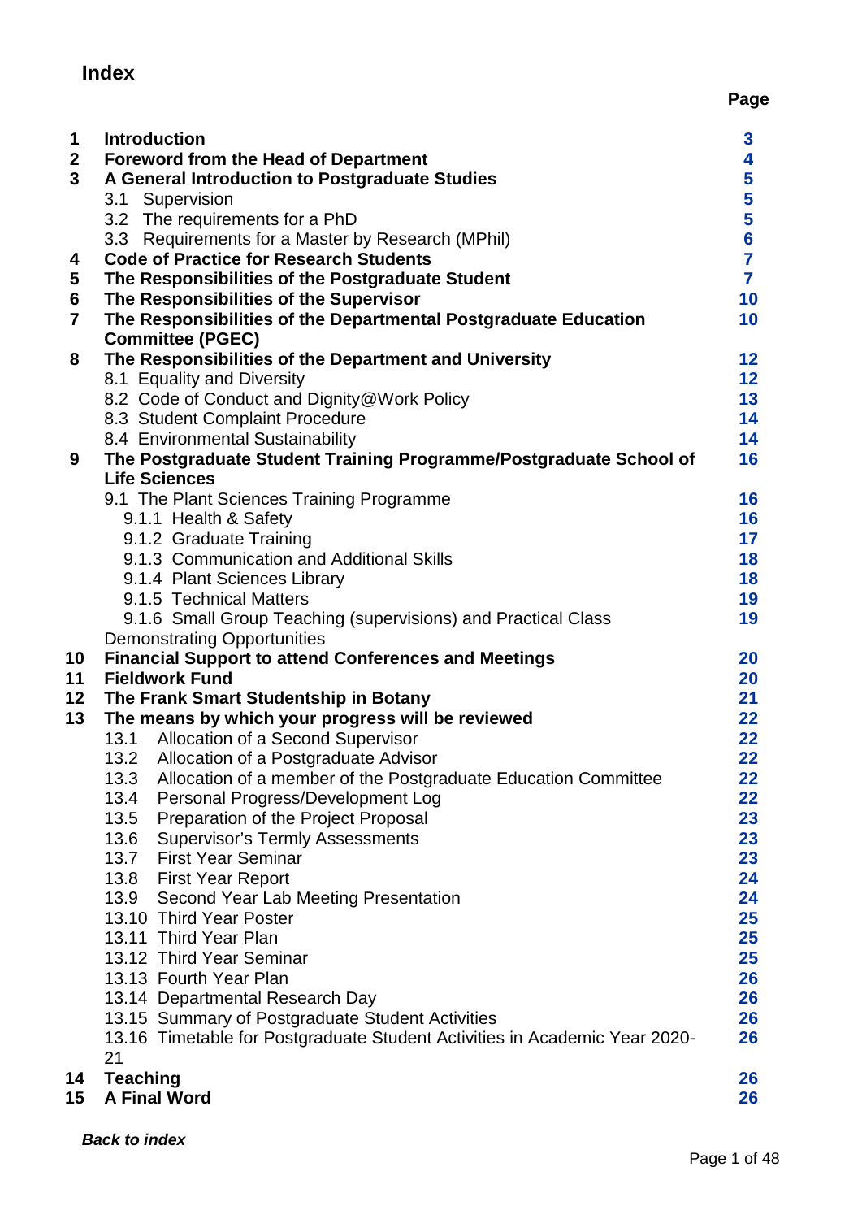# Index

| | | Page |
|---|---|---|
| **1** | **Introduction** | **3** |
| **2** | **Foreword from the Head of Department** | **4** |
| **3** | **A General Introduction to Postgraduate Studies** | **5** |
| | 3.1 Supervision | **5** |
| | 3.2 The requirements for a PhD | **5** |
| | 3.3 Requirements for a Master by Research (MPhil) | **6** |
| **4** | **Code of Practice for Research Students** | **7** |
| **5** | **The Responsibilities of the Postgraduate Student** | **7** |
| **6** | **The Responsibilities of the Supervisor** | **10** |
| **7** | **The Responsibilities of the Departmental Postgraduate Education Committee (PGEC)** | **10** |
| **8** | **The Responsibilities of the Department and University** | **12** |
| | 8.1 Equality and Diversity | **12** |
| | 8.2 Code of Conduct and Dignity@Work Policy | **13** |
| | 8.3 Student Complaint Procedure | **14** |
| | 8.4 Environmental Sustainability | **14** |
| **9** | **The Postgraduate Student Training Programme/Postgraduate School of Life Sciences** | **16** |
| | 9.1 The Plant Sciences Training Programme | **16** |
| | 9.1.1 Health & Safety | **16** |
| | 9.1.2 Graduate Training | **17** |
| | 9.1.3 Communication and Additional Skills | **18** |
| | 9.1.4 Plant Sciences Library | **18** |
| | 9.1.5 Technical Matters | **19** |
| | 9.1.6 Small Group Teaching (supervisions) and Practical Class Demonstrating Opportunities | **19** |
| **10** | **Financial Support to attend Conferences and Meetings** | **20** |
| **11** | **Fieldwork Fund** | **20** |
| **12** | **The Frank Smart Studentship in Botany** | **21** |
| **13** | **The means by which your progress will be reviewed** | **22** |
| | 13.1 Allocation of a Second Supervisor | **22** |
| | 13.2 Allocation of a Postgraduate Advisor | **22** |
| | 13.3 Allocation of a member of the Postgraduate Education Committee | **22** |
| | 13.4 Personal Progress/Development Log | **22** |
| | 13.5 Preparation of the Project Proposal | **23** |
| | 13.6 Supervisor's Termly Assessments | **23** |
| | 13.7 First Year Seminar | **23** |
| | 13.8 First Year Report | **24** |
| | 13.9 Second Year Lab Meeting Presentation | **24** |
| | 13.10 Third Year Poster | **25** |
| | 13.11 Third Year Plan | **25** |
| | 13.12 Third Year Seminar | **25** |
| | 13.13 Fourth Year Plan | **26** |
| | 13.14 Departmental Research Day | **26** |
| | 13.15 Summary of Postgraduate Student Activities | **26** |
| | 13.16 Timetable for Postgraduate Student Activities in Academic Year 2020-21 | **26** |
| **14** | **Teaching** | **26** |
| **15** | **A Final Word** | **26** |

***Back to index***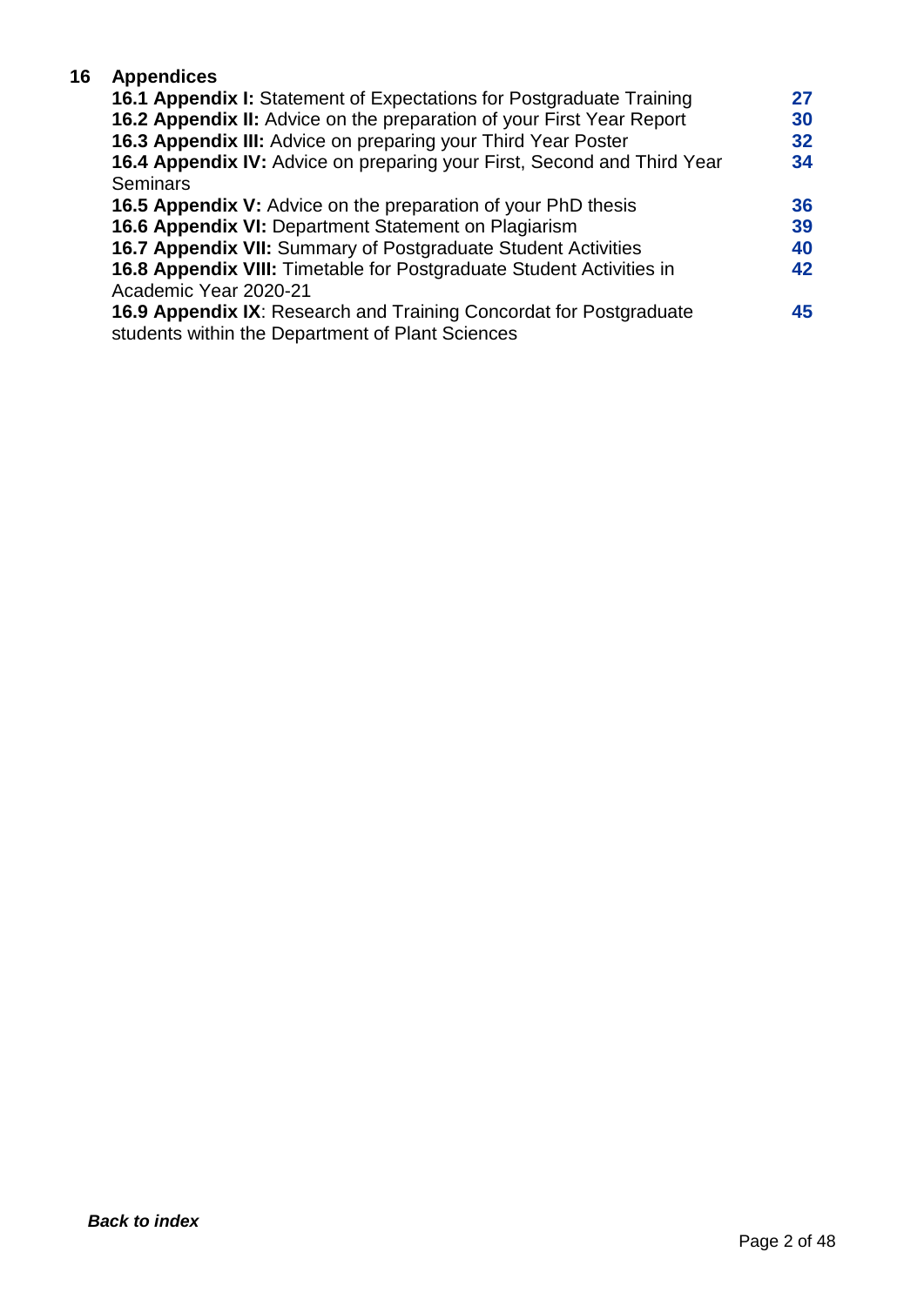**16 Appendices**

| | |
|---|---|
| **16.1 Appendix I:** Statement of Expectations for Postgraduate Training | **27** |
| **16.2 Appendix II:** Advice on the preparation of your First Year Report | **30** |
| **16.3 Appendix III:** Advice on preparing your Third Year Poster | **32** |
| **16.4 Appendix IV:** Advice on preparing your First, Second and Third Year Seminars | **34** |
| **16.5 Appendix V:** Advice on the preparation of your PhD thesis | **36** |
| **16.6 Appendix VI:** Department Statement on Plagiarism | **39** |
| **16.7 Appendix VII:** Summary of Postgraduate Student Activities | **40** |
| **16.8 Appendix VIII:** Timetable for Postgraduate Student Activities in Academic Year 2020-21 | **42** |
| **16.9 Appendix IX**: Research and Training Concordat for Postgraduate students within the Department of Plant Sciences | **45** |

***Back to index***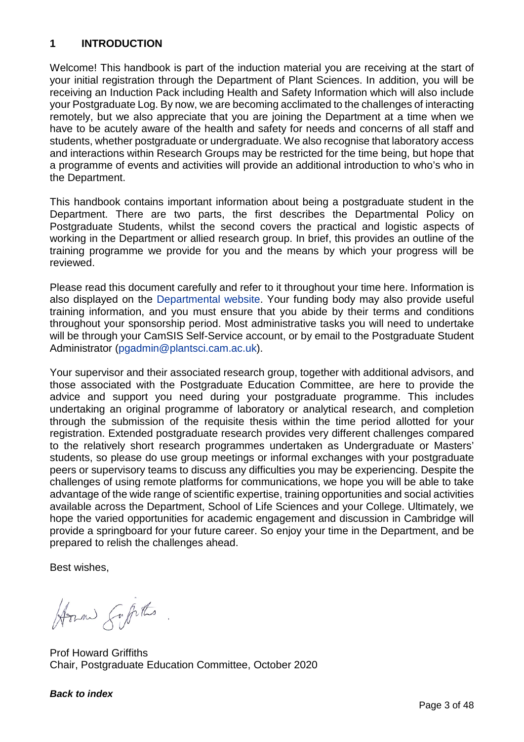# 1 INTRODUCTION

Welcome! This handbook is part of the induction material you are receiving at the start of your initial registration through the Department of Plant Sciences. In addition, you will be receiving an Induction Pack including Health and Safety Information which will also include your Postgraduate Log. By now, we are becoming acclimated to the challenges of interacting remotely, but we also appreciate that you are joining the Department at a time when we have to be acutely aware of the health and safety for needs and concerns of all staff and students, whether postgraduate or undergraduate. We also recognise that laboratory access and interactions within Research Groups may be restricted for the time being, but hope that a programme of events and activities will provide an additional introduction to who's who in the Department.

This handbook contains important information about being a postgraduate student in the Department. There are two parts, the first describes the Departmental Policy on Postgraduate Students, whilst the second covers the practical and logistic aspects of working in the Department or allied research group. In brief, this provides an outline of the training programme we provide for you and the means by which your progress will be reviewed.

Please read this document carefully and refer to it throughout your time here. Information is also displayed on the Departmental website. Your funding body may also provide useful training information, and you must ensure that you abide by their terms and conditions throughout your sponsorship period. Most administrative tasks you will need to undertake will be through your CamSIS Self-Service account, or by email to the Postgraduate Student Administrator (pgadmin@plantsci.cam.ac.uk).

Your supervisor and their associated research group, together with additional advisors, and those associated with the Postgraduate Education Committee, are here to provide the advice and support you need during your postgraduate programme. This includes undertaking an original programme of laboratory or analytical research, and completion through the submission of the requisite thesis within the time period allotted for your registration. Extended postgraduate research provides very different challenges compared to the relatively short research programmes undertaken as Undergraduate or Masters' students, so please do use group meetings or informal exchanges with your postgraduate peers or supervisory teams to discuss any difficulties you may be experiencing. Despite the challenges of using remote platforms for communications, we hope you will be able to take advantage of the wide range of scientific expertise, training opportunities and social activities available across the Department, School of Life Sciences and your College. Ultimately, we hope the varied opportunities for academic engagement and discussion in Cambridge will provide a springboard for your future career. So enjoy your time in the Department, and be prepared to relish the challenges ahead.

Best wishes,

Prof Howard Griffiths
Chair, Postgraduate Education Committee, October 2020

***Back to index***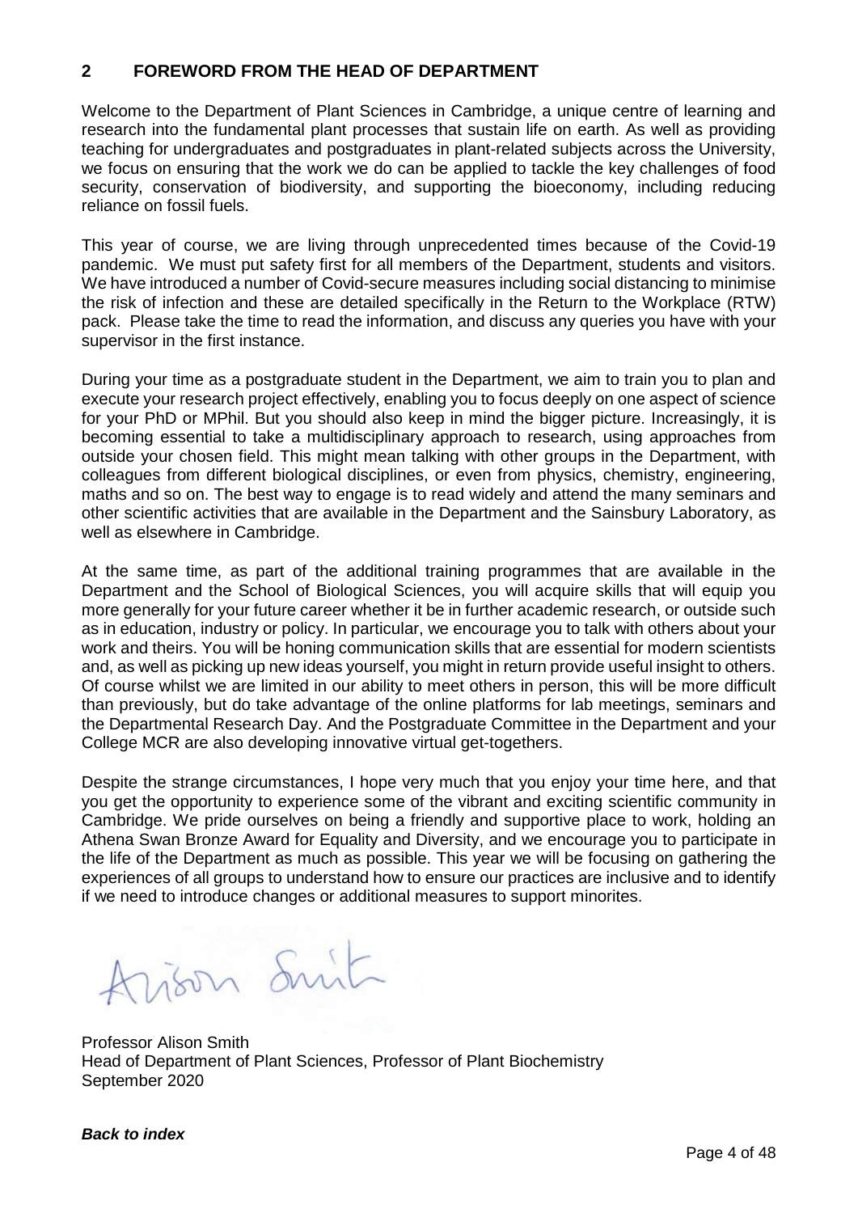## 2 FOREWORD FROM THE HEAD OF DEPARTMENT

Welcome to the Department of Plant Sciences in Cambridge, a unique centre of learning and research into the fundamental plant processes that sustain life on earth. As well as providing teaching for undergraduates and postgraduates in plant-related subjects across the University, we focus on ensuring that the work we do can be applied to tackle the key challenges of food security, conservation of biodiversity, and supporting the bioeconomy, including reducing reliance on fossil fuels.

This year of course, we are living through unprecedented times because of the Covid-19 pandemic. We must put safety first for all members of the Department, students and visitors. We have introduced a number of Covid-secure measures including social distancing to minimise the risk of infection and these are detailed specifically in the Return to the Workplace (RTW) pack. Please take the time to read the information, and discuss any queries you have with your supervisor in the first instance.

During your time as a postgraduate student in the Department, we aim to train you to plan and execute your research project effectively, enabling you to focus deeply on one aspect of science for your PhD or MPhil. But you should also keep in mind the bigger picture. Increasingly, it is becoming essential to take a multidisciplinary approach to research, using approaches from outside your chosen field. This might mean talking with other groups in the Department, with colleagues from different biological disciplines, or even from physics, chemistry, engineering, maths and so on. The best way to engage is to read widely and attend the many seminars and other scientific activities that are available in the Department and the Sainsbury Laboratory, as well as elsewhere in Cambridge.

At the same time, as part of the additional training programmes that are available in the Department and the School of Biological Sciences, you will acquire skills that will equip you more generally for your future career whether it be in further academic research, or outside such as in education, industry or policy. In particular, we encourage you to talk with others about your work and theirs. You will be honing communication skills that are essential for modern scientists and, as well as picking up new ideas yourself, you might in return provide useful insight to others. Of course whilst we are limited in our ability to meet others in person, this will be more difficult than previously, but do take advantage of the online platforms for lab meetings, seminars and the Departmental Research Day. And the Postgraduate Committee in the Department and your College MCR are also developing innovative virtual get-togethers.

Despite the strange circumstances, I hope very much that you enjoy your time here, and that you get the opportunity to experience some of the vibrant and exciting scientific community in Cambridge. We pride ourselves on being a friendly and supportive place to work, holding an Athena Swan Bronze Award for Equality and Diversity, and we encourage you to participate in the life of the Department as much as possible. This year we will be focusing on gathering the experiences of all groups to understand how to ensure our practices are inclusive and to identify if we need to introduce changes or additional measures to support minorites.

Alison Smith

Professor Alison Smith
Head of Department of Plant Sciences, Professor of Plant Biochemistry
September 2020

***Back to index***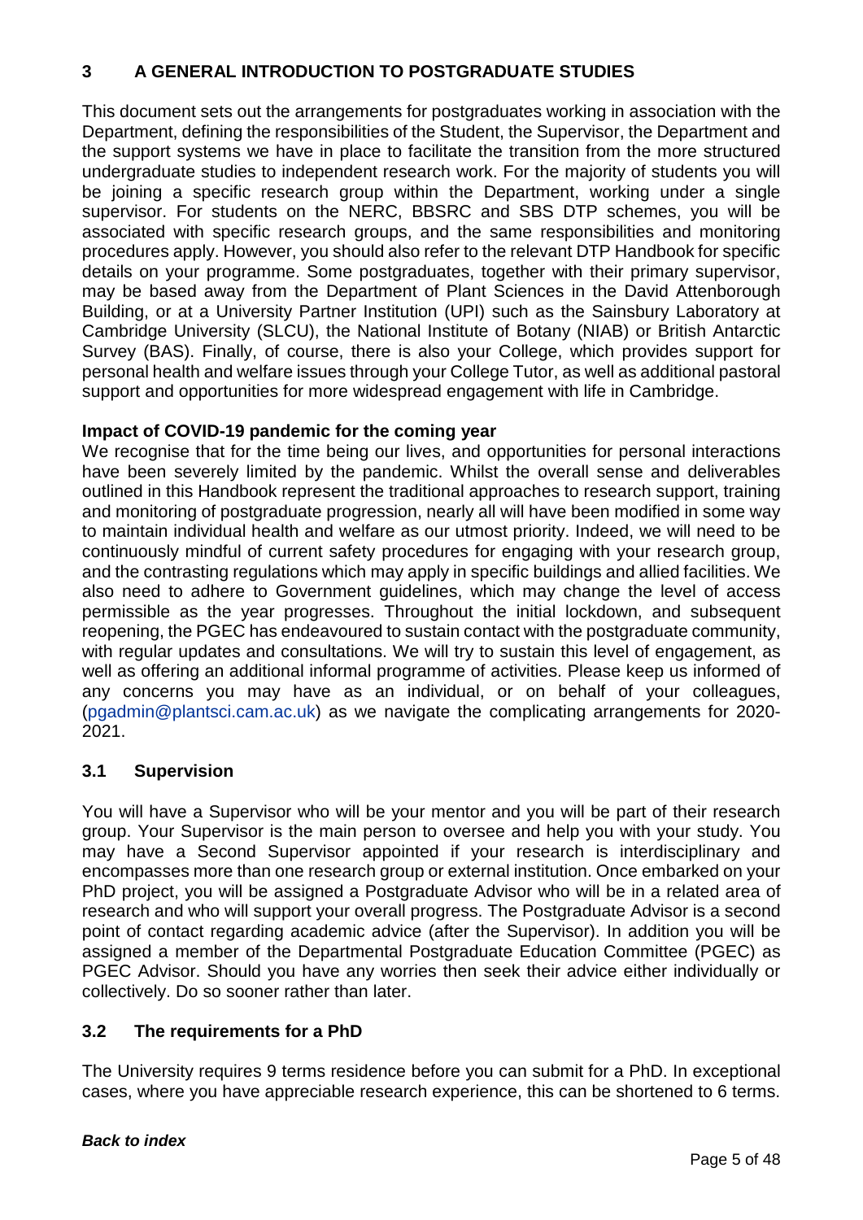## 3 A GENERAL INTRODUCTION TO POSTGRADUATE STUDIES

This document sets out the arrangements for postgraduates working in association with the Department, defining the responsibilities of the Student, the Supervisor, the Department and the support systems we have in place to facilitate the transition from the more structured undergraduate studies to independent research work. For the majority of students you will be joining a specific research group within the Department, working under a single supervisor. For students on the NERC, BBSRC and SBS DTP schemes, you will be associated with specific research groups, and the same responsibilities and monitoring procedures apply. However, you should also refer to the relevant DTP Handbook for specific details on your programme. Some postgraduates, together with their primary supervisor, may be based away from the Department of Plant Sciences in the David Attenborough Building, or at a University Partner Institution (UPI) such as the Sainsbury Laboratory at Cambridge University (SLCU), the National Institute of Botany (NIAB) or British Antarctic Survey (BAS). Finally, of course, there is also your College, which provides support for personal health and welfare issues through your College Tutor, as well as additional pastoral support and opportunities for more widespread engagement with life in Cambridge.

**Impact of COVID-19 pandemic for the coming year**

We recognise that for the time being our lives, and opportunities for personal interactions have been severely limited by the pandemic. Whilst the overall sense and deliverables outlined in this Handbook represent the traditional approaches to research support, training and monitoring of postgraduate progression, nearly all will have been modified in some way to maintain individual health and welfare as our utmost priority. Indeed, we will need to be continuously mindful of current safety procedures for engaging with your research group, and the contrasting regulations which may apply in specific buildings and allied facilities. We also need to adhere to Government guidelines, which may change the level of access permissible as the year progresses. Throughout the initial lockdown, and subsequent reopening, the PGEC has endeavoured to sustain contact with the postgraduate community, with regular updates and consultations. We will try to sustain this level of engagement, as well as offering an additional informal programme of activities. Please keep us informed of any concerns you may have as an individual, or on behalf of your colleagues, (pgadmin@plantsci.cam.ac.uk) as we navigate the complicating arrangements for 2020-2021.

### 3.1 Supervision

You will have a Supervisor who will be your mentor and you will be part of their research group. Your Supervisor is the main person to oversee and help you with your study. You may have a Second Supervisor appointed if your research is interdisciplinary and encompasses more than one research group or external institution. Once embarked on your PhD project, you will be assigned a Postgraduate Advisor who will be in a related area of research and who will support your overall progress. The Postgraduate Advisor is a second point of contact regarding academic advice (after the Supervisor). In addition you will be assigned a member of the Departmental Postgraduate Education Committee (PGEC) as PGEC Advisor. Should you have any worries then seek their advice either individually or collectively. Do so sooner rather than later.

### 3.2 The requirements for a PhD

The University requires 9 terms residence before you can submit for a PhD. In exceptional cases, where you have appreciable research experience, this can be shortened to 6 terms.

***Back to index***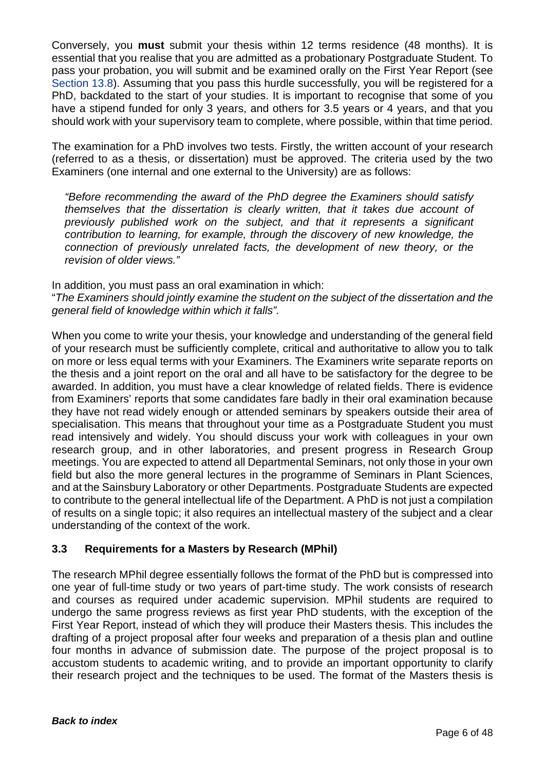Conversely, you **must** submit your thesis within 12 terms residence (48 months). It is essential that you realise that you are admitted as a probationary Postgraduate Student. To pass your probation, you will submit and be examined orally on the First Year Report (see Section 13.8). Assuming that you pass this hurdle successfully, you will be registered for a PhD, backdated to the start of your studies. It is important to recognise that some of you have a stipend funded for only 3 years, and others for 3.5 years or 4 years, and that you should work with your supervisory team to complete, where possible, within that time period.

The examination for a PhD involves two tests. Firstly, the written account of your research (referred to as a thesis, or dissertation) must be approved. The criteria used by the two Examiners (one internal and one external to the University) are as follows:

> *"Before recommending the award of the PhD degree the Examiners should satisfy themselves that the dissertation is clearly written, that it takes due account of previously published work on the subject, and that it represents a significant contribution to learning, for example, through the discovery of new knowledge, the connection of previously unrelated facts, the development of new theory, or the revision of older views."*

In addition, you must pass an oral examination in which:
"*The Examiners should jointly examine the student on the subject of the dissertation and the general field of knowledge within which it falls".*

When you come to write your thesis, your knowledge and understanding of the general field of your research must be sufficiently complete, critical and authoritative to allow you to talk on more or less equal terms with your Examiners. The Examiners write separate reports on the thesis and a joint report on the oral and all have to be satisfactory for the degree to be awarded. In addition, you must have a clear knowledge of related fields. There is evidence from Examiners' reports that some candidates fare badly in their oral examination because they have not read widely enough or attended seminars by speakers outside their area of specialisation. This means that throughout your time as a Postgraduate Student you must read intensively and widely. You should discuss your work with colleagues in your own research group, and in other laboratories, and present progress in Research Group meetings. You are expected to attend all Departmental Seminars, not only those in your own field but also the more general lectures in the programme of Seminars in Plant Sciences, and at the Sainsbury Laboratory or other Departments. Postgraduate Students are expected to contribute to the general intellectual life of the Department. A PhD is not just a compilation of results on a single topic; it also requires an intellectual mastery of the subject and a clear understanding of the context of the work.

### 3.3 Requirements for a Masters by Research (MPhil)

The research MPhil degree essentially follows the format of the PhD but is compressed into one year of full-time study or two years of part-time study. The work consists of research and courses as required under academic supervision. MPhil students are required to undergo the same progress reviews as first year PhD students, with the exception of the First Year Report, instead of which they will produce their Masters thesis. This includes the drafting of a project proposal after four weeks and preparation of a thesis plan and outline four months in advance of submission date. The purpose of the project proposal is to accustom students to academic writing, and to provide an important opportunity to clarify their research project and the techniques to be used. The format of the Masters thesis is

***Back to index***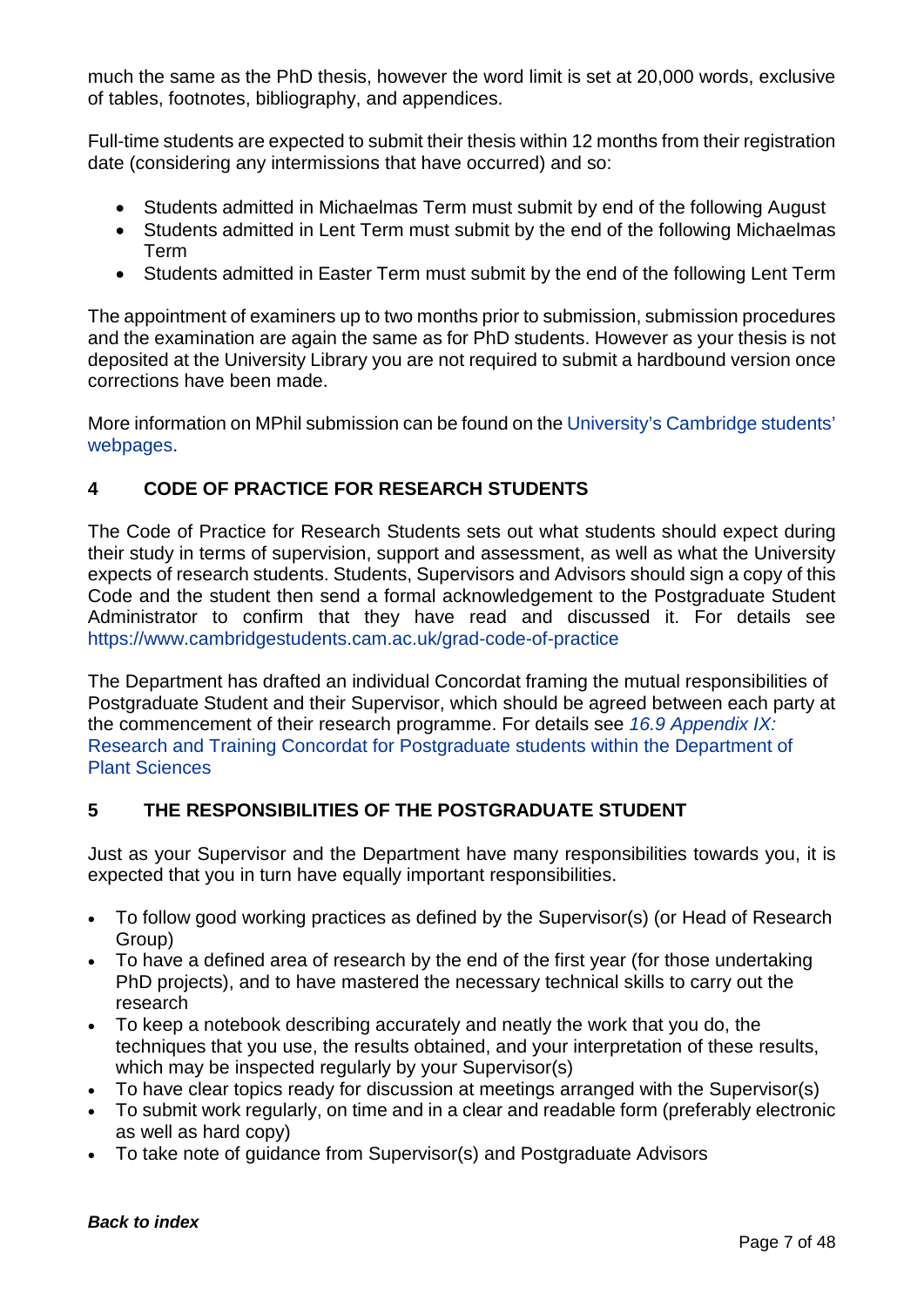much the same as the PhD thesis, however the word limit is set at 20,000 words, exclusive of tables, footnotes, bibliography, and appendices.

Full-time students are expected to submit their thesis within 12 months from their registration date (considering any intermissions that have occurred) and so:

- Students admitted in Michaelmas Term must submit by end of the following August
- Students admitted in Lent Term must submit by the end of the following Michaelmas Term
- Students admitted in Easter Term must submit by the end of the following Lent Term

The appointment of examiners up to two months prior to submission, submission procedures and the examination are again the same as for PhD students. However as your thesis is not deposited at the University Library you are not required to submit a hardbound version once corrections have been made.

More information on MPhil submission can be found on the University's Cambridge students' webpages.

## 4 CODE OF PRACTICE FOR RESEARCH STUDENTS

The Code of Practice for Research Students sets out what students should expect during their study in terms of supervision, support and assessment, as well as what the University expects of research students. Students, Supervisors and Advisors should sign a copy of this Code and the student then send a formal acknowledgement to the Postgraduate Student Administrator to confirm that they have read and discussed it. For details see https://www.cambridgestudents.cam.ac.uk/grad-code-of-practice

The Department has drafted an individual Concordat framing the mutual responsibilities of Postgraduate Student and their Supervisor, which should be agreed between each party at the commencement of their research programme. For details see *16.9 Appendix IX:* Research and Training Concordat for Postgraduate students within the Department of Plant Sciences

## 5 THE RESPONSIBILITIES OF THE POSTGRADUATE STUDENT

Just as your Supervisor and the Department have many responsibilities towards you, it is expected that you in turn have equally important responsibilities.

- To follow good working practices as defined by the Supervisor(s) (or Head of Research Group)
- To have a defined area of research by the end of the first year (for those undertaking PhD projects), and to have mastered the necessary technical skills to carry out the research
- To keep a notebook describing accurately and neatly the work that you do, the techniques that you use, the results obtained, and your interpretation of these results, which may be inspected regularly by your Supervisor(s)
- To have clear topics ready for discussion at meetings arranged with the Supervisor(s)
- To submit work regularly, on time and in a clear and readable form (preferably electronic as well as hard copy)
- To take note of guidance from Supervisor(s) and Postgraduate Advisors

***Back to index***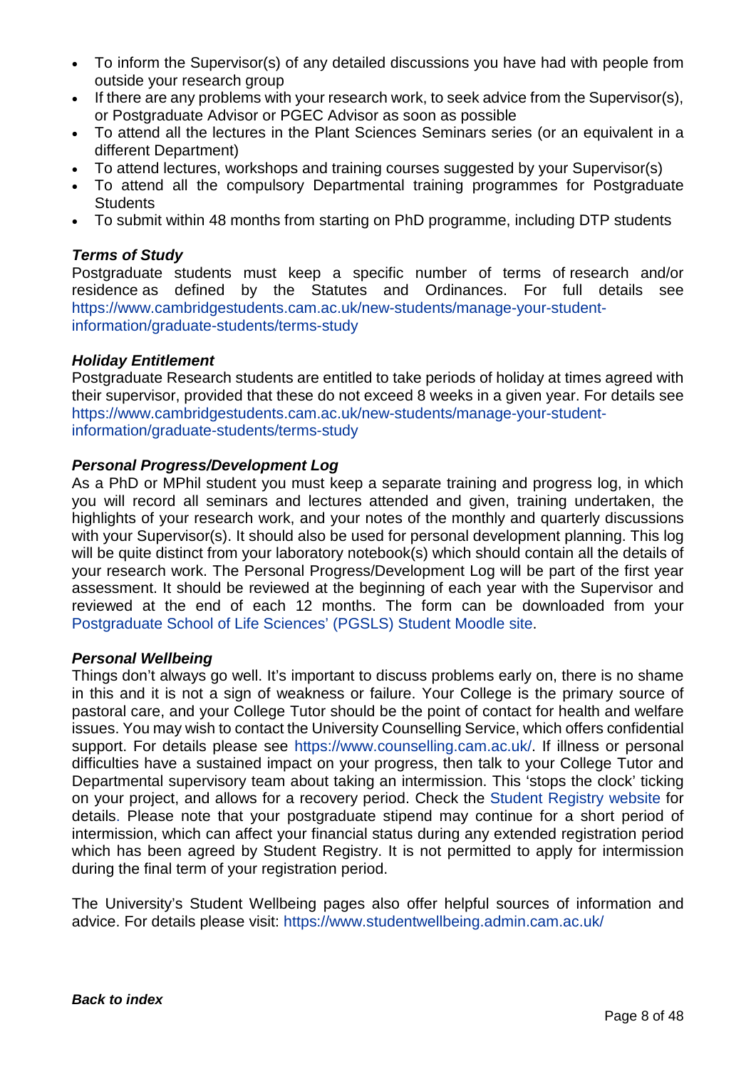- To inform the Supervisor(s) of any detailed discussions you have had with people from outside your research group
- If there are any problems with your research work, to seek advice from the Supervisor(s), or Postgraduate Advisor or PGEC Advisor as soon as possible
- To attend all the lectures in the Plant Sciences Seminars series (or an equivalent in a different Department)
- To attend lectures, workshops and training courses suggested by your Supervisor(s)
- To attend all the compulsory Departmental training programmes for Postgraduate Students
- To submit within 48 months from starting on PhD programme, including DTP students

***Terms of Study***

Postgraduate students must keep a specific number of terms of research and/or residence as defined by the Statutes and Ordinances. For full details see https://www.cambridgestudents.cam.ac.uk/new-students/manage-your-student-information/graduate-students/terms-study

***Holiday Entitlement***

Postgraduate Research students are entitled to take periods of holiday at times agreed with their supervisor, provided that these do not exceed 8 weeks in a given year. For details see https://www.cambridgestudents.cam.ac.uk/new-students/manage-your-student-information/graduate-students/terms-study

***Personal Progress/Development Log***

As a PhD or MPhil student you must keep a separate training and progress log, in which you will record all seminars and lectures attended and given, training undertaken, the highlights of your research work, and your notes of the monthly and quarterly discussions with your Supervisor(s). It should also be used for personal development planning. This log will be quite distinct from your laboratory notebook(s) which should contain all the details of your research work. The Personal Progress/Development Log will be part of the first year assessment. It should be reviewed at the beginning of each year with the Supervisor and reviewed at the end of each 12 months. The form can be downloaded from your Postgraduate School of Life Sciences' (PGSLS) Student Moodle site.

***Personal Wellbeing***

Things don't always go well. It's important to discuss problems early on, there is no shame in this and it is not a sign of weakness or failure. Your College is the primary source of pastoral care, and your College Tutor should be the point of contact for health and welfare issues. You may wish to contact the University Counselling Service, which offers confidential support. For details please see https://www.counselling.cam.ac.uk/. If illness or personal difficulties have a sustained impact on your progress, then talk to your College Tutor and Departmental supervisory team about taking an intermission. This 'stops the clock' ticking on your project, and allows for a recovery period. Check the Student Registry website for details. Please note that your postgraduate stipend may continue for a short period of intermission, which can affect your financial status during any extended registration period which has been agreed by Student Registry. It is not permitted to apply for intermission during the final term of your registration period.

The University's Student Wellbeing pages also offer helpful sources of information and advice. For details please visit: https://www.studentwellbeing.admin.cam.ac.uk/

***Back to index***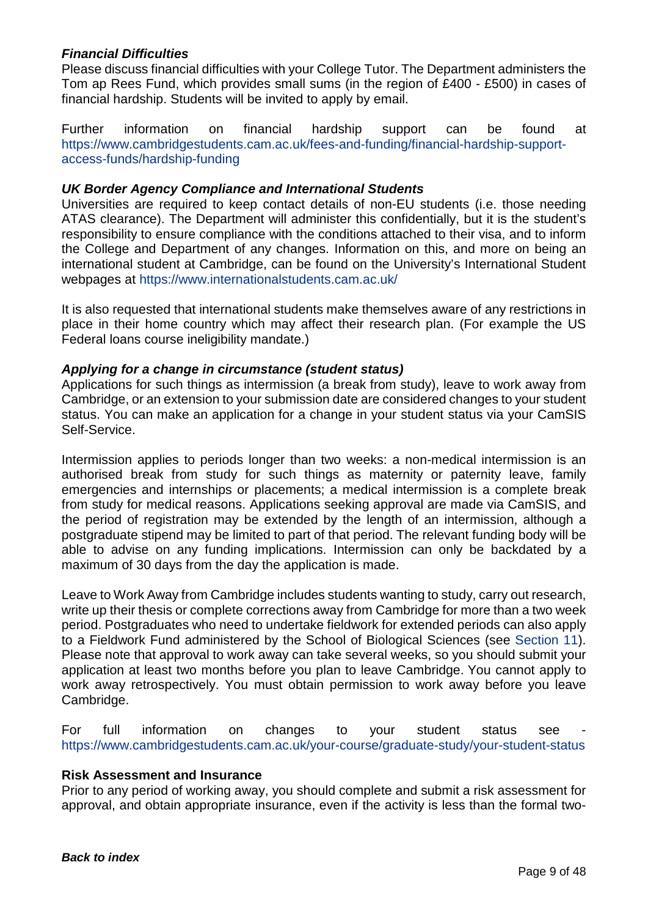### *Financial Difficulties*

Please discuss financial difficulties with your College Tutor. The Department administers the Tom ap Rees Fund, which provides small sums (in the region of £400 - £500) in cases of financial hardship. Students will be invited to apply by email.

Further information on financial hardship support can be found at https://www.cambridgestudents.cam.ac.uk/fees-and-funding/financial-hardship-support-access-funds/hardship-funding

### *UK Border Agency Compliance and International Students*

Universities are required to keep contact details of non-EU students (i.e. those needing ATAS clearance). The Department will administer this confidentially, but it is the student's responsibility to ensure compliance with the conditions attached to their visa, and to inform the College and Department of any changes. Information on this, and more on being an international student at Cambridge, can be found on the University's International Student webpages at https://www.internationalstudents.cam.ac.uk/

It is also requested that international students make themselves aware of any restrictions in place in their home country which may affect their research plan. (For example the US Federal loans course ineligibility mandate.)

### *Applying for a change in circumstance (student status)*

Applications for such things as intermission (a break from study), leave to work away from Cambridge, or an extension to your submission date are considered changes to your student status. You can make an application for a change in your student status via your CamSIS Self-Service.

Intermission applies to periods longer than two weeks: a non-medical intermission is an authorised break from study for such things as maternity or paternity leave, family emergencies and internships or placements; a medical intermission is a complete break from study for medical reasons. Applications seeking approval are made via CamSIS, and the period of registration may be extended by the length of an intermission, although a postgraduate stipend may be limited to part of that period. The relevant funding body will be able to advise on any funding implications. Intermission can only be backdated by a maximum of 30 days from the day the application is made.

Leave to Work Away from Cambridge includes students wanting to study, carry out research, write up their thesis or complete corrections away from Cambridge for more than a two week period. Postgraduates who need to undertake fieldwork for extended periods can also apply to a Fieldwork Fund administered by the School of Biological Sciences (see Section 11). Please note that approval to work away can take several weeks, so you should submit your application at least two months before you plan to leave Cambridge. You cannot apply to work away retrospectively. You must obtain permission to work away before you leave Cambridge.

For full information on changes to your student status see - https://www.cambridgestudents.cam.ac.uk/your-course/graduate-study/your-student-status

### **Risk Assessment and Insurance**

Prior to any period of working away, you should complete and submit a risk assessment for approval, and obtain appropriate insurance, even if the activity is less than the formal two-

***Back to index***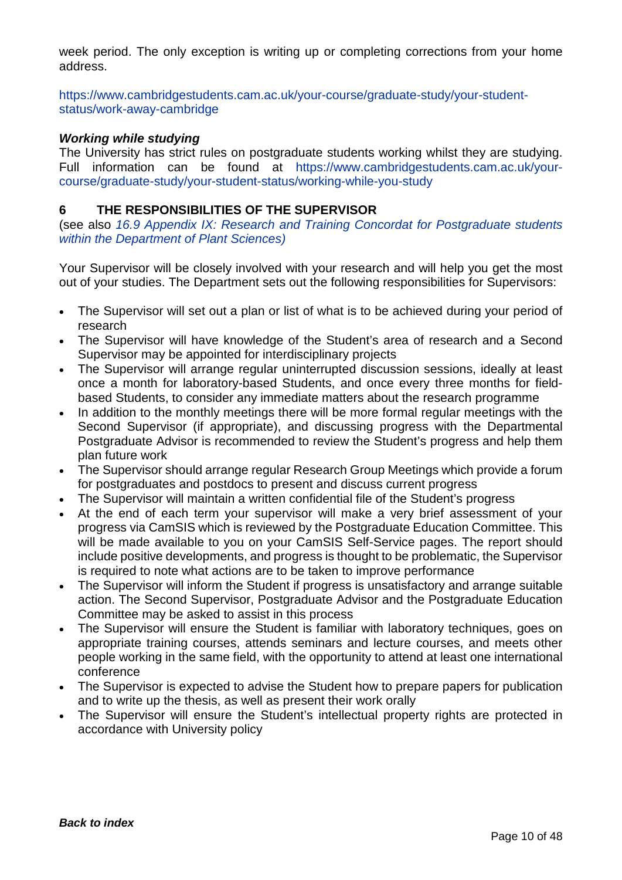week period. The only exception is writing up or completing corrections from your home address.

https://www.cambridgestudents.cam.ac.uk/your-course/graduate-study/your-student-status/work-away-cambridge

***Working while studying***

The University has strict rules on postgraduate students working whilst they are studying. Full information can be found at https://www.cambridgestudents.cam.ac.uk/your-course/graduate-study/your-student-status/working-while-you-study

## 6 THE RESPONSIBILITIES OF THE SUPERVISOR

(see also *16.9 Appendix IX: Research and Training Concordat for Postgraduate students within the Department of Plant Sciences)*

Your Supervisor will be closely involved with your research and will help you get the most out of your studies. The Department sets out the following responsibilities for Supervisors:

- The Supervisor will set out a plan or list of what is to be achieved during your period of research
- The Supervisor will have knowledge of the Student's area of research and a Second Supervisor may be appointed for interdisciplinary projects
- The Supervisor will arrange regular uninterrupted discussion sessions, ideally at least once a month for laboratory-based Students, and once every three months for field-based Students, to consider any immediate matters about the research programme
- In addition to the monthly meetings there will be more formal regular meetings with the Second Supervisor (if appropriate), and discussing progress with the Departmental Postgraduate Advisor is recommended to review the Student's progress and help them plan future work
- The Supervisor should arrange regular Research Group Meetings which provide a forum for postgraduates and postdocs to present and discuss current progress
- The Supervisor will maintain a written confidential file of the Student's progress
- At the end of each term your supervisor will make a very brief assessment of your progress via CamSIS which is reviewed by the Postgraduate Education Committee. This will be made available to you on your CamSIS Self-Service pages. The report should include positive developments, and progress is thought to be problematic, the Supervisor is required to note what actions are to be taken to improve performance
- The Supervisor will inform the Student if progress is unsatisfactory and arrange suitable action. The Second Supervisor, Postgraduate Advisor and the Postgraduate Education Committee may be asked to assist in this process
- The Supervisor will ensure the Student is familiar with laboratory techniques, goes on appropriate training courses, attends seminars and lecture courses, and meets other people working in the same field, with the opportunity to attend at least one international conference
- The Supervisor is expected to advise the Student how to prepare papers for publication and to write up the thesis, as well as present their work orally
- The Supervisor will ensure the Student's intellectual property rights are protected in accordance with University policy

***Back to index***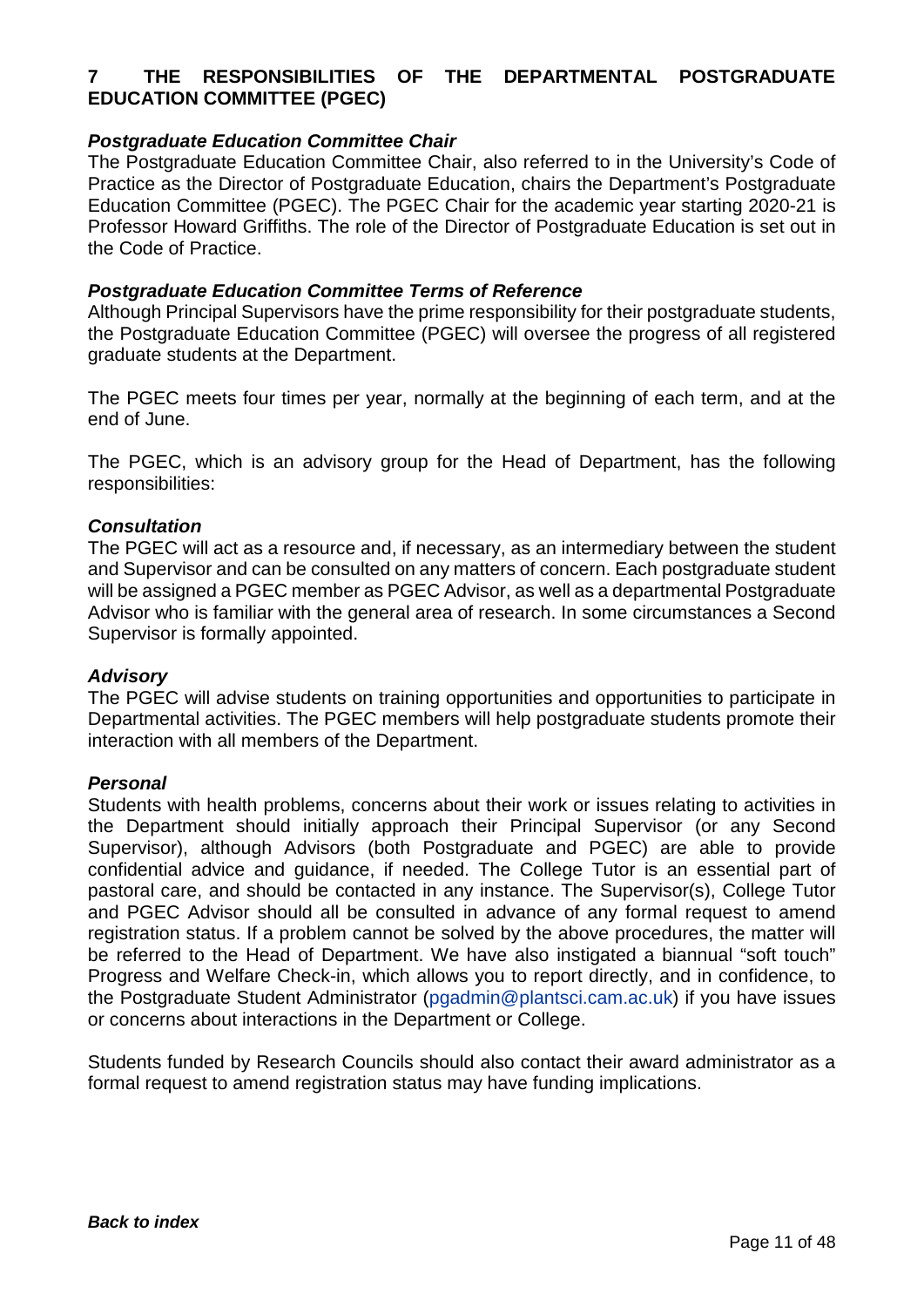## 7 THE RESPONSIBILITIES OF THE DEPARTMENTAL POSTGRADUATE EDUCATION COMMITTEE (PGEC)

***Postgraduate Education Committee Chair***

The Postgraduate Education Committee Chair, also referred to in the University's Code of Practice as the Director of Postgraduate Education, chairs the Department's Postgraduate Education Committee (PGEC). The PGEC Chair for the academic year starting 2020-21 is Professor Howard Griffiths. The role of the Director of Postgraduate Education is set out in the Code of Practice.

***Postgraduate Education Committee Terms of Reference***

Although Principal Supervisors have the prime responsibility for their postgraduate students, the Postgraduate Education Committee (PGEC) will oversee the progress of all registered graduate students at the Department.

The PGEC meets four times per year, normally at the beginning of each term, and at the end of June.

The PGEC, which is an advisory group for the Head of Department, has the following responsibilities:

***Consultation***

The PGEC will act as a resource and, if necessary, as an intermediary between the student and Supervisor and can be consulted on any matters of concern. Each postgraduate student will be assigned a PGEC member as PGEC Advisor, as well as a departmental Postgraduate Advisor who is familiar with the general area of research. In some circumstances a Second Supervisor is formally appointed.

***Advisory***

The PGEC will advise students on training opportunities and opportunities to participate in Departmental activities. The PGEC members will help postgraduate students promote their interaction with all members of the Department.

***Personal***

Students with health problems, concerns about their work or issues relating to activities in the Department should initially approach their Principal Supervisor (or any Second Supervisor), although Advisors (both Postgraduate and PGEC) are able to provide confidential advice and guidance, if needed. The College Tutor is an essential part of pastoral care, and should be contacted in any instance. The Supervisor(s), College Tutor and PGEC Advisor should all be consulted in advance of any formal request to amend registration status. If a problem cannot be solved by the above procedures, the matter will be referred to the Head of Department. We have also instigated a biannual "soft touch" Progress and Welfare Check-in, which allows you to report directly, and in confidence, to the Postgraduate Student Administrator (pgadmin@plantsci.cam.ac.uk) if you have issues or concerns about interactions in the Department or College.

Students funded by Research Councils should also contact their award administrator as a formal request to amend registration status may have funding implications.

***Back to index***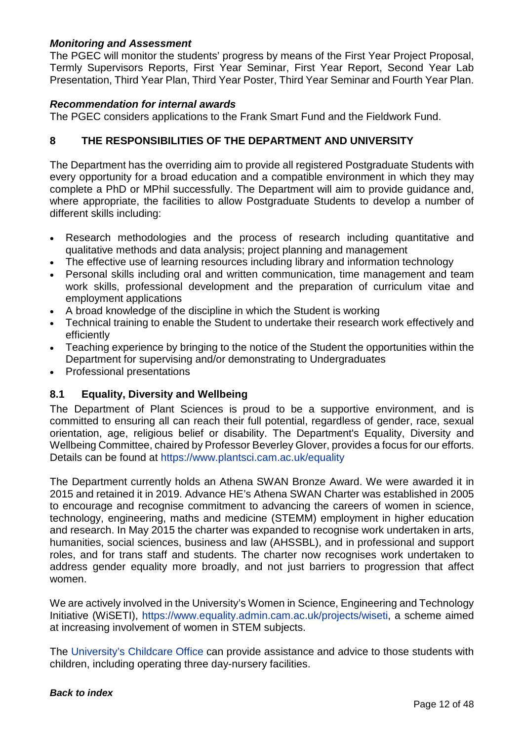***Monitoring and Assessment***

The PGEC will monitor the students' progress by means of the First Year Project Proposal, Termly Supervisors Reports, First Year Seminar, First Year Report, Second Year Lab Presentation, Third Year Plan, Third Year Poster, Third Year Seminar and Fourth Year Plan.

***Recommendation for internal awards***

The PGEC considers applications to the Frank Smart Fund and the Fieldwork Fund.

## 8 THE RESPONSIBILITIES OF THE DEPARTMENT AND UNIVERSITY

The Department has the overriding aim to provide all registered Postgraduate Students with every opportunity for a broad education and a compatible environment in which they may complete a PhD or MPhil successfully. The Department will aim to provide guidance and, where appropriate, the facilities to allow Postgraduate Students to develop a number of different skills including:

- Research methodologies and the process of research including quantitative and qualitative methods and data analysis; project planning and management
- The effective use of learning resources including library and information technology
- Personal skills including oral and written communication, time management and team work skills, professional development and the preparation of curriculum vitae and employment applications
- A broad knowledge of the discipline in which the Student is working
- Technical training to enable the Student to undertake their research work effectively and efficiently
- Teaching experience by bringing to the notice of the Student the opportunities within the Department for supervising and/or demonstrating to Undergraduates
- Professional presentations

### 8.1 Equality, Diversity and Wellbeing

The Department of Plant Sciences is proud to be a supportive environment, and is committed to ensuring all can reach their full potential, regardless of gender, race, sexual orientation, age, religious belief or disability. The Department's Equality, Diversity and Wellbeing Committee, chaired by Professor Beverley Glover, provides a focus for our efforts. Details can be found at https://www.plantsci.cam.ac.uk/equality

The Department currently holds an Athena SWAN Bronze Award. We were awarded it in 2015 and retained it in 2019. Advance HE's Athena SWAN Charter was established in 2005 to encourage and recognise commitment to advancing the careers of women in science, technology, engineering, maths and medicine (STEMM) employment in higher education and research. In May 2015 the charter was expanded to recognise work undertaken in arts, humanities, social sciences, business and law (AHSSBL), and in professional and support roles, and for trans staff and students. The charter now recognises work undertaken to address gender equality more broadly, and not just barriers to progression that affect women.

We are actively involved in the University's Women in Science, Engineering and Technology Initiative (WiSETI), https://www.equality.admin.cam.ac.uk/projects/wiseti, a scheme aimed at increasing involvement of women in STEM subjects.

The University's Childcare Office can provide assistance and advice to those students with children, including operating three day-nursery facilities.

***Back to index***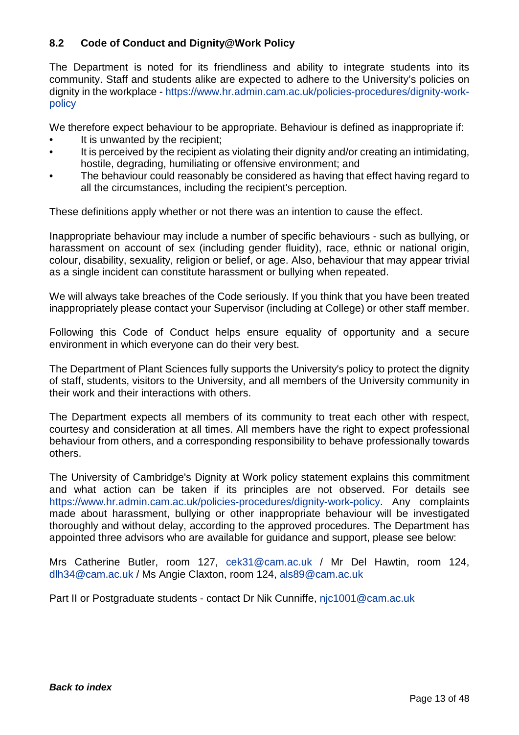## 8.2 Code of Conduct and Dignity@Work Policy

The Department is noted for its friendliness and ability to integrate students into its community. Staff and students alike are expected to adhere to the University's policies on dignity in the workplace - https://www.hr.admin.cam.ac.uk/policies-procedures/dignity-work-policy

We therefore expect behaviour to be appropriate. Behaviour is defined as inappropriate if:

- It is unwanted by the recipient;
- It is perceived by the recipient as violating their dignity and/or creating an intimidating, hostile, degrading, humiliating or offensive environment; and
- The behaviour could reasonably be considered as having that effect having regard to all the circumstances, including the recipient's perception.

These definitions apply whether or not there was an intention to cause the effect.

Inappropriate behaviour may include a number of specific behaviours - such as bullying, or harassment on account of sex (including gender fluidity), race, ethnic or national origin, colour, disability, sexuality, religion or belief, or age. Also, behaviour that may appear trivial as a single incident can constitute harassment or bullying when repeated.

We will always take breaches of the Code seriously. If you think that you have been treated inappropriately please contact your Supervisor (including at College) or other staff member.

Following this Code of Conduct helps ensure equality of opportunity and a secure environment in which everyone can do their very best.

The Department of Plant Sciences fully supports the University's policy to protect the dignity of staff, students, visitors to the University, and all members of the University community in their work and their interactions with others.

The Department expects all members of its community to treat each other with respect, courtesy and consideration at all times. All members have the right to expect professional behaviour from others, and a corresponding responsibility to behave professionally towards others.

The University of Cambridge's Dignity at Work policy statement explains this commitment and what action can be taken if its principles are not observed. For details see https://www.hr.admin.cam.ac.uk/policies-procedures/dignity-work-policy. Any complaints made about harassment, bullying or other inappropriate behaviour will be investigated thoroughly and without delay, according to the approved procedures. The Department has appointed three advisors who are available for guidance and support, please see below:

Mrs Catherine Butler, room 127, cek31@cam.ac.uk / Mr Del Hawtin, room 124, dlh34@cam.ac.uk / Ms Angie Claxton, room 124, als89@cam.ac.uk

Part II or Postgraduate students - contact Dr Nik Cunniffe, njc1001@cam.ac.uk

***Back to index***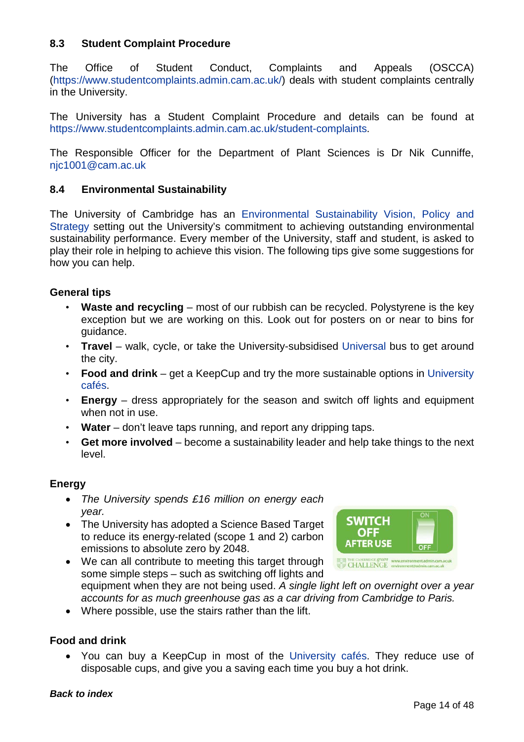### 8.3 Student Complaint Procedure

The Office of Student Conduct, Complaints and Appeals (OSCCA) (https://www.studentcomplaints.admin.cam.ac.uk/) deals with student complaints centrally in the University.

The University has a Student Complaint Procedure and details can be found at https://www.studentcomplaints.admin.cam.ac.uk/student-complaints.

The Responsible Officer for the Department of Plant Sciences is Dr Nik Cunniffe, njc1001@cam.ac.uk

### 8.4 Environmental Sustainability

The University of Cambridge has an Environmental Sustainability Vision, Policy and Strategy setting out the University's commitment to achieving outstanding environmental sustainability performance. Every member of the University, staff and student, is asked to play their role in helping to achieve this vision. The following tips give some suggestions for how you can help.

**General tips**

- **Waste and recycling** – most of our rubbish can be recycled. Polystyrene is the key exception but we are working on this. Look out for posters on or near to bins for guidance.
- **Travel** – walk, cycle, or take the University-subsidised Universal bus to get around the city.
- **Food and drink** – get a KeepCup and try the more sustainable options in University cafés.
- **Energy** – dress appropriately for the season and switch off lights and equipment when not in use.
- **Water** – don't leave taps running, and report any dripping taps.
- **Get more involved** – become a sustainability leader and help take things to the next level.

**Energy**

- *The University spends £16 million on energy each year.*
- The University has adopted a Science Based Target to reduce its energy-related (scope 1 and 2) carbon emissions to absolute zero by 2048.
- We can all contribute to meeting this target through some simple steps – such as switching off lights and equipment when they are not being used. *A single light left on overnight over a year accounts for as much greenhouse gas as a car driving from Cambridge to Paris.*
- Where possible, use the stairs rather than the lift.

**Food and drink**

- You can buy a KeepCup in most of the University cafés. They reduce use of disposable cups, and give you a saving each time you buy a hot drink.

***Back to index***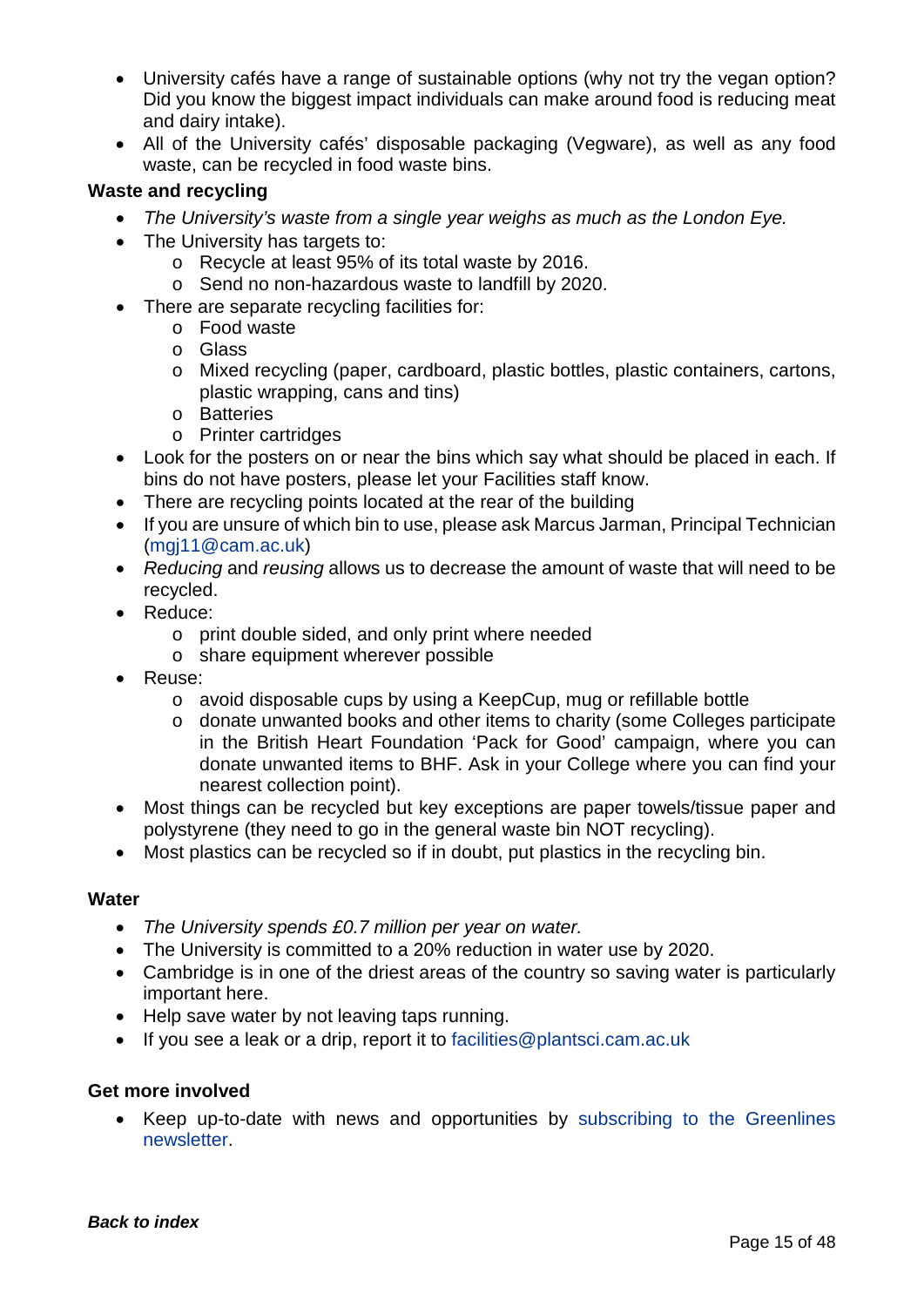- University cafés have a range of sustainable options (why not try the vegan option? Did you know the biggest impact individuals can make around food is reducing meat and dairy intake).
- All of the University cafés' disposable packaging (Vegware), as well as any food waste, can be recycled in food waste bins.

**Waste and recycling**

- *The University's waste from a single year weighs as much as the London Eye.*
- The University has targets to:
  - Recycle at least 95% of its total waste by 2016.
  - Send no non-hazardous waste to landfill by 2020.
- There are separate recycling facilities for:
  - Food waste
  - Glass
  - Mixed recycling (paper, cardboard, plastic bottles, plastic containers, cartons, plastic wrapping, cans and tins)
  - Batteries
  - Printer cartridges
- Look for the posters on or near the bins which say what should be placed in each. If bins do not have posters, please let your Facilities staff know.
- There are recycling points located at the rear of the building
- If you are unsure of which bin to use, please ask Marcus Jarman, Principal Technician (mgj11@cam.ac.uk)
- *Reducing* and *reusing* allows us to decrease the amount of waste that will need to be recycled.
- Reduce:
  - print double sided, and only print where needed
  - share equipment wherever possible
- Reuse:
  - avoid disposable cups by using a KeepCup, mug or refillable bottle
  - donate unwanted books and other items to charity (some Colleges participate in the British Heart Foundation 'Pack for Good' campaign, where you can donate unwanted items to BHF. Ask in your College where you can find your nearest collection point).
- Most things can be recycled but key exceptions are paper towels/tissue paper and polystyrene (they need to go in the general waste bin NOT recycling).
- Most plastics can be recycled so if in doubt, put plastics in the recycling bin.

**Water**

- *The University spends £0.7 million per year on water.*
- The University is committed to a 20% reduction in water use by 2020.
- Cambridge is in one of the driest areas of the country so saving water is particularly important here.
- Help save water by not leaving taps running.
- If you see a leak or a drip, report it to facilities@plantsci.cam.ac.uk

**Get more involved**

- Keep up-to-date with news and opportunities by subscribing to the Greenlines newsletter.

***Back to index***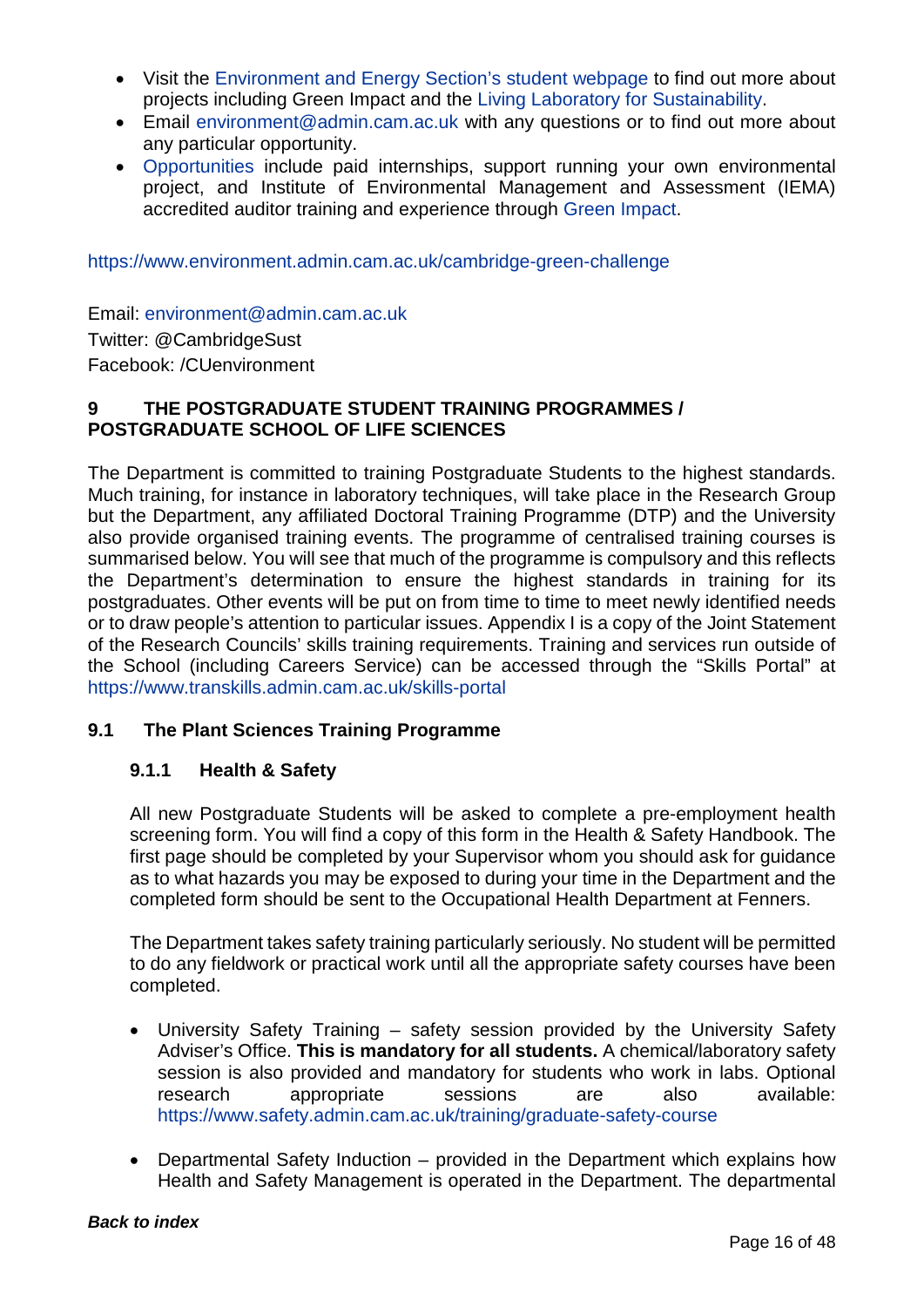- Visit the Environment and Energy Section's student webpage to find out more about projects including Green Impact and the Living Laboratory for Sustainability.
- Email environment@admin.cam.ac.uk with any questions or to find out more about any particular opportunity.
- Opportunities include paid internships, support running your own environmental project, and Institute of Environmental Management and Assessment (IEMA) accredited auditor training and experience through Green Impact.

https://www.environment.admin.cam.ac.uk/cambridge-green-challenge

Email: environment@admin.cam.ac.uk
Twitter: @CambridgeSust
Facebook: /CUenvironment

## 9 THE POSTGRADUATE STUDENT TRAINING PROGRAMMES / POSTGRADUATE SCHOOL OF LIFE SCIENCES

The Department is committed to training Postgraduate Students to the highest standards. Much training, for instance in laboratory techniques, will take place in the Research Group but the Department, any affiliated Doctoral Training Programme (DTP) and the University also provide organised training events. The programme of centralised training courses is summarised below. You will see that much of the programme is compulsory and this reflects the Department's determination to ensure the highest standards in training for its postgraduates. Other events will be put on from time to time to meet newly identified needs or to draw people's attention to particular issues. Appendix I is a copy of the Joint Statement of the Research Councils' skills training requirements. Training and services run outside of the School (including Careers Service) can be accessed through the "Skills Portal" at https://www.transkills.admin.cam.ac.uk/skills-portal

### 9.1 The Plant Sciences Training Programme

#### 9.1.1 Health & Safety

All new Postgraduate Students will be asked to complete a pre-employment health screening form. You will find a copy of this form in the Health & Safety Handbook. The first page should be completed by your Supervisor whom you should ask for guidance as to what hazards you may be exposed to during your time in the Department and the completed form should be sent to the Occupational Health Department at Fenners.

The Department takes safety training particularly seriously. No student will be permitted to do any fieldwork or practical work until all the appropriate safety courses have been completed.

- University Safety Training – safety session provided by the University Safety Adviser's Office. **This is mandatory for all students.** A chemical/laboratory safety session is also provided and mandatory for students who work in labs. Optional research appropriate sessions are also available: https://www.safety.admin.cam.ac.uk/training/graduate-safety-course

- Departmental Safety Induction – provided in the Department which explains how Health and Safety Management is operated in the Department. The departmental

***Back to index***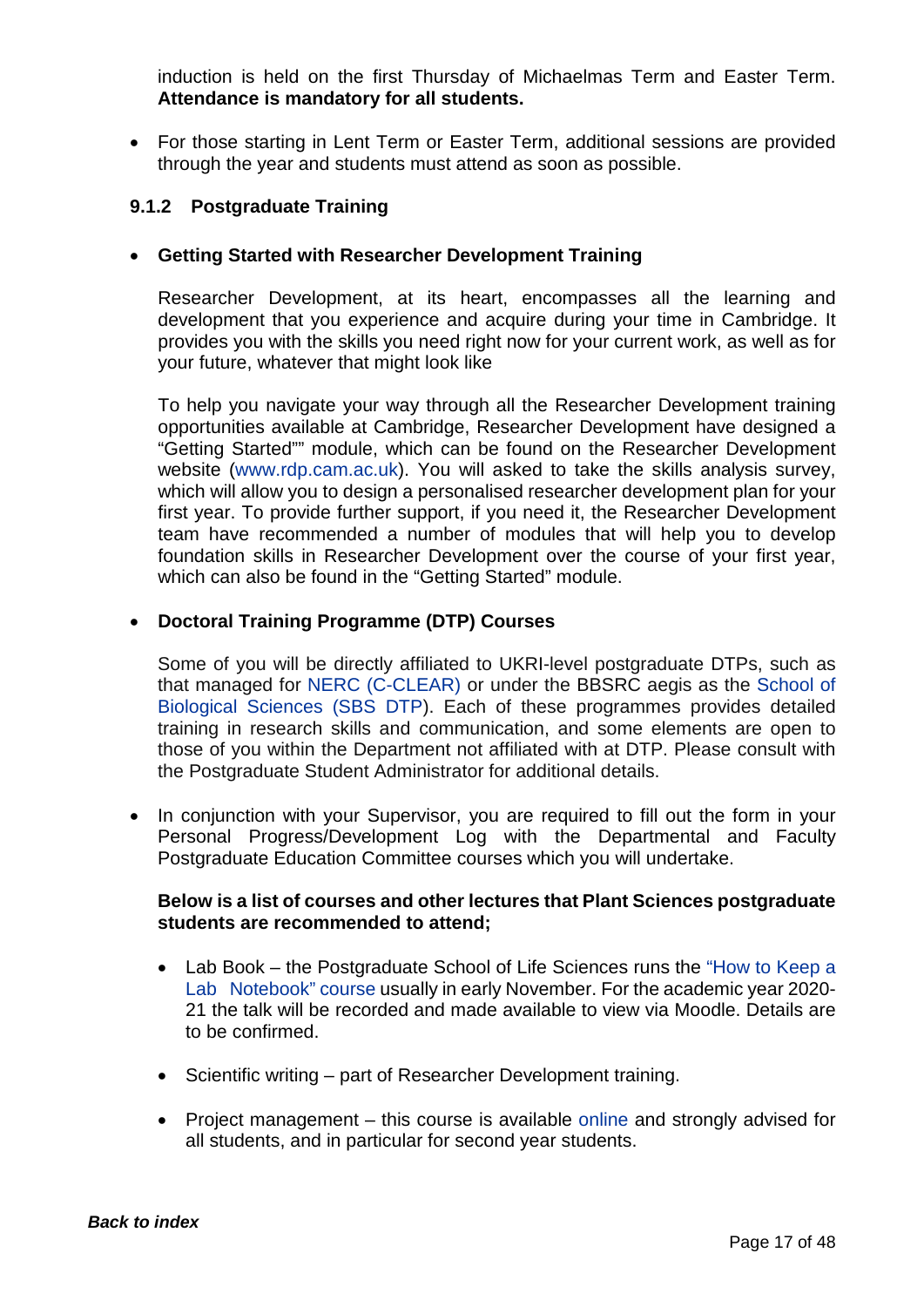induction is held on the first Thursday of Michaelmas Term and Easter Term. **Attendance is mandatory for all students.**

- For those starting in Lent Term or Easter Term, additional sessions are provided through the year and students must attend as soon as possible.

### 9.1.2 Postgraduate Training

- **Getting Started with Researcher Development Training**

  Researcher Development, at its heart, encompasses all the learning and development that you experience and acquire during your time in Cambridge. It provides you with the skills you need right now for your current work, as well as for your future, whatever that might look like

  To help you navigate your way through all the Researcher Development training opportunities available at Cambridge, Researcher Development have designed a "Getting Started"" module, which can be found on the Researcher Development website (www.rdp.cam.ac.uk). You will asked to take the skills analysis survey, which will allow you to design a personalised researcher development plan for your first year. To provide further support, if you need it, the Researcher Development team have recommended a number of modules that will help you to develop foundation skills in Researcher Development over the course of your first year, which can also be found in the "Getting Started" module.

- **Doctoral Training Programme (DTP) Courses**

  Some of you will be directly affiliated to UKRI-level postgraduate DTPs, such as that managed for NERC (C-CLEAR) or under the BBSRC aegis as the School of Biological Sciences (SBS DTP). Each of these programmes provides detailed training in research skills and communication, and some elements are open to those of you within the Department not affiliated with at DTP. Please consult with the Postgraduate Student Administrator for additional details.

- In conjunction with your Supervisor, you are required to fill out the form in your Personal Progress/Development Log with the Departmental and Faculty Postgraduate Education Committee courses which you will undertake.

  **Below is a list of courses and other lectures that Plant Sciences postgraduate students are recommended to attend;**

  - Lab Book – the Postgraduate School of Life Sciences runs the "How to Keep a Lab Notebook" course usually in early November. For the academic year 2020-21 the talk will be recorded and made available to view via Moodle. Details are to be confirmed.
  - Scientific writing – part of Researcher Development training.
  - Project management – this course is available online and strongly advised for all students, and in particular for second year students.

***Back to index***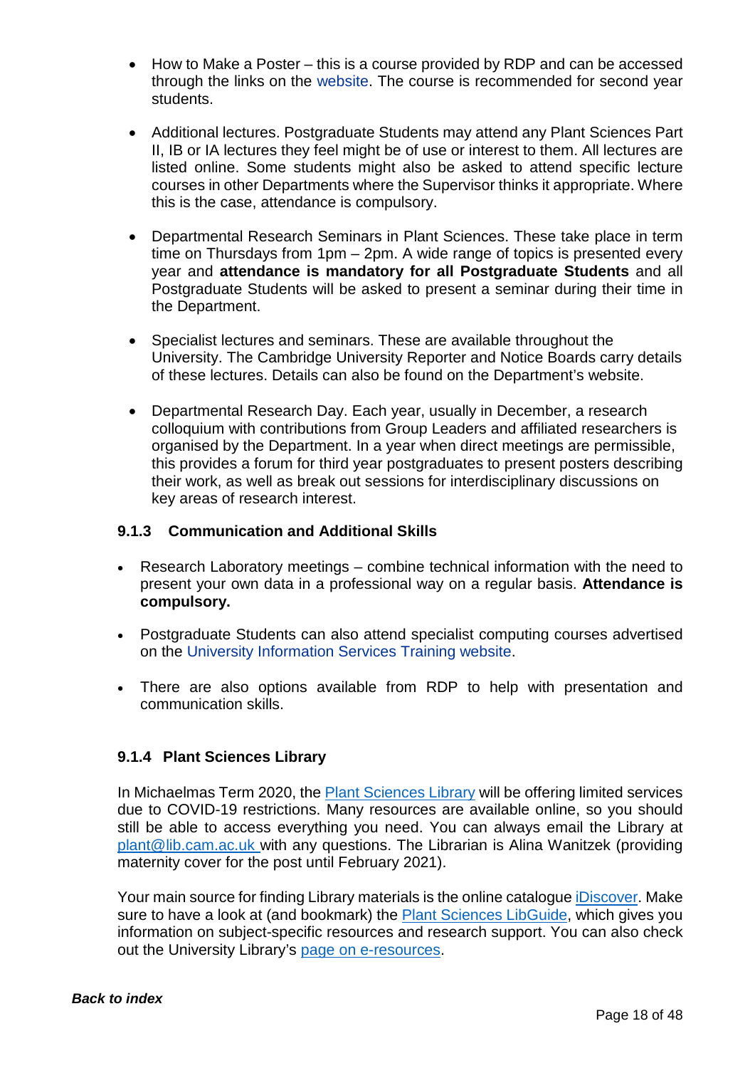- How to Make a Poster – this is a course provided by RDP and can be accessed through the links on the website. The course is recommended for second year students.

- Additional lectures. Postgraduate Students may attend any Plant Sciences Part II, IB or IA lectures they feel might be of use or interest to them. All lectures are listed online. Some students might also be asked to attend specific lecture courses in other Departments where the Supervisor thinks it appropriate. Where this is the case, attendance is compulsory.

- Departmental Research Seminars in Plant Sciences. These take place in term time on Thursdays from 1pm – 2pm. A wide range of topics is presented every year and **attendance is mandatory for all Postgraduate Students** and all Postgraduate Students will be asked to present a seminar during their time in the Department.

- Specialist lectures and seminars. These are available throughout the University. The Cambridge University Reporter and Notice Boards carry details of these lectures. Details can also be found on the Department's website.

- Departmental Research Day. Each year, usually in December, a research colloquium with contributions from Group Leaders and affiliated researchers is organised by the Department. In a year when direct meetings are permissible, this provides a forum for third year postgraduates to present posters describing their work, as well as break out sessions for interdisciplinary discussions on key areas of research interest.

### 9.1.3 Communication and Additional Skills

- Research Laboratory meetings – combine technical information with the need to present your own data in a professional way on a regular basis. **Attendance is compulsory.**

- Postgraduate Students can also attend specialist computing courses advertised on the University Information Services Training website.

- There are also options available from RDP to help with presentation and communication skills.

### 9.1.4 Plant Sciences Library

In Michaelmas Term 2020, the Plant Sciences Library will be offering limited services due to COVID-19 restrictions. Many resources are available online, so you should still be able to access everything you need. You can always email the Library at plant@lib.cam.ac.uk with any questions. The Librarian is Alina Wanitzek (providing maternity cover for the post until February 2021).

Your main source for finding Library materials is the online catalogue iDiscover. Make sure to have a look at (and bookmark) the Plant Sciences LibGuide, which gives you information on subject-specific resources and research support. You can also check out the University Library's page on e-resources.

***Back to index***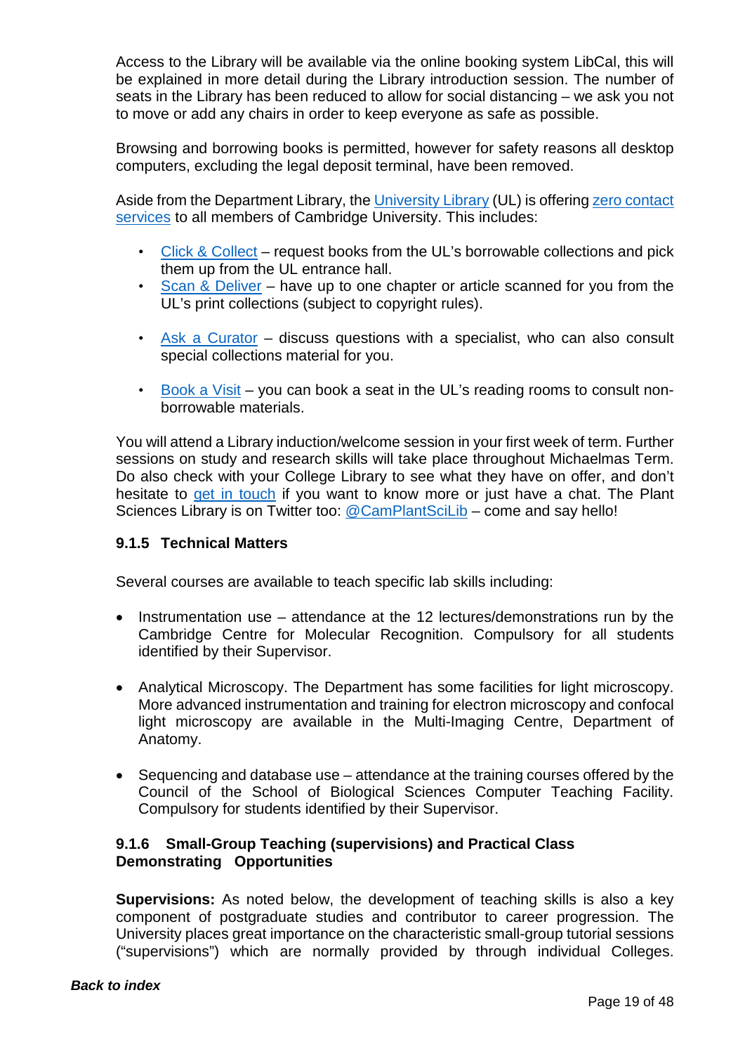Access to the Library will be available via the online booking system LibCal, this will be explained in more detail during the Library introduction session. The number of seats in the Library has been reduced to allow for social distancing – we ask you not to move or add any chairs in order to keep everyone as safe as possible.

Browsing and borrowing books is permitted, however for safety reasons all desktop computers, excluding the legal deposit terminal, have been removed.

Aside from the Department Library, the University Library (UL) is offering zero contact services to all members of Cambridge University. This includes:

- Click & Collect – request books from the UL's borrowable collections and pick them up from the UL entrance hall.
- Scan & Deliver – have up to one chapter or article scanned for you from the UL's print collections (subject to copyright rules).
- Ask a Curator – discuss questions with a specialist, who can also consult special collections material for you.
- Book a Visit – you can book a seat in the UL's reading rooms to consult non-borrowable materials.

You will attend a Library induction/welcome session in your first week of term. Further sessions on study and research skills will take place throughout Michaelmas Term. Do also check with your College Library to see what they have on offer, and don't hesitate to get in touch if you want to know more or just have a chat. The Plant Sciences Library is on Twitter too: @CamPlantSciLib – come and say hello!

### 9.1.5 Technical Matters

Several courses are available to teach specific lab skills including:

- Instrumentation use – attendance at the 12 lectures/demonstrations run by the Cambridge Centre for Molecular Recognition. Compulsory for all students identified by their Supervisor.
- Analytical Microscopy. The Department has some facilities for light microscopy. More advanced instrumentation and training for electron microscopy and confocal light microscopy are available in the Multi-Imaging Centre, Department of Anatomy.
- Sequencing and database use – attendance at the training courses offered by the Council of the School of Biological Sciences Computer Teaching Facility. Compulsory for students identified by their Supervisor.

### 9.1.6 Small-Group Teaching (supervisions) and Practical Class Demonstrating Opportunities

**Supervisions:** As noted below, the development of teaching skills is also a key component of postgraduate studies and contributor to career progression. The University places great importance on the characteristic small-group tutorial sessions ("supervisions") which are normally provided by through individual Colleges.

***Back to index***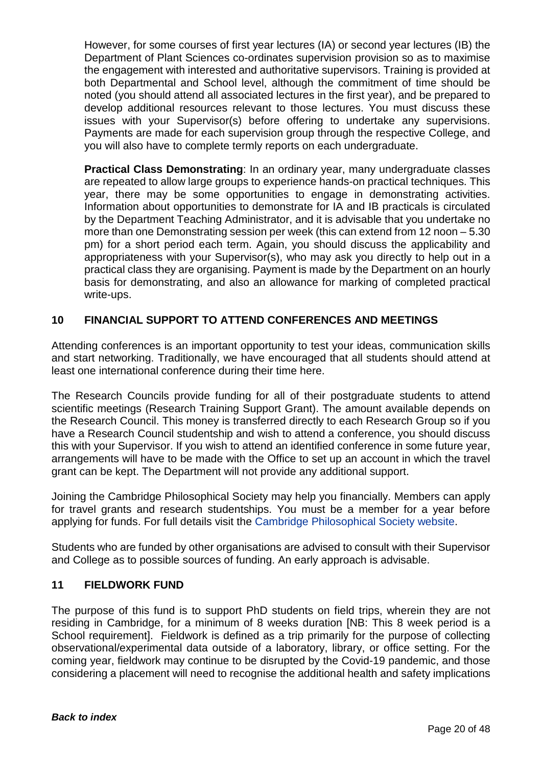However, for some courses of first year lectures (IA) or second year lectures (IB) the Department of Plant Sciences co-ordinates supervision provision so as to maximise the engagement with interested and authoritative supervisors. Training is provided at both Departmental and School level, although the commitment of time should be noted (you should attend all associated lectures in the first year), and be prepared to develop additional resources relevant to those lectures. You must discuss these issues with your Supervisor(s) before offering to undertake any supervisions. Payments are made for each supervision group through the respective College, and you will also have to complete termly reports on each undergraduate.

**Practical Class Demonstrating**: In an ordinary year, many undergraduate classes are repeated to allow large groups to experience hands-on practical techniques. This year, there may be some opportunities to engage in demonstrating activities. Information about opportunities to demonstrate for IA and IB practicals is circulated by the Department Teaching Administrator, and it is advisable that you undertake no more than one Demonstrating session per week (this can extend from 12 noon – 5.30 pm) for a short period each term. Again, you should discuss the applicability and appropriateness with your Supervisor(s), who may ask you directly to help out in a practical class they are organising. Payment is made by the Department on an hourly basis for demonstrating, and also an allowance for marking of completed practical write-ups.

## 10 FINANCIAL SUPPORT TO ATTEND CONFERENCES AND MEETINGS

Attending conferences is an important opportunity to test your ideas, communication skills and start networking. Traditionally, we have encouraged that all students should attend at least one international conference during their time here.

The Research Councils provide funding for all of their postgraduate students to attend scientific meetings (Research Training Support Grant). The amount available depends on the Research Council. This money is transferred directly to each Research Group so if you have a Research Council studentship and wish to attend a conference, you should discuss this with your Supervisor. If you wish to attend an identified conference in some future year, arrangements will have to be made with the Office to set up an account in which the travel grant can be kept. The Department will not provide any additional support.

Joining the Cambridge Philosophical Society may help you financially. Members can apply for travel grants and research studentships. You must be a member for a year before applying for funds. For full details visit the Cambridge Philosophical Society website.

Students who are funded by other organisations are advised to consult with their Supervisor and College as to possible sources of funding. An early approach is advisable.

## 11 FIELDWORK FUND

The purpose of this fund is to support PhD students on field trips, wherein they are not residing in Cambridge, for a minimum of 8 weeks duration [NB: This 8 week period is a School requirement]. Fieldwork is defined as a trip primarily for the purpose of collecting observational/experimental data outside of a laboratory, library, or office setting. For the coming year, fieldwork may continue to be disrupted by the Covid-19 pandemic, and those considering a placement will need to recognise the additional health and safety implications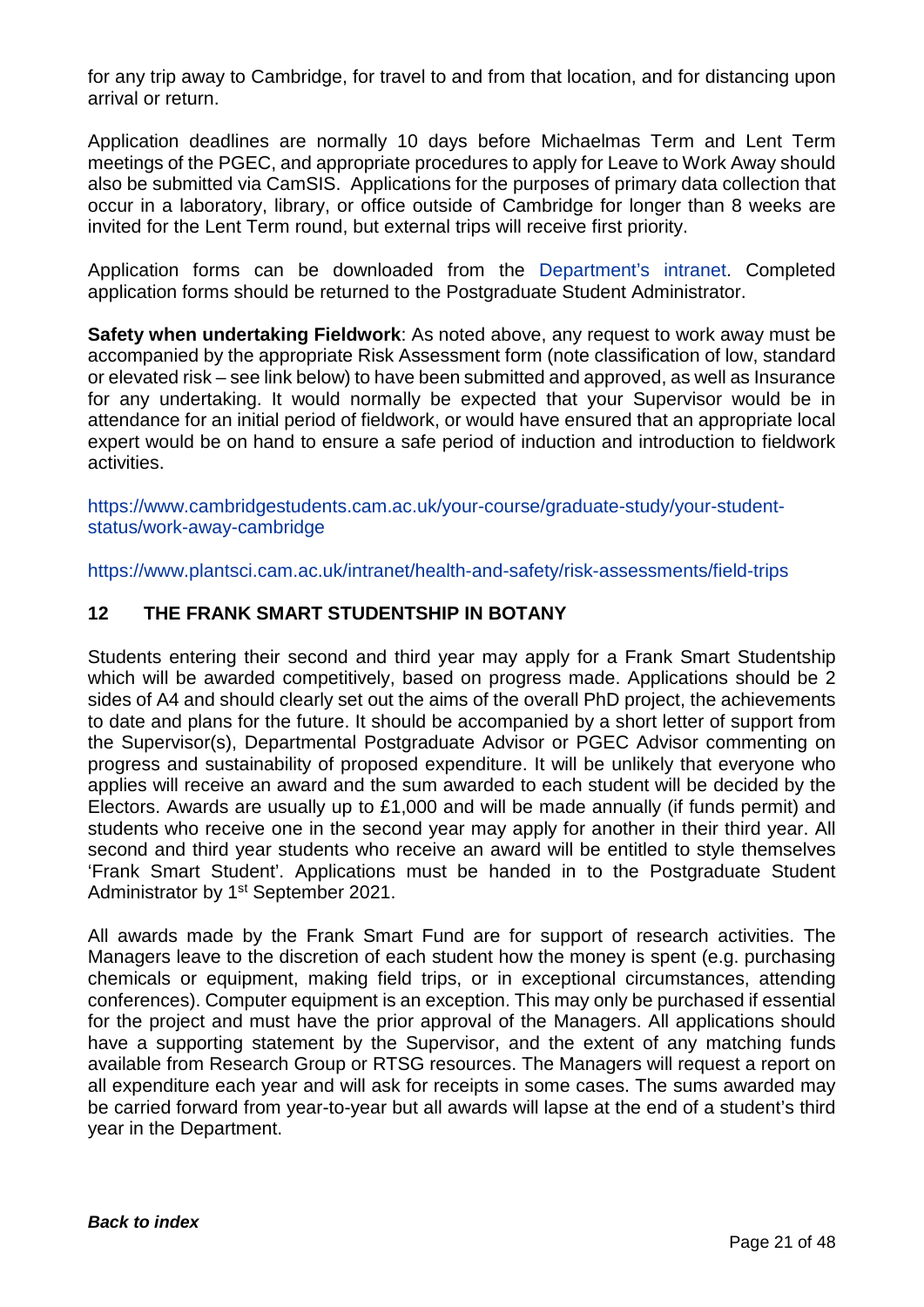for any trip away to Cambridge, for travel to and from that location, and for distancing upon arrival or return.

Application deadlines are normally 10 days before Michaelmas Term and Lent Term meetings of the PGEC, and appropriate procedures to apply for Leave to Work Away should also be submitted via CamSIS. Applications for the purposes of primary data collection that occur in a laboratory, library, or office outside of Cambridge for longer than 8 weeks are invited for the Lent Term round, but external trips will receive first priority.

Application forms can be downloaded from the Department's intranet. Completed application forms should be returned to the Postgraduate Student Administrator.

**Safety when undertaking Fieldwork**: As noted above, any request to work away must be accompanied by the appropriate Risk Assessment form (note classification of low, standard or elevated risk – see link below) to have been submitted and approved, as well as Insurance for any undertaking. It would normally be expected that your Supervisor would be in attendance for an initial period of fieldwork, or would have ensured that an appropriate local expert would be on hand to ensure a safe period of induction and introduction to fieldwork activities.

https://www.cambridgestudents.cam.ac.uk/your-course/graduate-study/your-student-status/work-away-cambridge

https://www.plantsci.cam.ac.uk/intranet/health-and-safety/risk-assessments/field-trips

## 12 THE FRANK SMART STUDENTSHIP IN BOTANY

Students entering their second and third year may apply for a Frank Smart Studentship which will be awarded competitively, based on progress made. Applications should be 2 sides of A4 and should clearly set out the aims of the overall PhD project, the achievements to date and plans for the future. It should be accompanied by a short letter of support from the Supervisor(s), Departmental Postgraduate Advisor or PGEC Advisor commenting on progress and sustainability of proposed expenditure. It will be unlikely that everyone who applies will receive an award and the sum awarded to each student will be decided by the Electors. Awards are usually up to £1,000 and will be made annually (if funds permit) and students who receive one in the second year may apply for another in their third year. All second and third year students who receive an award will be entitled to style themselves 'Frank Smart Student'. Applications must be handed in to the Postgraduate Student Administrator by 1st September 2021.

All awards made by the Frank Smart Fund are for support of research activities. The Managers leave to the discretion of each student how the money is spent (e.g. purchasing chemicals or equipment, making field trips, or in exceptional circumstances, attending conferences). Computer equipment is an exception. This may only be purchased if essential for the project and must have the prior approval of the Managers. All applications should have a supporting statement by the Supervisor, and the extent of any matching funds available from Research Group or RTSG resources. The Managers will request a report on all expenditure each year and will ask for receipts in some cases. The sums awarded may be carried forward from year-to-year but all awards will lapse at the end of a student's third year in the Department.

***Back to index***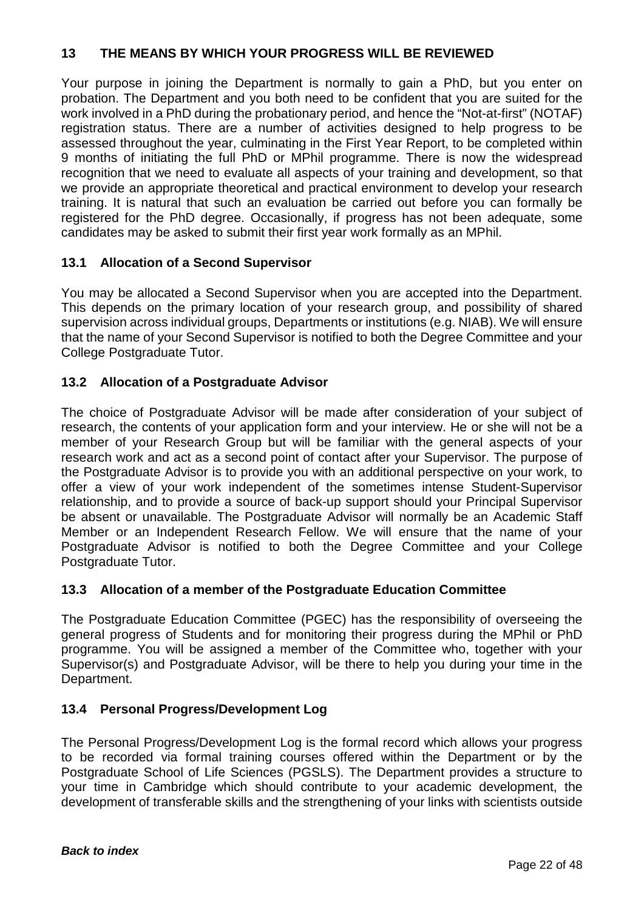## 13 THE MEANS BY WHICH YOUR PROGRESS WILL BE REVIEWED

Your purpose in joining the Department is normally to gain a PhD, but you enter on probation. The Department and you both need to be confident that you are suited for the work involved in a PhD during the probationary period, and hence the "Not-at-first" (NOTAF) registration status. There are a number of activities designed to help progress to be assessed throughout the year, culminating in the First Year Report, to be completed within 9 months of initiating the full PhD or MPhil programme. There is now the widespread recognition that we need to evaluate all aspects of your training and development, so that we provide an appropriate theoretical and practical environment to develop your research training. It is natural that such an evaluation be carried out before you can formally be registered for the PhD degree. Occasionally, if progress has not been adequate, some candidates may be asked to submit their first year work formally as an MPhil.

### 13.1 Allocation of a Second Supervisor

You may be allocated a Second Supervisor when you are accepted into the Department. This depends on the primary location of your research group, and possibility of shared supervision across individual groups, Departments or institutions (e.g. NIAB). We will ensure that the name of your Second Supervisor is notified to both the Degree Committee and your College Postgraduate Tutor.

### 13.2 Allocation of a Postgraduate Advisor

The choice of Postgraduate Advisor will be made after consideration of your subject of research, the contents of your application form and your interview. He or she will not be a member of your Research Group but will be familiar with the general aspects of your research work and act as a second point of contact after your Supervisor. The purpose of the Postgraduate Advisor is to provide you with an additional perspective on your work, to offer a view of your work independent of the sometimes intense Student-Supervisor relationship, and to provide a source of back-up support should your Principal Supervisor be absent or unavailable. The Postgraduate Advisor will normally be an Academic Staff Member or an Independent Research Fellow. We will ensure that the name of your Postgraduate Advisor is notified to both the Degree Committee and your College Postgraduate Tutor.

### 13.3 Allocation of a member of the Postgraduate Education Committee

The Postgraduate Education Committee (PGEC) has the responsibility of overseeing the general progress of Students and for monitoring their progress during the MPhil or PhD programme. You will be assigned a member of the Committee who, together with your Supervisor(s) and Postgraduate Advisor, will be there to help you during your time in the Department.

### 13.4 Personal Progress/Development Log

The Personal Progress/Development Log is the formal record which allows your progress to be recorded via formal training courses offered within the Department or by the Postgraduate School of Life Sciences (PGSLS). The Department provides a structure to your time in Cambridge which should contribute to your academic development, the development of transferable skills and the strengthening of your links with scientists outside

***Back to index***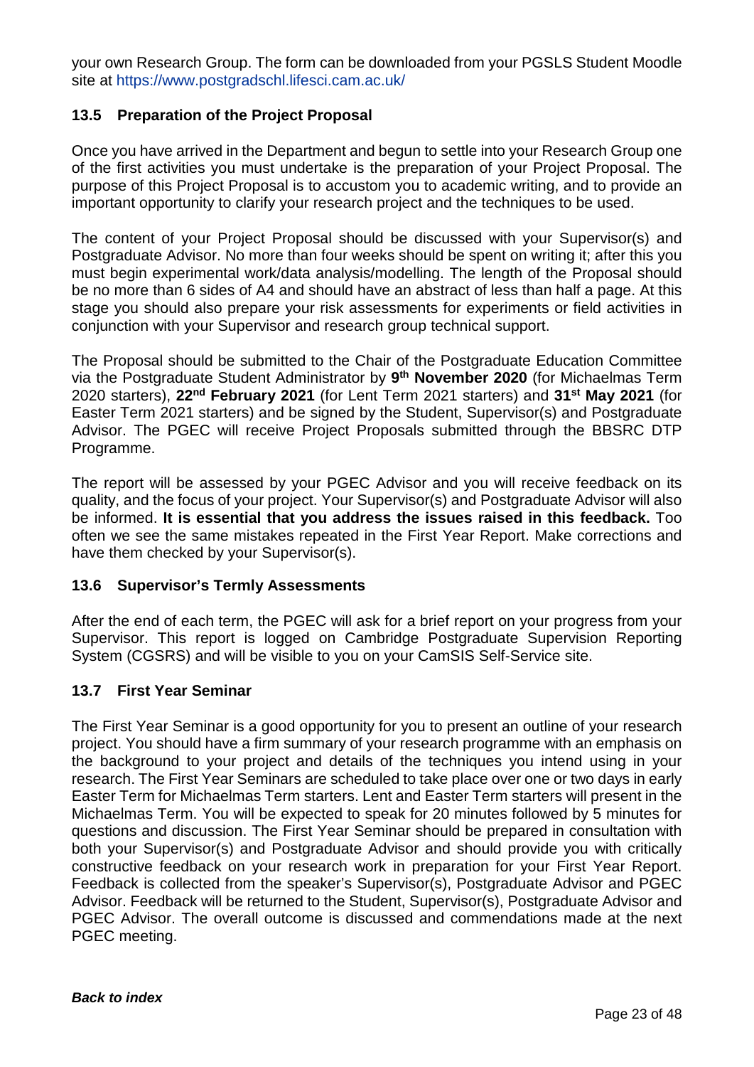your own Research Group. The form can be downloaded from your PGSLS Student Moodle site at https://www.postgradschl.lifesci.cam.ac.uk/

### 13.5 Preparation of the Project Proposal

Once you have arrived in the Department and begun to settle into your Research Group one of the first activities you must undertake is the preparation of your Project Proposal. The purpose of this Project Proposal is to accustom you to academic writing, and to provide an important opportunity to clarify your research project and the techniques to be used.

The content of your Project Proposal should be discussed with your Supervisor(s) and Postgraduate Advisor. No more than four weeks should be spent on writing it; after this you must begin experimental work/data analysis/modelling. The length of the Proposal should be no more than 6 sides of A4 and should have an abstract of less than half a page. At this stage you should also prepare your risk assessments for experiments or field activities in conjunction with your Supervisor and research group technical support.

The Proposal should be submitted to the Chair of the Postgraduate Education Committee via the Postgraduate Student Administrator by **9th November 2020** (for Michaelmas Term 2020 starters), **22nd February 2021** (for Lent Term 2021 starters) and **31st May 2021** (for Easter Term 2021 starters) and be signed by the Student, Supervisor(s) and Postgraduate Advisor. The PGEC will receive Project Proposals submitted through the BBSRC DTP Programme.

The report will be assessed by your PGEC Advisor and you will receive feedback on its quality, and the focus of your project. Your Supervisor(s) and Postgraduate Advisor will also be informed. **It is essential that you address the issues raised in this feedback.** Too often we see the same mistakes repeated in the First Year Report. Make corrections and have them checked by your Supervisor(s).

### 13.6 Supervisor's Termly Assessments

After the end of each term, the PGEC will ask for a brief report on your progress from your Supervisor. This report is logged on Cambridge Postgraduate Supervision Reporting System (CGSRS) and will be visible to you on your CamSIS Self-Service site.

### 13.7 First Year Seminar

The First Year Seminar is a good opportunity for you to present an outline of your research project. You should have a firm summary of your research programme with an emphasis on the background to your project and details of the techniques you intend using in your research. The First Year Seminars are scheduled to take place over one or two days in early Easter Term for Michaelmas Term starters. Lent and Easter Term starters will present in the Michaelmas Term. You will be expected to speak for 20 minutes followed by 5 minutes for questions and discussion. The First Year Seminar should be prepared in consultation with both your Supervisor(s) and Postgraduate Advisor and should provide you with critically constructive feedback on your research work in preparation for your First Year Report. Feedback is collected from the speaker's Supervisor(s), Postgraduate Advisor and PGEC Advisor. Feedback will be returned to the Student, Supervisor(s), Postgraduate Advisor and PGEC Advisor. The overall outcome is discussed and commendations made at the next PGEC meeting.

***Back to index***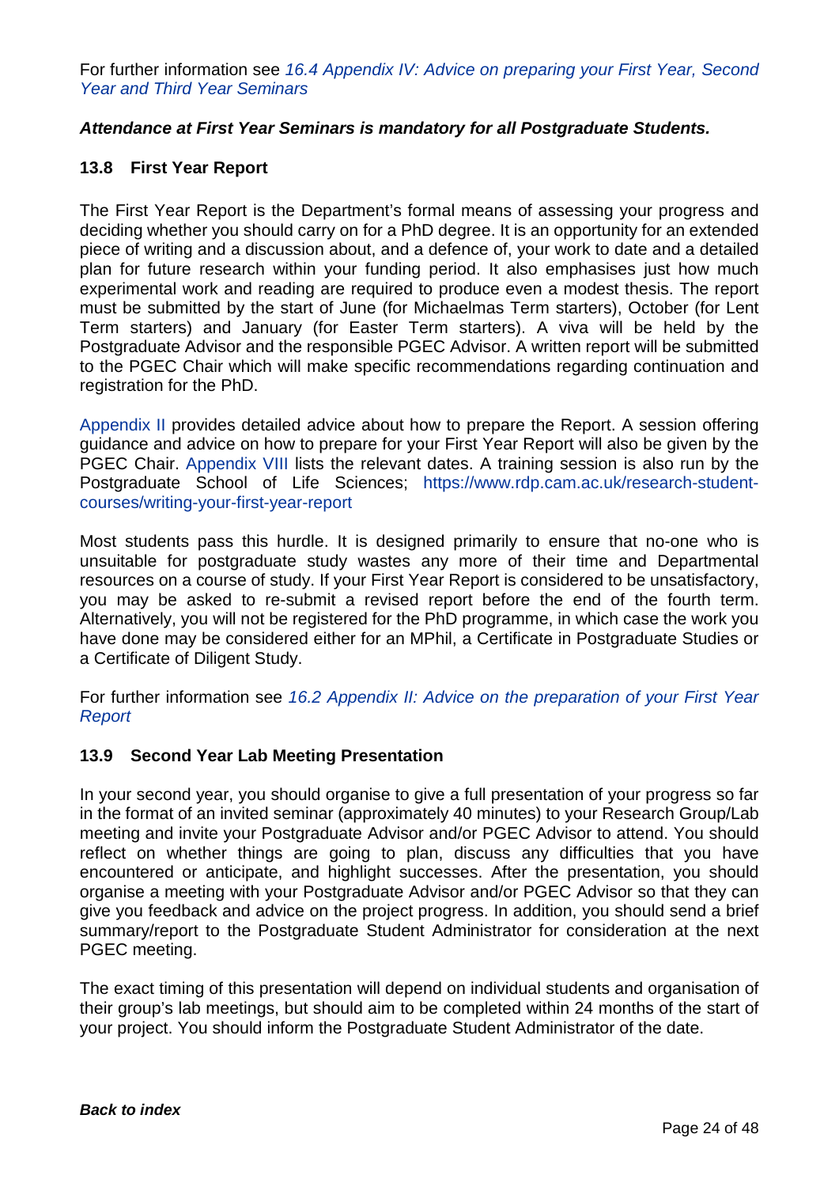For further information see *16.4 Appendix IV: Advice on preparing your First Year, Second Year and Third Year Seminars*

***Attendance at First Year Seminars is mandatory for all Postgraduate Students.***

### 13.8 First Year Report

The First Year Report is the Department's formal means of assessing your progress and deciding whether you should carry on for a PhD degree. It is an opportunity for an extended piece of writing and a discussion about, and a defence of, your work to date and a detailed plan for future research within your funding period. It also emphasises just how much experimental work and reading are required to produce even a modest thesis. The report must be submitted by the start of June (for Michaelmas Term starters), October (for Lent Term starters) and January (for Easter Term starters). A viva will be held by the Postgraduate Advisor and the responsible PGEC Advisor. A written report will be submitted to the PGEC Chair which will make specific recommendations regarding continuation and registration for the PhD.

Appendix II provides detailed advice about how to prepare the Report. A session offering guidance and advice on how to prepare for your First Year Report will also be given by the PGEC Chair. Appendix VIII lists the relevant dates. A training session is also run by the Postgraduate School of Life Sciences; https://www.rdp.cam.ac.uk/research-student-courses/writing-your-first-year-report

Most students pass this hurdle. It is designed primarily to ensure that no-one who is unsuitable for postgraduate study wastes any more of their time and Departmental resources on a course of study. If your First Year Report is considered to be unsatisfactory, you may be asked to re-submit a revised report before the end of the fourth term. Alternatively, you will not be registered for the PhD programme, in which case the work you have done may be considered either for an MPhil, a Certificate in Postgraduate Studies or a Certificate of Diligent Study.

For further information see *16.2 Appendix II: Advice on the preparation of your First Year Report*

### 13.9 Second Year Lab Meeting Presentation

In your second year, you should organise to give a full presentation of your progress so far in the format of an invited seminar (approximately 40 minutes) to your Research Group/Lab meeting and invite your Postgraduate Advisor and/or PGEC Advisor to attend. You should reflect on whether things are going to plan, discuss any difficulties that you have encountered or anticipate, and highlight successes. After the presentation, you should organise a meeting with your Postgraduate Advisor and/or PGEC Advisor so that they can give you feedback and advice on the project progress. In addition, you should send a brief summary/report to the Postgraduate Student Administrator for consideration at the next PGEC meeting.

The exact timing of this presentation will depend on individual students and organisation of their group's lab meetings, but should aim to be completed within 24 months of the start of your project. You should inform the Postgraduate Student Administrator of the date.

***Back to index***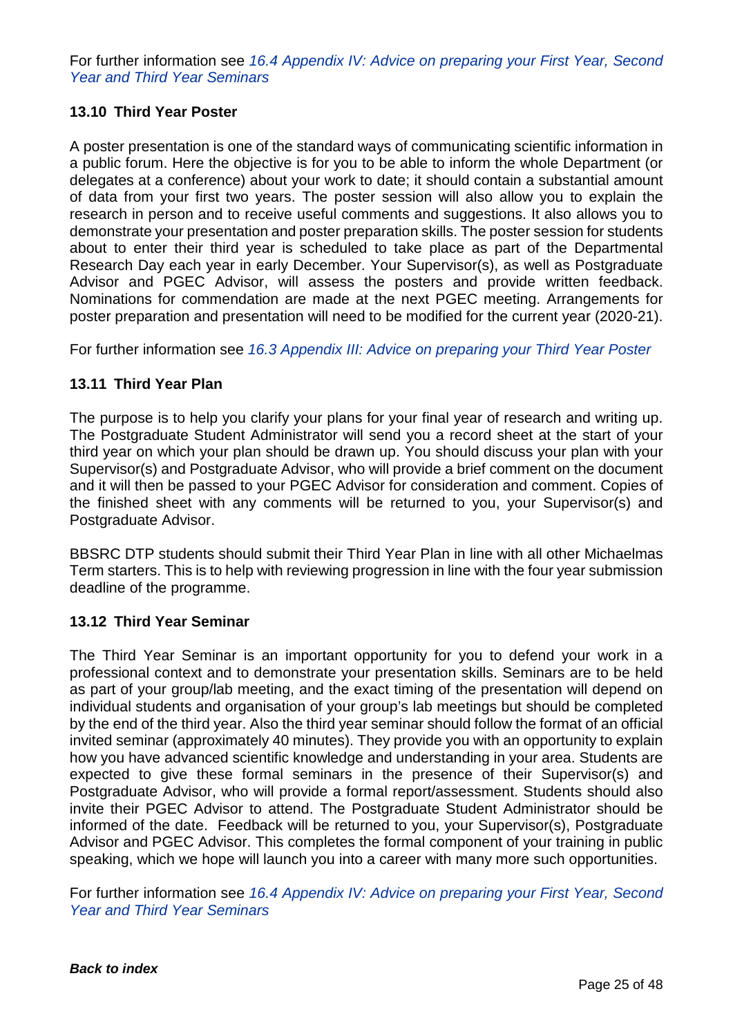For further information see *16.4 Appendix IV: Advice on preparing your First Year, Second Year and Third Year Seminars*

### 13.10 Third Year Poster

A poster presentation is one of the standard ways of communicating scientific information in a public forum. Here the objective is for you to be able to inform the whole Department (or delegates at a conference) about your work to date; it should contain a substantial amount of data from your first two years. The poster session will also allow you to explain the research in person and to receive useful comments and suggestions. It also allows you to demonstrate your presentation and poster preparation skills. The poster session for students about to enter their third year is scheduled to take place as part of the Departmental Research Day each year in early December. Your Supervisor(s), as well as Postgraduate Advisor and PGEC Advisor, will assess the posters and provide written feedback. Nominations for commendation are made at the next PGEC meeting. Arrangements for poster preparation and presentation will need to be modified for the current year (2020-21).

For further information see *16.3 Appendix III: Advice on preparing your Third Year Poster*

### 13.11 Third Year Plan

The purpose is to help you clarify your plans for your final year of research and writing up. The Postgraduate Student Administrator will send you a record sheet at the start of your third year on which your plan should be drawn up. You should discuss your plan with your Supervisor(s) and Postgraduate Advisor, who will provide a brief comment on the document and it will then be passed to your PGEC Advisor for consideration and comment. Copies of the finished sheet with any comments will be returned to you, your Supervisor(s) and Postgraduate Advisor.

BBSRC DTP students should submit their Third Year Plan in line with all other Michaelmas Term starters. This is to help with reviewing progression in line with the four year submission deadline of the programme.

### 13.12 Third Year Seminar

The Third Year Seminar is an important opportunity for you to defend your work in a professional context and to demonstrate your presentation skills. Seminars are to be held as part of your group/lab meeting, and the exact timing of the presentation will depend on individual students and organisation of your group's lab meetings but should be completed by the end of the third year. Also the third year seminar should follow the format of an official invited seminar (approximately 40 minutes). They provide you with an opportunity to explain how you have advanced scientific knowledge and understanding in your area. Students are expected to give these formal seminars in the presence of their Supervisor(s) and Postgraduate Advisor, who will provide a formal report/assessment. Students should also invite their PGEC Advisor to attend. The Postgraduate Student Administrator should be informed of the date. Feedback will be returned to you, your Supervisor(s), Postgraduate Advisor and PGEC Advisor. This completes the formal component of your training in public speaking, which we hope will launch you into a career with many more such opportunities.

For further information see *16.4 Appendix IV: Advice on preparing your First Year, Second Year and Third Year Seminars*

***Back to index***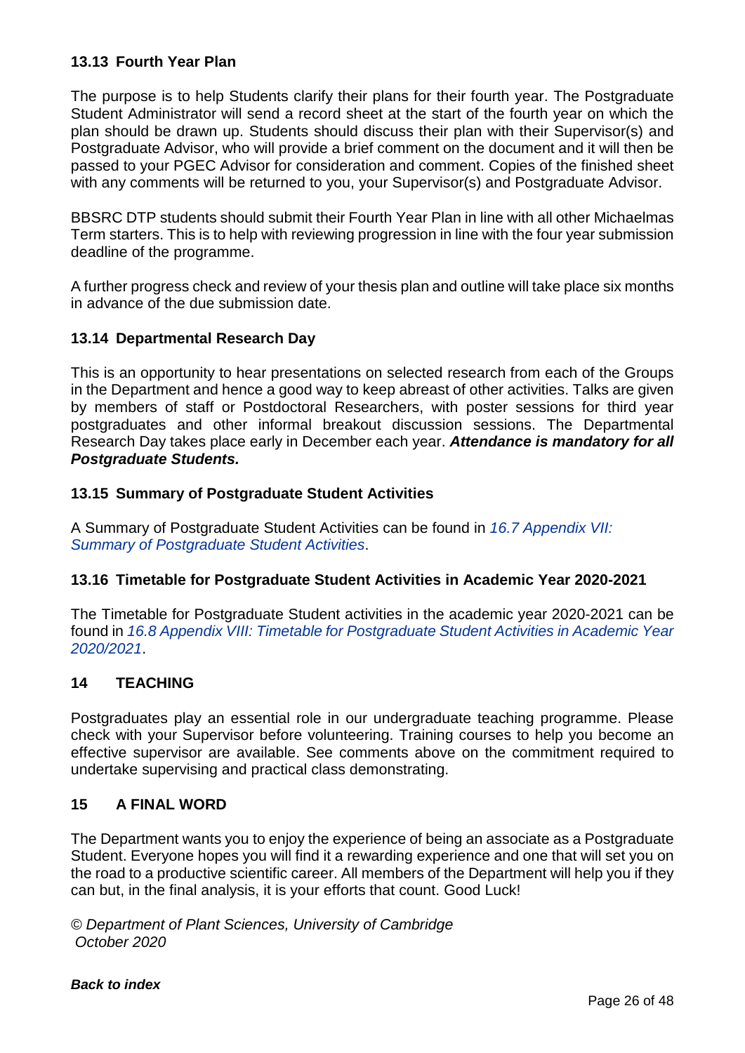### 13.13 Fourth Year Plan

The purpose is to help Students clarify their plans for their fourth year. The Postgraduate Student Administrator will send a record sheet at the start of the fourth year on which the plan should be drawn up. Students should discuss their plan with their Supervisor(s) and Postgraduate Advisor, who will provide a brief comment on the document and it will then be passed to your PGEC Advisor for consideration and comment. Copies of the finished sheet with any comments will be returned to you, your Supervisor(s) and Postgraduate Advisor.

BBSRC DTP students should submit their Fourth Year Plan in line with all other Michaelmas Term starters. This is to help with reviewing progression in line with the four year submission deadline of the programme.

A further progress check and review of your thesis plan and outline will take place six months in advance of the due submission date.

### 13.14 Departmental Research Day

This is an opportunity to hear presentations on selected research from each of the Groups in the Department and hence a good way to keep abreast of other activities. Talks are given by members of staff or Postdoctoral Researchers, with poster sessions for third year postgraduates and other informal breakout discussion sessions. The Departmental Research Day takes place early in December each year. ***Attendance is mandatory for all Postgraduate Students.***

### 13.15 Summary of Postgraduate Student Activities

A Summary of Postgraduate Student Activities can be found in *16.7 Appendix VII: Summary of Postgraduate Student Activities*.

### 13.16 Timetable for Postgraduate Student Activities in Academic Year 2020-2021

The Timetable for Postgraduate Student activities in the academic year 2020-2021 can be found in *16.8 Appendix VIII: Timetable for Postgraduate Student Activities in Academic Year 2020/2021*.

## 14 TEACHING

Postgraduates play an essential role in our undergraduate teaching programme. Please check with your Supervisor before volunteering. Training courses to help you become an effective supervisor are available. See comments above on the commitment required to undertake supervising and practical class demonstrating.

## 15 A FINAL WORD

The Department wants you to enjoy the experience of being an associate as a Postgraduate Student. Everyone hopes you will find it a rewarding experience and one that will set you on the road to a productive scientific career. All members of the Department will help you if they can but, in the final analysis, it is your efforts that count. Good Luck!

*© Department of Plant Sciences, University of Cambridge*
*October 2020*

***Back to index***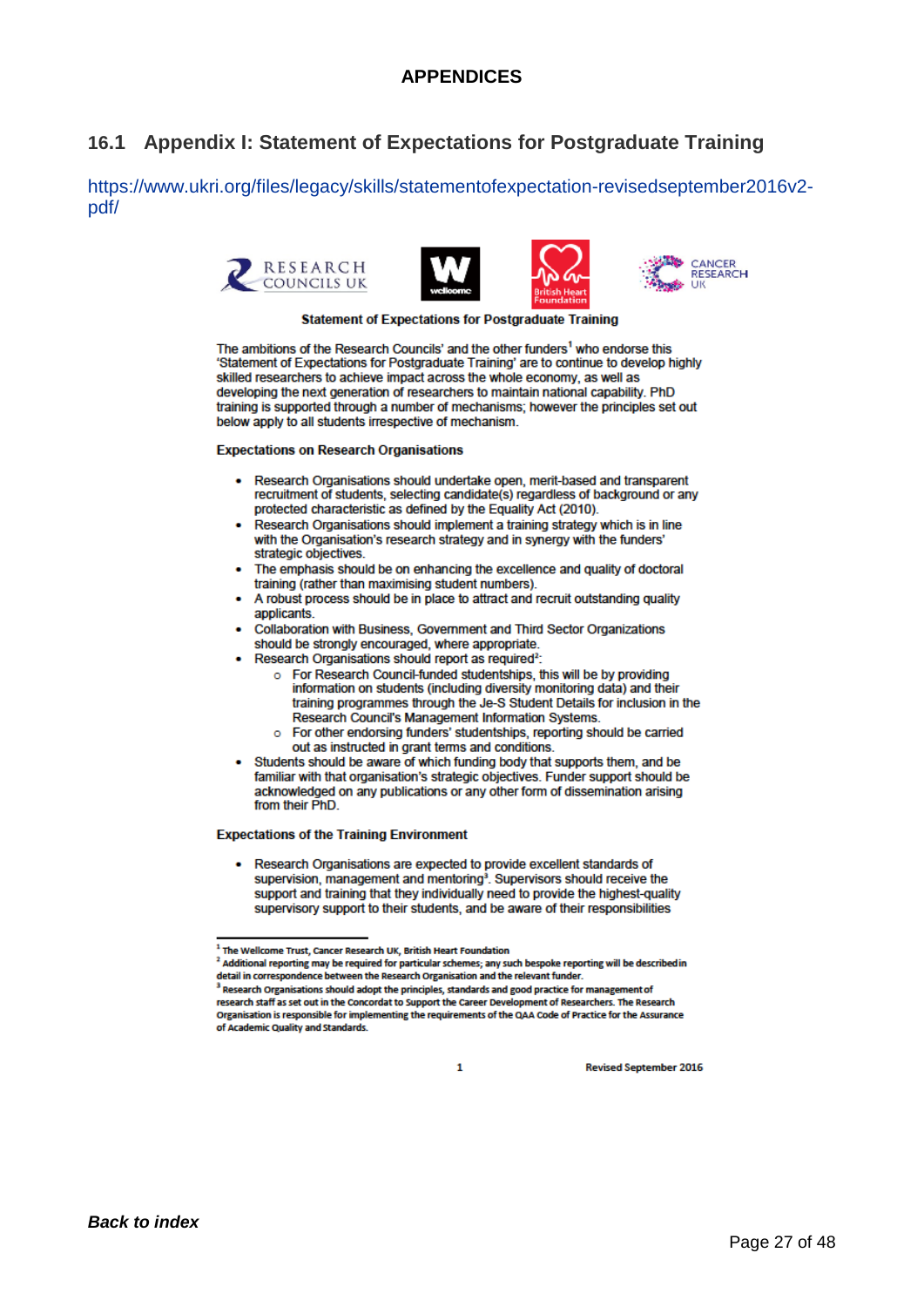# APPENDICES

## 16.1 Appendix I: Statement of Expectations for Postgraduate Training

https://www.ukri.org/files/legacy/skills/statementofexpectation-revisedseptember2016v2-pdf/

RESEARCH COUNCILS UK

wellcome

British Heart Foundation

CANCER RESEARCH UK

**Statement of Expectations for Postgraduate Training**

The ambitions of the Research Councils' and the other funders[1] who endorse this 'Statement of Expectations for Postgraduate Training' are to continue to develop highly skilled researchers to achieve impact across the whole economy, as well as developing the next generation of researchers to maintain national capability. PhD training is supported through a number of mechanisms; however the principles set out below apply to all students irrespective of mechanism.

**Expectations on Research Organisations**

- Research Organisations should undertake open, merit-based and transparent recruitment of students, selecting candidate(s) regardless of background or any protected characteristic as defined by the Equality Act (2010).
- Research Organisations should implement a training strategy which is in line with the Organisation's research strategy and in synergy with the funders' strategic objectives.
- The emphasis should be on enhancing the excellence and quality of doctoral training (rather than maximising student numbers).
- A robust process should be in place to attract and recruit outstanding quality applicants.
- Collaboration with Business, Government and Third Sector Organizations should be strongly encouraged, where appropriate.
- Research Organisations should report as required[2]:
    - For Research Council-funded studentships, this will be by providing information on students (including diversity monitoring data) and their training programmes through the Je-S Student Details for inclusion in the Research Council's Management Information Systems.
    - For other endorsing funders' studentships, reporting should be carried out as instructed in grant terms and conditions.
- Students should be aware of which funding body that supports them, and be familiar with that organisation's strategic objectives. Funder support should be acknowledged on any publications or any other form of dissemination arising from their PhD.

**Expectations of the Training Environment**

- Research Organisations are expected to provide excellent standards of supervision, management and mentoring[3]. Supervisors should receive the support and training that they individually need to provide the highest-quality supervisory support to their students, and be aware of their responsibilities

[1] The Wellcome Trust, Cancer Research UK, British Heart Foundation

[2] Additional reporting may be required for particular schemes; any such bespoke reporting will be described in detail in correspondence between the Research Organisation and the relevant funder.

[3] Research Organisations should adopt the principles, standards and good practice for management of research staff as set out in the Concordat to Support the Career Development of Researchers. The Research Organisation is responsible for implementing the requirements of the QAA Code of Practice for the Assurance of Academic Quality and Standards.

Revised September 2016

***Back to index***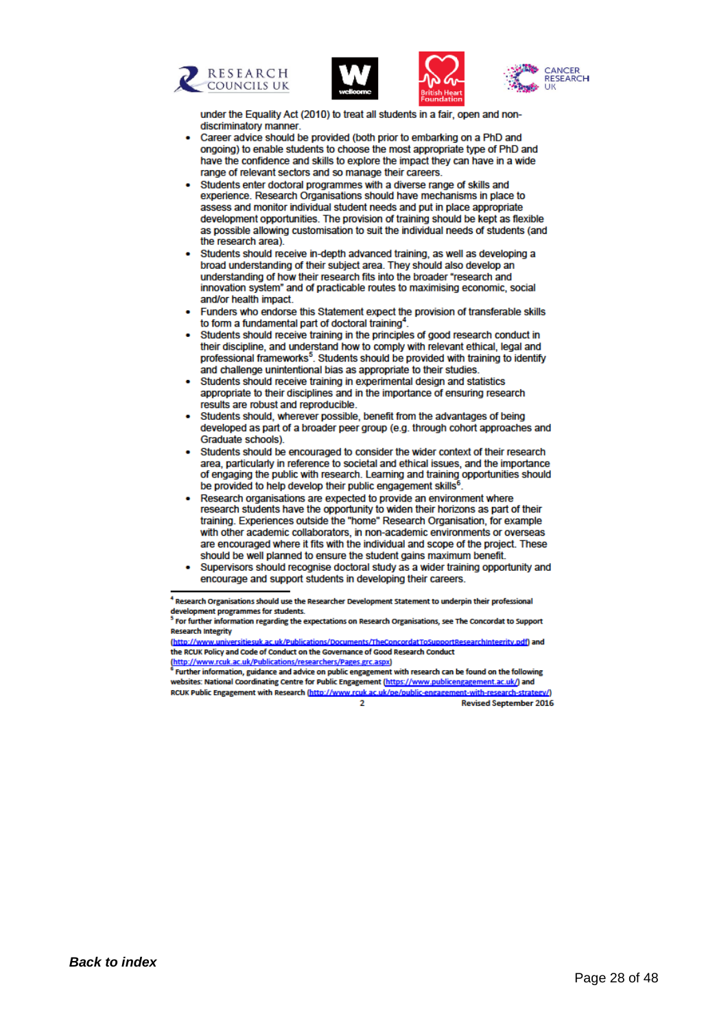under the Equality Act (2010) to treat all students in a fair, open and non-discriminatory manner.

- Career advice should be provided (both prior to embarking on a PhD and ongoing) to enable students to choose the most appropriate type of PhD and have the confidence and skills to explore the impact they can have in a wide range of relevant sectors and so manage their careers.
- Students enter doctoral programmes with a diverse range of skills and experience. Research Organisations should have mechanisms in place to assess and monitor individual student needs and put in place appropriate development opportunities. The provision of training should be kept as flexible as possible allowing customisation to suit the individual needs of students (and the research area).
- Students should receive in-depth advanced training, as well as developing a broad understanding of their subject area. They should also develop an understanding of how their research fits into the broader "research and innovation system" and of practicable routes to maximising economic, social and/or health impact.
- Funders who endorse this Statement expect the provision of transferable skills to form a fundamental part of doctoral training[4].
- Students should receive training in the principles of good research conduct in their discipline, and understand how to comply with relevant ethical, legal and professional frameworks[5]. Students should be provided with training to identify and challenge unintentional bias as appropriate to their studies.
- Students should receive training in experimental design and statistics appropriate to their disciplines and in the importance of ensuring research results are robust and reproducible.
- Students should, wherever possible, benefit from the advantages of being developed as part of a broader peer group (e.g. through cohort approaches and Graduate schools).
- Students should be encouraged to consider the wider context of their research area, particularly in reference to societal and ethical issues, and the importance of engaging the public with research. Learning and training opportunities should be provided to help develop their public engagement skills[6].
- Research organisations are expected to provide an environment where research students have the opportunity to widen their horizons as part of their training. Experiences outside the "home" Research Organisation, for example with other academic collaborators, in non-academic environments or overseas are encouraged where it fits with the individual and scope of the project. These should be well planned to ensure the student gains maximum benefit.
- Supervisors should recognise doctoral study as a wider training opportunity and encourage and support students in developing their careers.

---

[4] Research Organisations should use the Researcher Development Statement to underpin their professional development programmes for students.

[5] For further information regarding the expectations on Research Organisations, see The Concordat to Support Research Integrity (http://www.universitiesuk.ac.uk/Publications/Documents/TheConcordatToSupportResearchIntegrity.pdf) and the RCUK Policy and Code of Conduct on the Governance of Good Research Conduct (http://www.rcuk.ac.uk/Publications/researchers/Pages.grc.aspx)

[6] Further information, guidance and advice on public engagement with research can be found on the following websites: National Coordinating Centre for Public Engagement (https://www.publicengagement.ac.uk/) and RCUK Public Engagement with Research (http://www.rcuk.ac.uk/pe/public-engagement-with-research-strategy/)

Revised September 2016

***Back to index***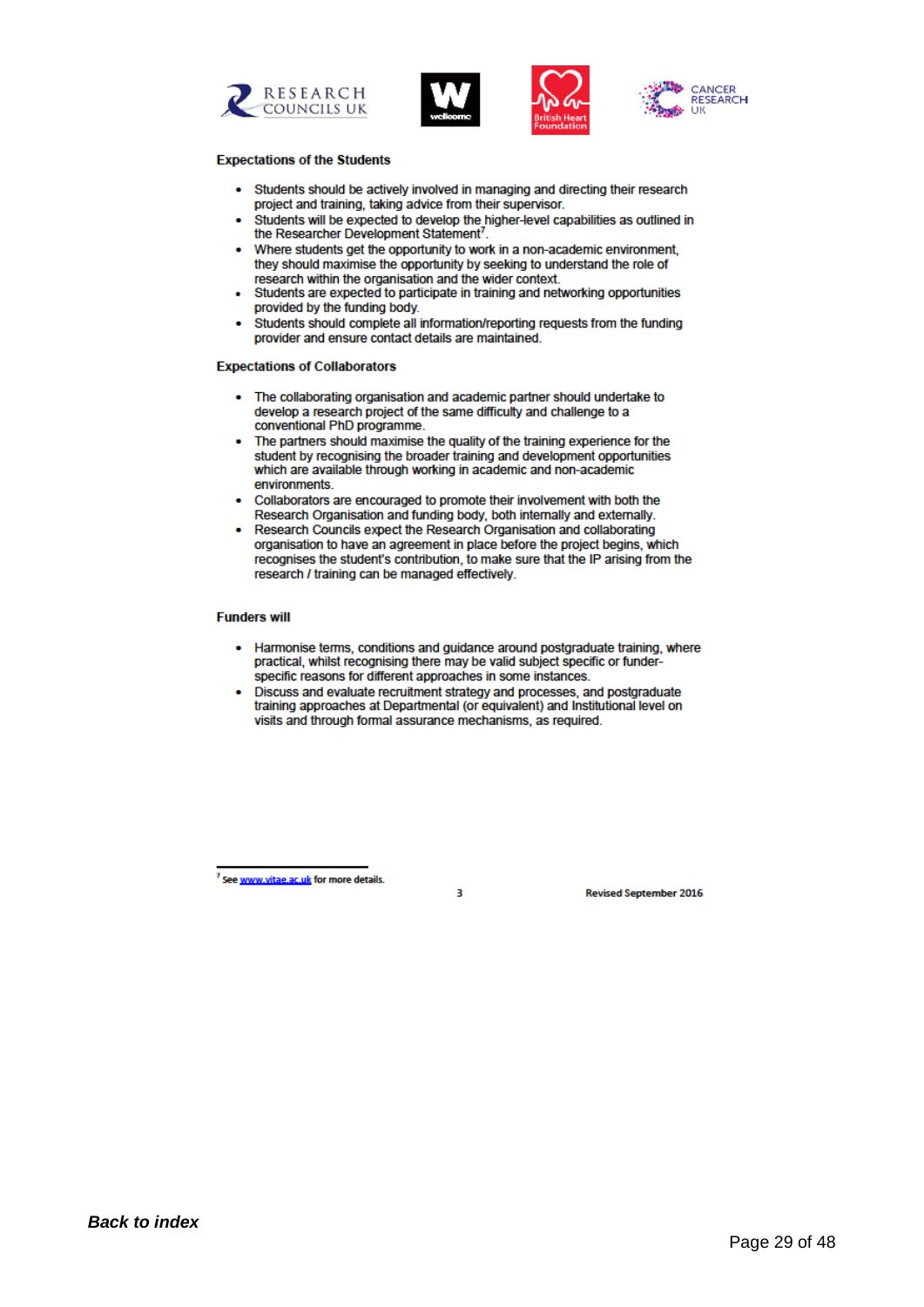### Expectations of the Students

- Students should be actively involved in managing and directing their research project and training, taking advice from their supervisor.
- Students will be expected to develop the higher-level capabilities as outlined in the Researcher Development Statement[7].
- Where students get the opportunity to work in a non-academic environment, they should maximise the opportunity by seeking to understand the role of research within the organisation and the wider context.
- Students are expected to participate in training and networking opportunities provided by the funding body.
- Students should complete all information/reporting requests from the funding provider and ensure contact details are maintained.

### Expectations of Collaborators

- The collaborating organisation and academic partner should undertake to develop a research project of the same difficulty and challenge to a conventional PhD programme.
- The partners should maximise the quality of the training experience for the student by recognising the broader training and development opportunities which are available through working in academic and non-academic environments.
- Collaborators are encouraged to promote their involvement with both the Research Organisation and funding body, both internally and externally.
- Research Councils expect the Research Organisation and collaborating organisation to have an agreement in place before the project begins, which recognises the student's contribution, to make sure that the IP arising from the research / training can be managed effectively.

### Funders will

- Harmonise terms, conditions and guidance around postgraduate training, where practical, whilst recognising there may be valid subject specific or funder-specific reasons for different approaches in some instances.
- Discuss and evaluate recruitment strategy and processes, and postgraduate training approaches at Departmental (or equivalent) and Institutional level on visits and through formal assurance mechanisms, as required.

---

[7] See www.vitae.ac.uk for more details.

Revised September 2016

***Back to index***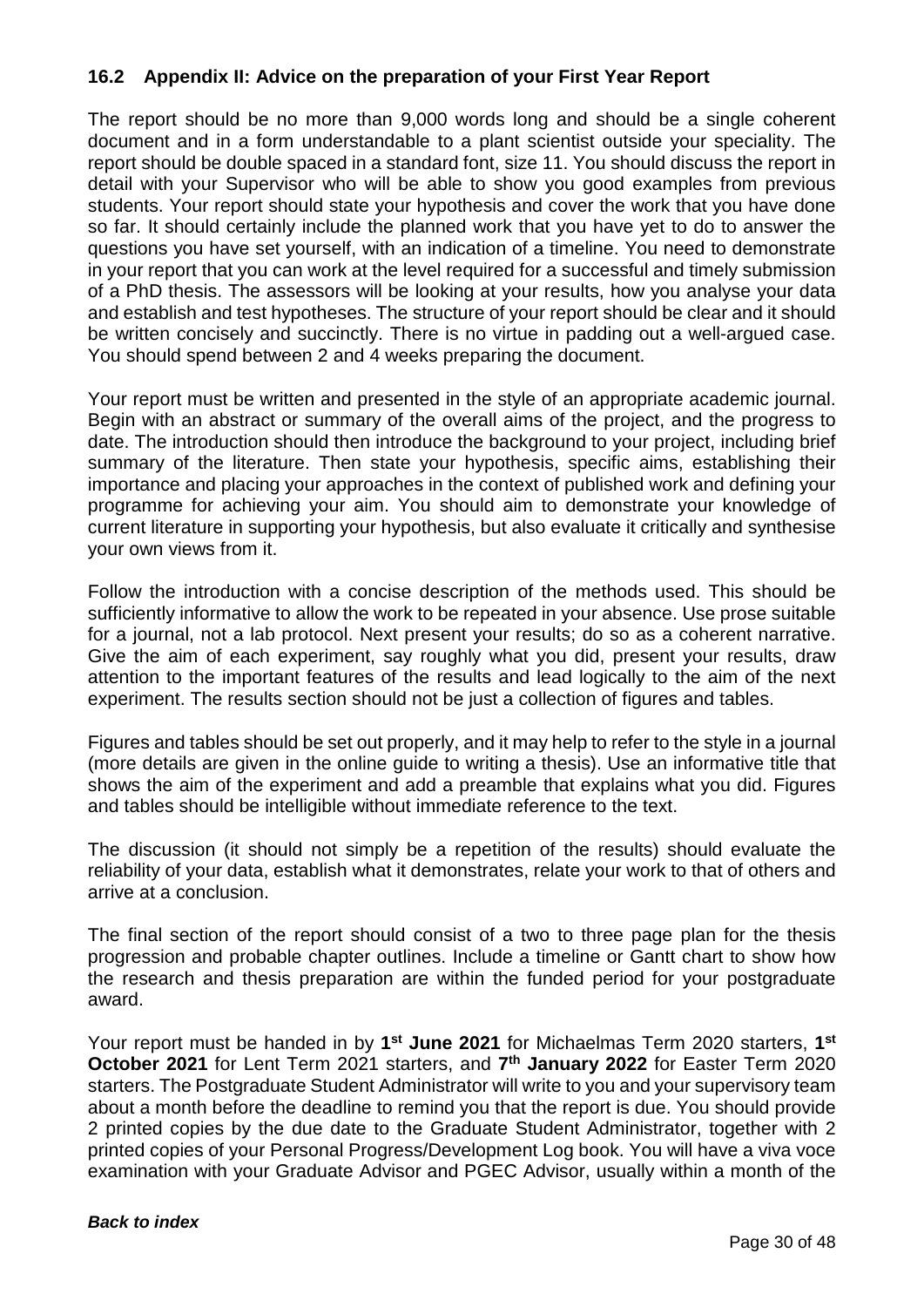### 16.2 Appendix II: Advice on the preparation of your First Year Report

The report should be no more than 9,000 words long and should be a single coherent document and in a form understandable to a plant scientist outside your speciality. The report should be double spaced in a standard font, size 11. You should discuss the report in detail with your Supervisor who will be able to show you good examples from previous students. Your report should state your hypothesis and cover the work that you have done so far. It should certainly include the planned work that you have yet to do to answer the questions you have set yourself, with an indication of a timeline. You need to demonstrate in your report that you can work at the level required for a successful and timely submission of a PhD thesis. The assessors will be looking at your results, how you analyse your data and establish and test hypotheses. The structure of your report should be clear and it should be written concisely and succinctly. There is no virtue in padding out a well-argued case. You should spend between 2 and 4 weeks preparing the document.

Your report must be written and presented in the style of an appropriate academic journal. Begin with an abstract or summary of the overall aims of the project, and the progress to date. The introduction should then introduce the background to your project, including brief summary of the literature. Then state your hypothesis, specific aims, establishing their importance and placing your approaches in the context of published work and defining your programme for achieving your aim. You should aim to demonstrate your knowledge of current literature in supporting your hypothesis, but also evaluate it critically and synthesise your own views from it.

Follow the introduction with a concise description of the methods used. This should be sufficiently informative to allow the work to be repeated in your absence. Use prose suitable for a journal, not a lab protocol. Next present your results; do so as a coherent narrative. Give the aim of each experiment, say roughly what you did, present your results, draw attention to the important features of the results and lead logically to the aim of the next experiment. The results section should not be just a collection of figures and tables.

Figures and tables should be set out properly, and it may help to refer to the style in a journal (more details are given in the online guide to writing a thesis). Use an informative title that shows the aim of the experiment and add a preamble that explains what you did. Figures and tables should be intelligible without immediate reference to the text.

The discussion (it should not simply be a repetition of the results) should evaluate the reliability of your data, establish what it demonstrates, relate your work to that of others and arrive at a conclusion.

The final section of the report should consist of a two to three page plan for the thesis progression and probable chapter outlines. Include a timeline or Gantt chart to show how the research and thesis preparation are within the funded period for your postgraduate award.

Your report must be handed in by **1st June 2021** for Michaelmas Term 2020 starters, **1st October 2021** for Lent Term 2021 starters, and **7th January 2022** for Easter Term 2020 starters. The Postgraduate Student Administrator will write to you and your supervisory team about a month before the deadline to remind you that the report is due. You should provide 2 printed copies by the due date to the Graduate Student Administrator, together with 2 printed copies of your Personal Progress/Development Log book. You will have a viva voce examination with your Graduate Advisor and PGEC Advisor, usually within a month of the

***Back to index***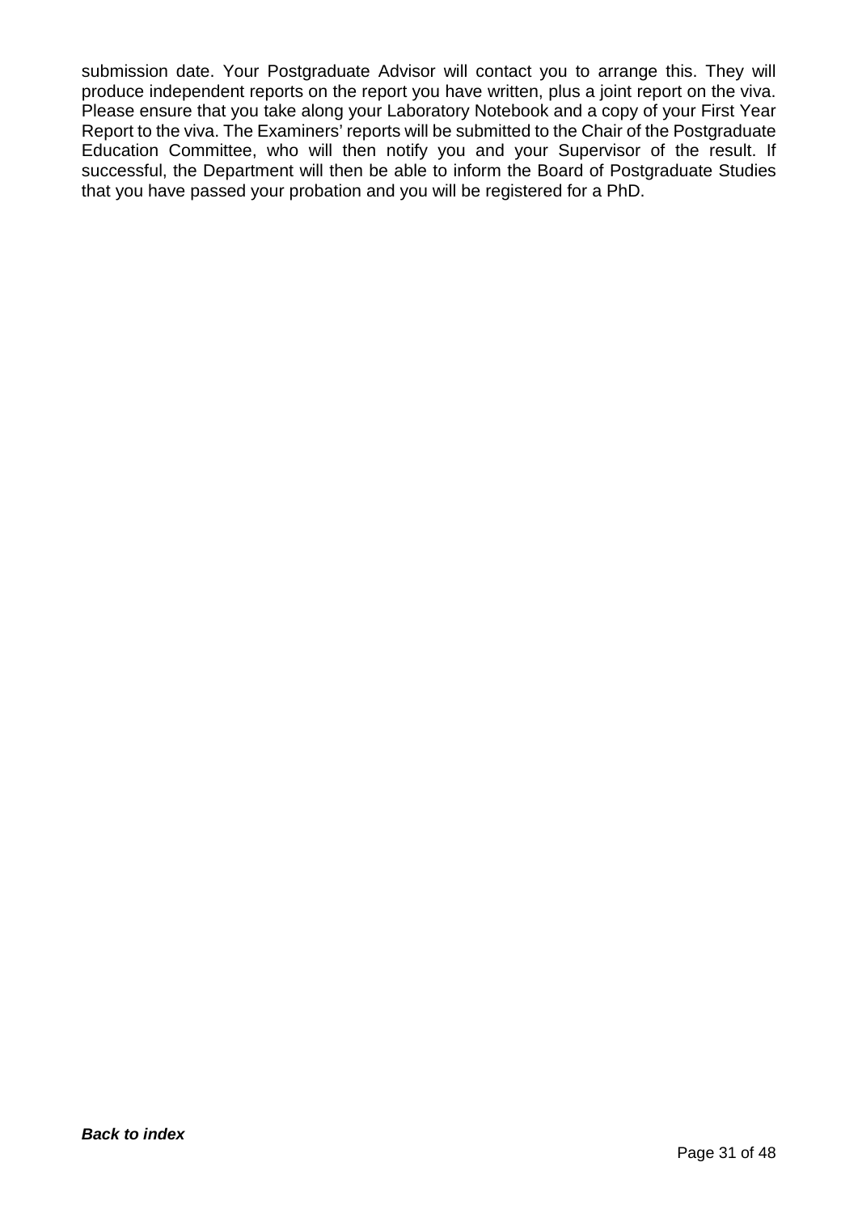submission date. Your Postgraduate Advisor will contact you to arrange this. They will produce independent reports on the report you have written, plus a joint report on the viva. Please ensure that you take along your Laboratory Notebook and a copy of your First Year Report to the viva. The Examiners' reports will be submitted to the Chair of the Postgraduate Education Committee, who will then notify you and your Supervisor of the result. If successful, the Department will then be able to inform the Board of Postgraduate Studies that you have passed your probation and you will be registered for a PhD.

***Back to index***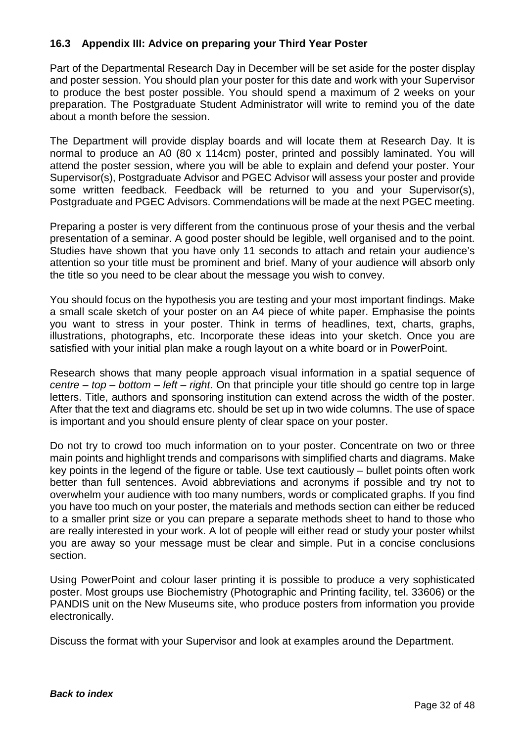### 16.3 Appendix III: Advice on preparing your Third Year Poster

Part of the Departmental Research Day in December will be set aside for the poster display and poster session. You should plan your poster for this date and work with your Supervisor to produce the best poster possible. You should spend a maximum of 2 weeks on your preparation. The Postgraduate Student Administrator will write to remind you of the date about a month before the session.

The Department will provide display boards and will locate them at Research Day. It is normal to produce an A0 (80 x 114cm) poster, printed and possibly laminated. You will attend the poster session, where you will be able to explain and defend your poster. Your Supervisor(s), Postgraduate Advisor and PGEC Advisor will assess your poster and provide some written feedback. Feedback will be returned to you and your Supervisor(s), Postgraduate and PGEC Advisors. Commendations will be made at the next PGEC meeting.

Preparing a poster is very different from the continuous prose of your thesis and the verbal presentation of a seminar. A good poster should be legible, well organised and to the point. Studies have shown that you have only 11 seconds to attach and retain your audience's attention so your title must be prominent and brief. Many of your audience will absorb only the title so you need to be clear about the message you wish to convey.

You should focus on the hypothesis you are testing and your most important findings. Make a small scale sketch of your poster on an A4 piece of white paper. Emphasise the points you want to stress in your poster. Think in terms of headlines, text, charts, graphs, illustrations, photographs, etc. Incorporate these ideas into your sketch. Once you are satisfied with your initial plan make a rough layout on a white board or in PowerPoint.

Research shows that many people approach visual information in a spatial sequence of *centre – top – bottom – left – right*. On that principle your title should go centre top in large letters. Title, authors and sponsoring institution can extend across the width of the poster. After that the text and diagrams etc. should be set up in two wide columns. The use of space is important and you should ensure plenty of clear space on your poster.

Do not try to crowd too much information on to your poster. Concentrate on two or three main points and highlight trends and comparisons with simplified charts and diagrams. Make key points in the legend of the figure or table. Use text cautiously – bullet points often work better than full sentences. Avoid abbreviations and acronyms if possible and try not to overwhelm your audience with too many numbers, words or complicated graphs. If you find you have too much on your poster, the materials and methods section can either be reduced to a smaller print size or you can prepare a separate methods sheet to hand to those who are really interested in your work. A lot of people will either read or study your poster whilst you are away so your message must be clear and simple. Put in a concise conclusions section.

Using PowerPoint and colour laser printing it is possible to produce a very sophisticated poster. Most groups use Biochemistry (Photographic and Printing facility, tel. 33606) or the PANDIS unit on the New Museums site, who produce posters from information you provide electronically.

Discuss the format with your Supervisor and look at examples around the Department.

***Back to index***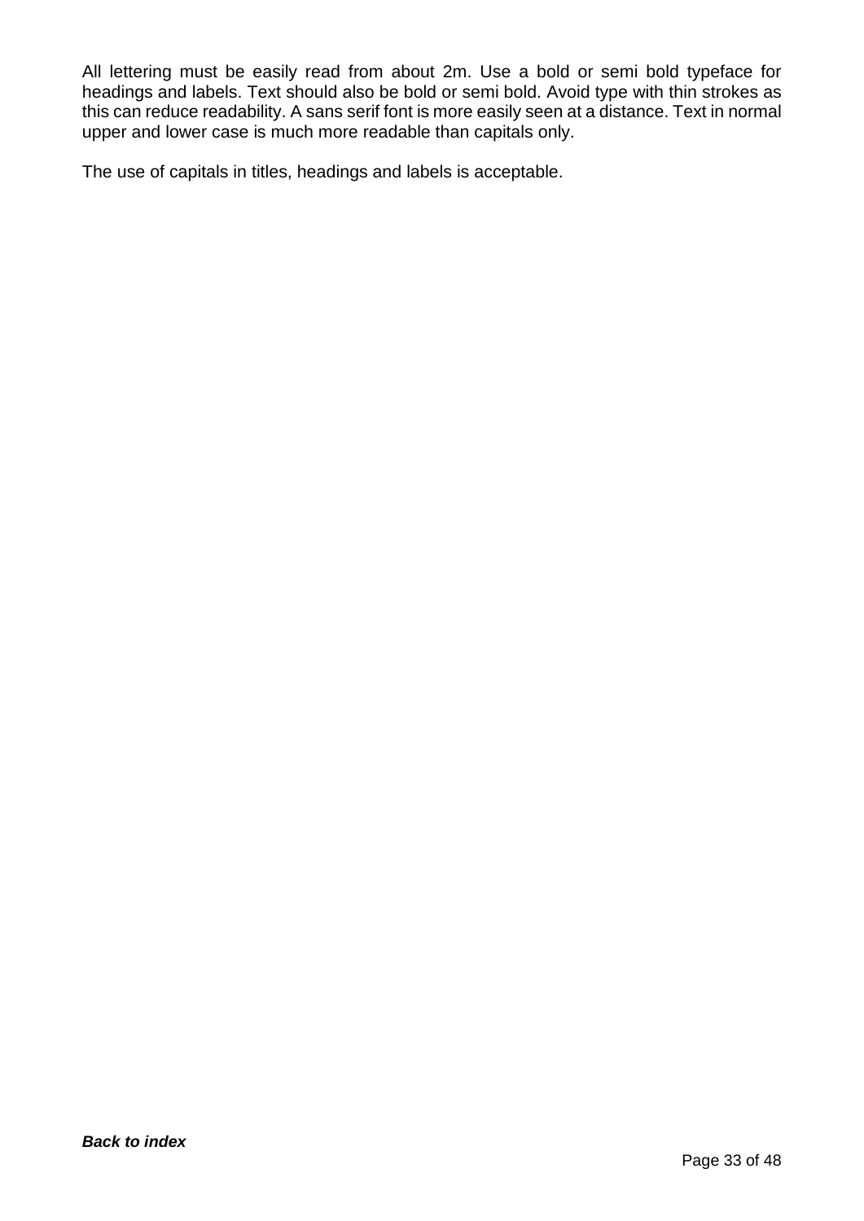All lettering must be easily read from about 2m. Use a bold or semi bold typeface for headings and labels. Text should also be bold or semi bold. Avoid type with thin strokes as this can reduce readability. A sans serif font is more easily seen at a distance. Text in normal upper and lower case is much more readable than capitals only.

The use of capitals in titles, headings and labels is acceptable.

***Back to index***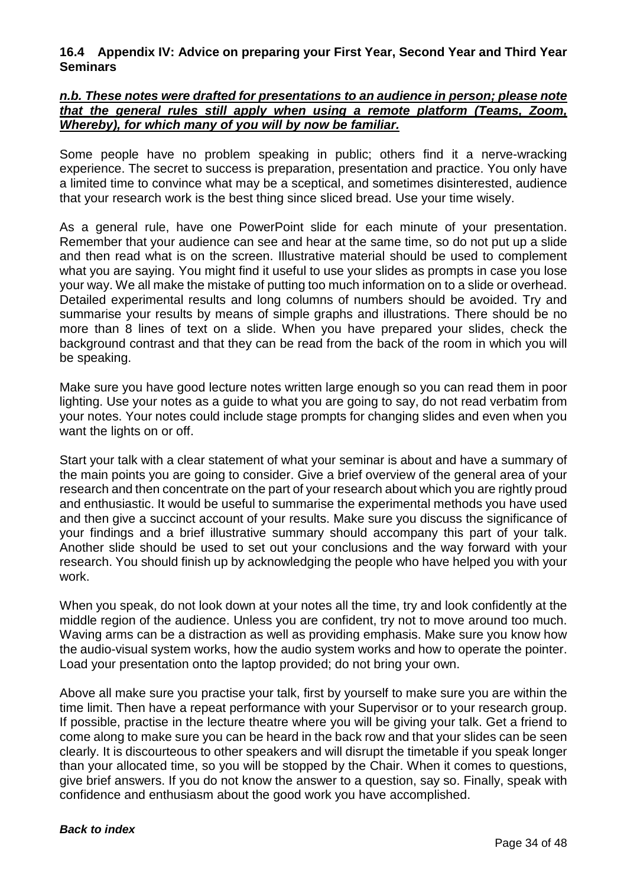## 16.4 Appendix IV: Advice on preparing your First Year, Second Year and Third Year Seminars

***n.b. These notes were drafted for presentations to an audience in person; please note that the general rules still apply when using a remote platform (Teams, Zoom, Whereby), for which many of you will by now be familiar.***

Some people have no problem speaking in public; others find it a nerve-wracking experience. The secret to success is preparation, presentation and practice. You only have a limited time to convince what may be a sceptical, and sometimes disinterested, audience that your research work is the best thing since sliced bread. Use your time wisely.

As a general rule, have one PowerPoint slide for each minute of your presentation. Remember that your audience can see and hear at the same time, so do not put up a slide and then read what is on the screen. Illustrative material should be used to complement what you are saying. You might find it useful to use your slides as prompts in case you lose your way. We all make the mistake of putting too much information on to a slide or overhead. Detailed experimental results and long columns of numbers should be avoided. Try and summarise your results by means of simple graphs and illustrations. There should be no more than 8 lines of text on a slide. When you have prepared your slides, check the background contrast and that they can be read from the back of the room in which you will be speaking.

Make sure you have good lecture notes written large enough so you can read them in poor lighting. Use your notes as a guide to what you are going to say, do not read verbatim from your notes. Your notes could include stage prompts for changing slides and even when you want the lights on or off.

Start your talk with a clear statement of what your seminar is about and have a summary of the main points you are going to consider. Give a brief overview of the general area of your research and then concentrate on the part of your research about which you are rightly proud and enthusiastic. It would be useful to summarise the experimental methods you have used and then give a succinct account of your results. Make sure you discuss the significance of your findings and a brief illustrative summary should accompany this part of your talk. Another slide should be used to set out your conclusions and the way forward with your research. You should finish up by acknowledging the people who have helped you with your work.

When you speak, do not look down at your notes all the time, try and look confidently at the middle region of the audience. Unless you are confident, try not to move around too much. Waving arms can be a distraction as well as providing emphasis. Make sure you know how the audio-visual system works, how the audio system works and how to operate the pointer. Load your presentation onto the laptop provided; do not bring your own.

Above all make sure you practise your talk, first by yourself to make sure you are within the time limit. Then have a repeat performance with your Supervisor or to your research group. If possible, practise in the lecture theatre where you will be giving your talk. Get a friend to come along to make sure you can be heard in the back row and that your slides can be seen clearly. It is discourteous to other speakers and will disrupt the timetable if you speak longer than your allocated time, so you will be stopped by the Chair. When it comes to questions, give brief answers. If you do not know the answer to a question, say so. Finally, speak with confidence and enthusiasm about the good work you have accomplished.

***Back to index***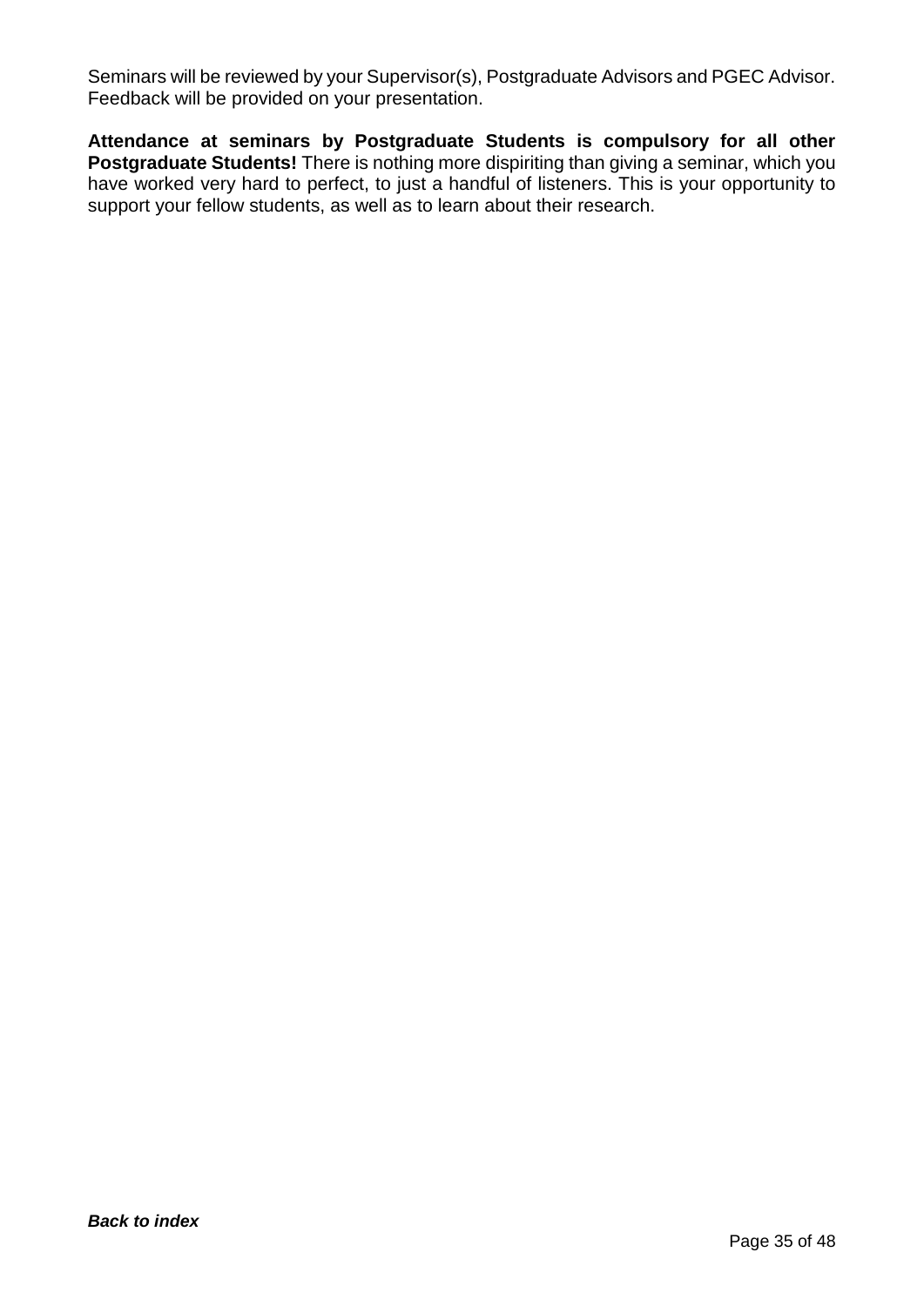Seminars will be reviewed by your Supervisor(s), Postgraduate Advisors and PGEC Advisor. Feedback will be provided on your presentation.

**Attendance at seminars by Postgraduate Students is compulsory for all other Postgraduate Students!** There is nothing more dispiriting than giving a seminar, which you have worked very hard to perfect, to just a handful of listeners. This is your opportunity to support your fellow students, as well as to learn about their research.

***Back to index***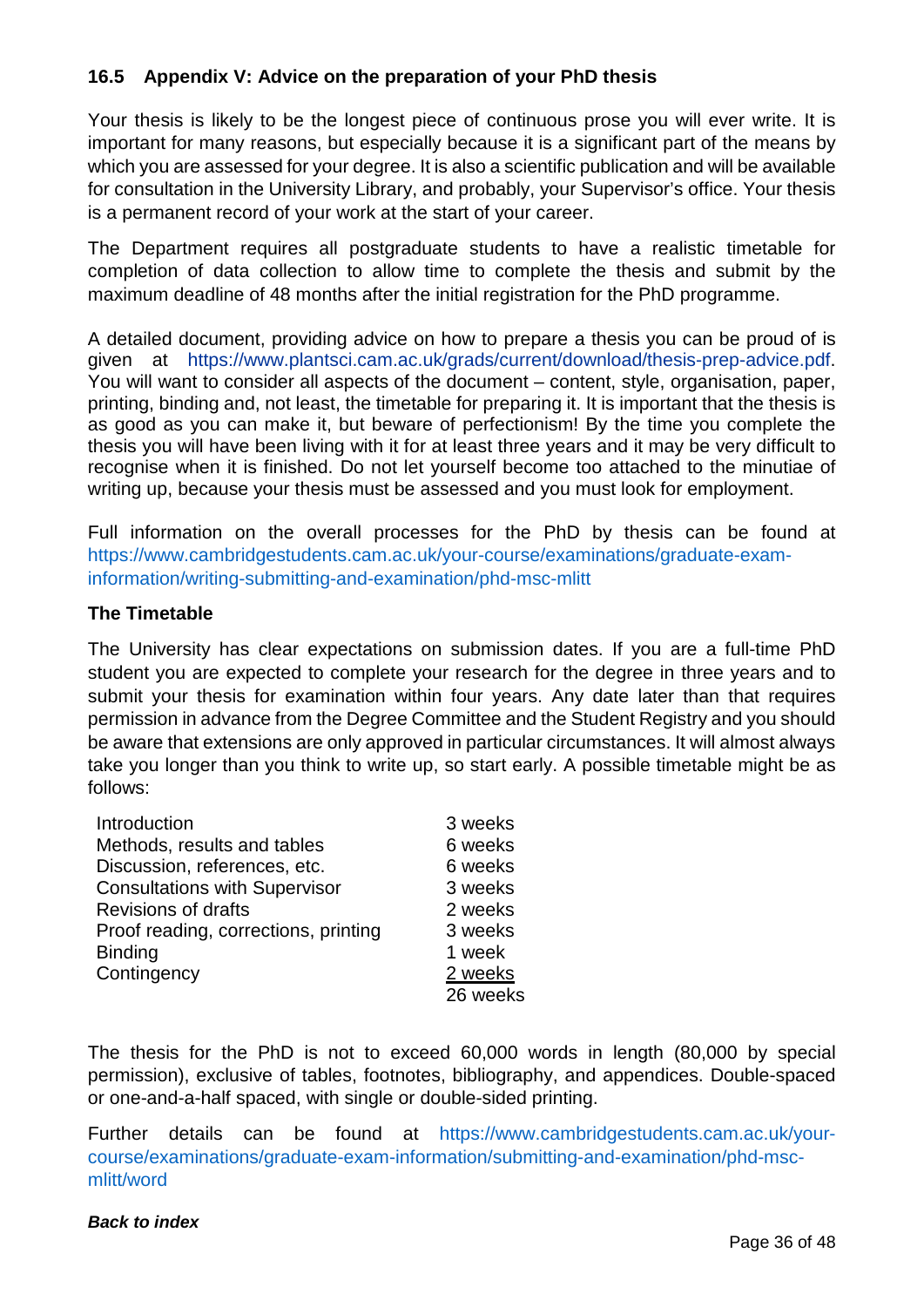### 16.5 Appendix V: Advice on the preparation of your PhD thesis

Your thesis is likely to be the longest piece of continuous prose you will ever write. It is important for many reasons, but especially because it is a significant part of the means by which you are assessed for your degree. It is also a scientific publication and will be available for consultation in the University Library, and probably, your Supervisor's office. Your thesis is a permanent record of your work at the start of your career.

The Department requires all postgraduate students to have a realistic timetable for completion of data collection to allow time to complete the thesis and submit by the maximum deadline of 48 months after the initial registration for the PhD programme.

A detailed document, providing advice on how to prepare a thesis you can be proud of is given at https://www.plantsci.cam.ac.uk/grads/current/download/thesis-prep-advice.pdf. You will want to consider all aspects of the document – content, style, organisation, paper, printing, binding and, not least, the timetable for preparing it. It is important that the thesis is as good as you can make it, but beware of perfectionism! By the time you complete the thesis you will have been living with it for at least three years and it may be very difficult to recognise when it is finished. Do not let yourself become too attached to the minutiae of writing up, because your thesis must be assessed and you must look for employment.

Full information on the overall processes for the PhD by thesis can be found at https://www.cambridgestudents.cam.ac.uk/your-course/examinations/graduate-exam-information/writing-submitting-and-examination/phd-msc-mlitt

**The Timetable**

The University has clear expectations on submission dates. If you are a full-time PhD student you are expected to complete your research for the degree in three years and to submit your thesis for examination within four years. Any date later than that requires permission in advance from the Degree Committee and the Student Registry and you should be aware that extensions are only approved in particular circumstances. It will almost always take you longer than you think to write up, so start early. A possible timetable might be as follows:

| | |
|---|---|
| Introduction | 3 weeks |
| Methods, results and tables | 6 weeks |
| Discussion, references, etc. | 6 weeks |
| Consultations with Supervisor | 3 weeks |
| Revisions of drafts | 2 weeks |
| Proof reading, corrections, printing | 3 weeks |
| Binding | 1 week |
| Contingency | 2 weeks |
| | 26 weeks |

The thesis for the PhD is not to exceed 60,000 words in length (80,000 by special permission), exclusive of tables, footnotes, bibliography, and appendices. Double-spaced or one-and-a-half spaced, with single or double-sided printing.

Further details can be found at https://www.cambridgestudents.cam.ac.uk/your-course/examinations/graduate-exam-information/submitting-and-examination/phd-msc-mlitt/word

***Back to index***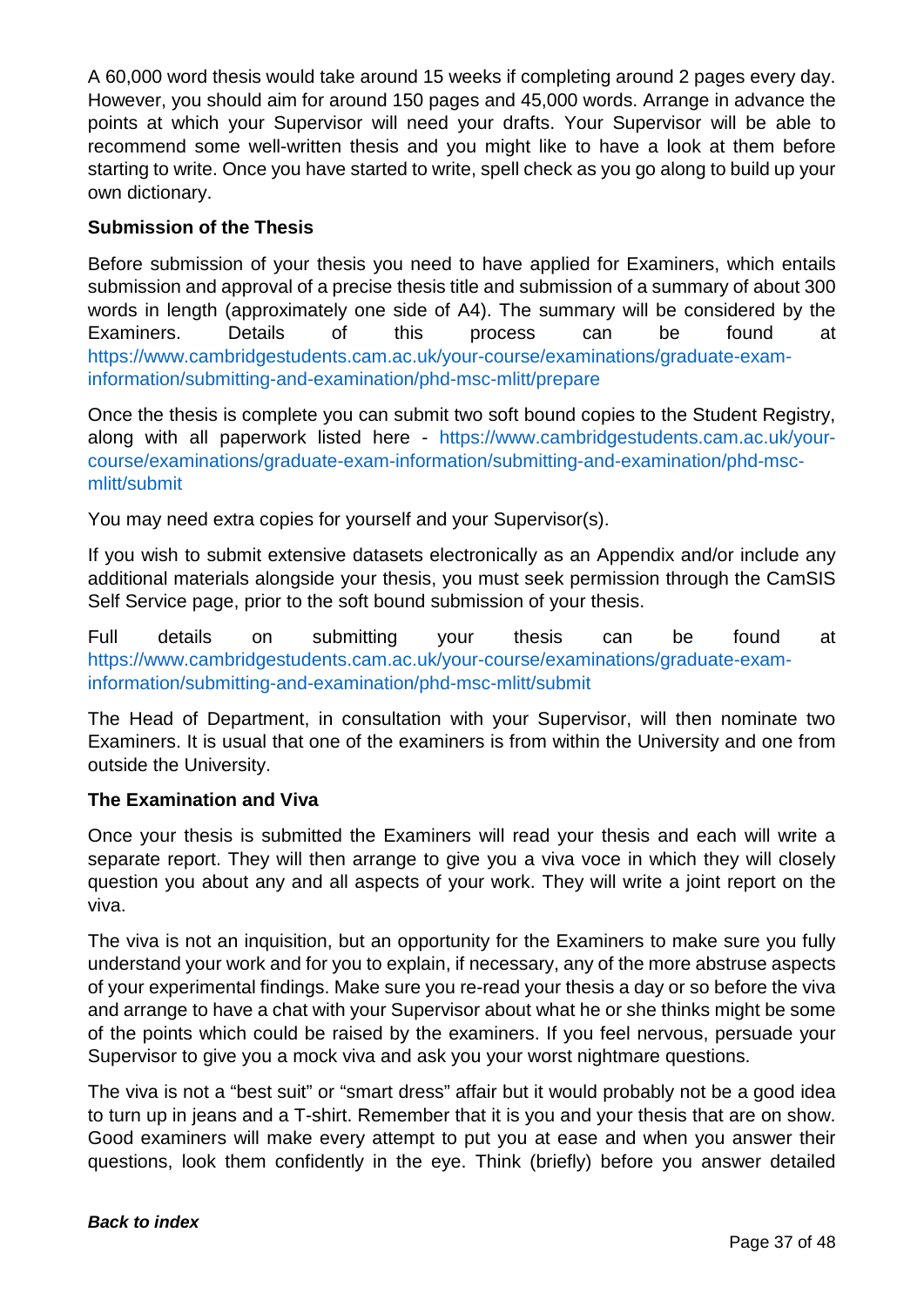A 60,000 word thesis would take around 15 weeks if completing around 2 pages every day. However, you should aim for around 150 pages and 45,000 words. Arrange in advance the points at which your Supervisor will need your drafts. Your Supervisor will be able to recommend some well-written thesis and you might like to have a look at them before starting to write. Once you have started to write, spell check as you go along to build up your own dictionary.

**Submission of the Thesis**

Before submission of your thesis you need to have applied for Examiners, which entails submission and approval of a precise thesis title and submission of a summary of about 300 words in length (approximately one side of A4). The summary will be considered by the Examiners. Details of this process can be found at https://www.cambridgestudents.cam.ac.uk/your-course/examinations/graduate-exam-information/submitting-and-examination/phd-msc-mlitt/prepare

Once the thesis is complete you can submit two soft bound copies to the Student Registry, along with all paperwork listed here - https://www.cambridgestudents.cam.ac.uk/your-course/examinations/graduate-exam-information/submitting-and-examination/phd-msc-mlitt/submit

You may need extra copies for yourself and your Supervisor(s).

If you wish to submit extensive datasets electronically as an Appendix and/or include any additional materials alongside your thesis, you must seek permission through the CamSIS Self Service page, prior to the soft bound submission of your thesis.

Full details on submitting your thesis can be found at https://www.cambridgestudents.cam.ac.uk/your-course/examinations/graduate-exam-information/submitting-and-examination/phd-msc-mlitt/submit

The Head of Department, in consultation with your Supervisor, will then nominate two Examiners. It is usual that one of the examiners is from within the University and one from outside the University.

**The Examination and Viva**

Once your thesis is submitted the Examiners will read your thesis and each will write a separate report. They will then arrange to give you a viva voce in which they will closely question you about any and all aspects of your work. They will write a joint report on the viva.

The viva is not an inquisition, but an opportunity for the Examiners to make sure you fully understand your work and for you to explain, if necessary, any of the more abstruse aspects of your experimental findings. Make sure you re-read your thesis a day or so before the viva and arrange to have a chat with your Supervisor about what he or she thinks might be some of the points which could be raised by the examiners. If you feel nervous, persuade your Supervisor to give you a mock viva and ask you your worst nightmare questions.

The viva is not a "best suit" or "smart dress" affair but it would probably not be a good idea to turn up in jeans and a T-shirt. Remember that it is you and your thesis that are on show. Good examiners will make every attempt to put you at ease and when you answer their questions, look them confidently in the eye. Think (briefly) before you answer detailed

***Back to index***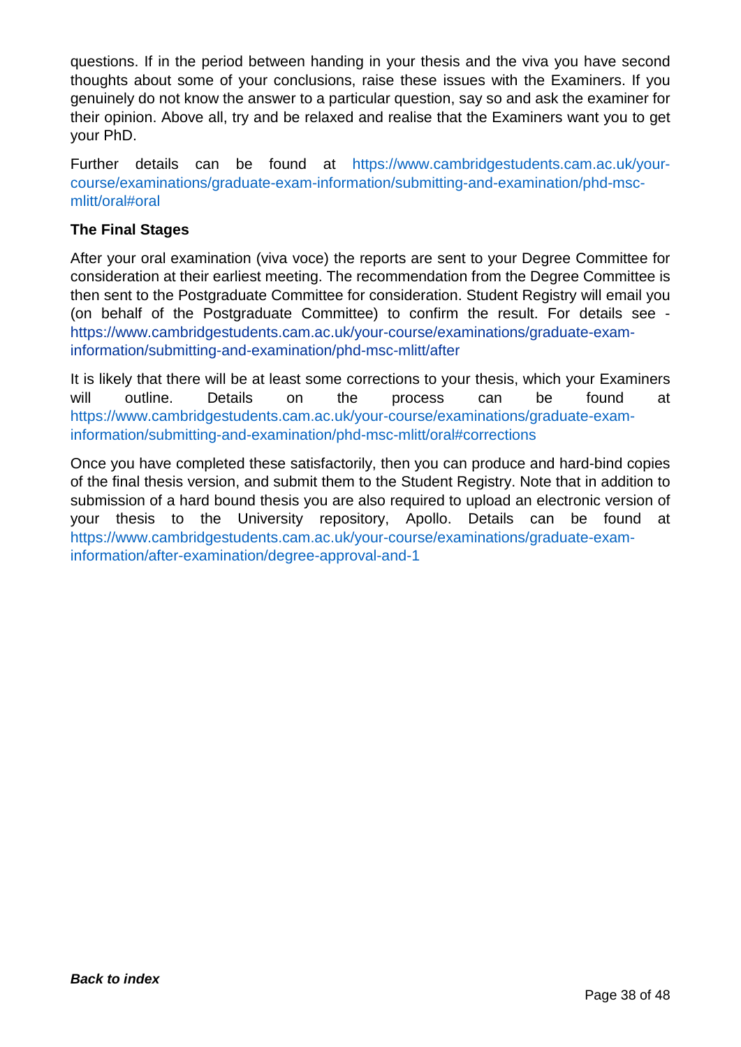questions. If in the period between handing in your thesis and the viva you have second thoughts about some of your conclusions, raise these issues with the Examiners. If you genuinely do not know the answer to a particular question, say so and ask the examiner for their opinion. Above all, try and be relaxed and realise that the Examiners want you to get your PhD.

Further details can be found at https://www.cambridgestudents.cam.ac.uk/your-course/examinations/graduate-exam-information/submitting-and-examination/phd-msc-mlitt/oral#oral

**The Final Stages**

After your oral examination (viva voce) the reports are sent to your Degree Committee for consideration at their earliest meeting. The recommendation from the Degree Committee is then sent to the Postgraduate Committee for consideration. Student Registry will email you (on behalf of the Postgraduate Committee) to confirm the result. For details see - https://www.cambridgestudents.cam.ac.uk/your-course/examinations/graduate-exam-information/submitting-and-examination/phd-msc-mlitt/after

It is likely that there will be at least some corrections to your thesis, which your Examiners will outline. Details on the process can be found at https://www.cambridgestudents.cam.ac.uk/your-course/examinations/graduate-exam-information/submitting-and-examination/phd-msc-mlitt/oral#corrections

Once you have completed these satisfactorily, then you can produce and hard-bind copies of the final thesis version, and submit them to the Student Registry. Note that in addition to submission of a hard bound thesis you are also required to upload an electronic version of your thesis to the University repository, Apollo. Details can be found at https://www.cambridgestudents.cam.ac.uk/your-course/examinations/graduate-exam-information/after-examination/degree-approval-and-1

***Back to index***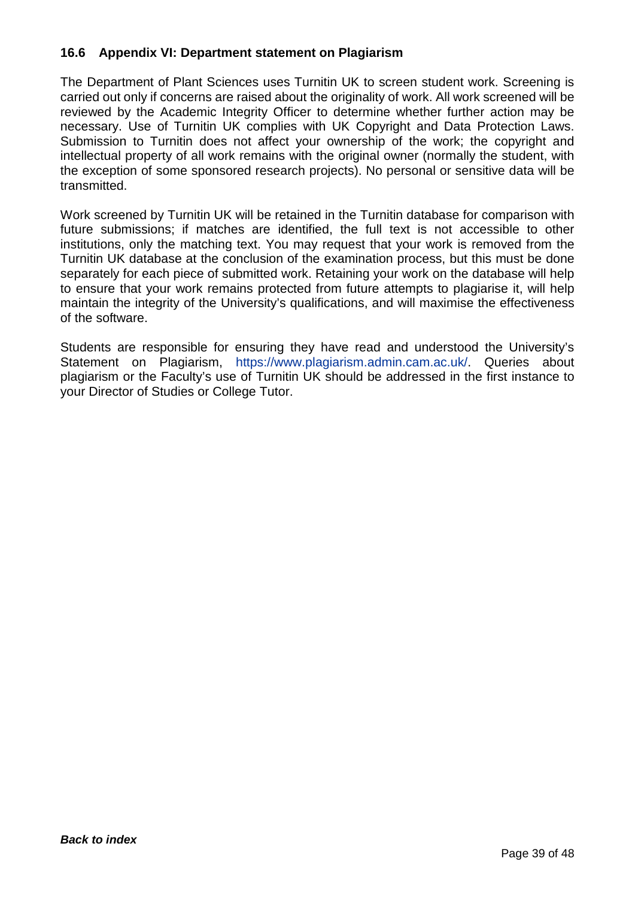### 16.6 Appendix VI: Department statement on Plagiarism

The Department of Plant Sciences uses Turnitin UK to screen student work. Screening is carried out only if concerns are raised about the originality of work. All work screened will be reviewed by the Academic Integrity Officer to determine whether further action may be necessary. Use of Turnitin UK complies with UK Copyright and Data Protection Laws. Submission to Turnitin does not affect your ownership of the work; the copyright and intellectual property of all work remains with the original owner (normally the student, with the exception of some sponsored research projects). No personal or sensitive data will be transmitted.

Work screened by Turnitin UK will be retained in the Turnitin database for comparison with future submissions; if matches are identified, the full text is not accessible to other institutions, only the matching text. You may request that your work is removed from the Turnitin UK database at the conclusion of the examination process, but this must be done separately for each piece of submitted work. Retaining your work on the database will help to ensure that your work remains protected from future attempts to plagiarise it, will help maintain the integrity of the University's qualifications, and will maximise the effectiveness of the software.

Students are responsible for ensuring they have read and understood the University's Statement on Plagiarism, https://www.plagiarism.admin.cam.ac.uk/. Queries about plagiarism or the Faculty's use of Turnitin UK should be addressed in the first instance to your Director of Studies or College Tutor.

***Back to index***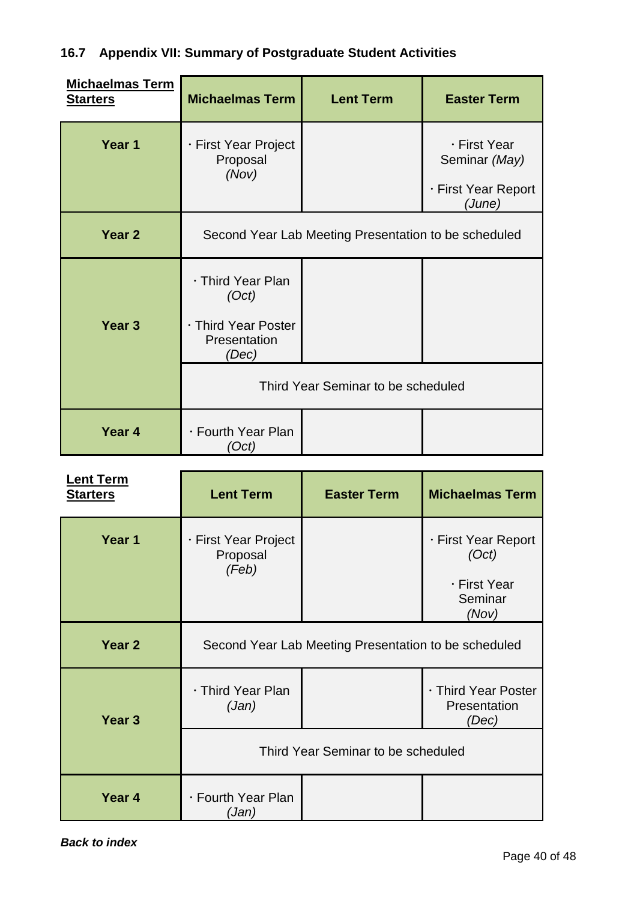### 16.7 Appendix VII: Summary of Postgraduate Student Activities

| **Michaelmas Term Starters** | **Michaelmas Term** | **Lent Term** | **Easter Term** |
|---|---|---|---|
| **Year 1** | · First Year Project Proposal *(Nov)* | | · First Year Seminar *(May)* · First Year Report *(June)* |
| **Year 2** | Second Year Lab Meeting Presentation to be scheduled | | |
| **Year 3** | · Third Year Plan *(Oct)* · Third Year Poster Presentation *(Dec)* | | |
| | Third Year Seminar to be scheduled | | |
| **Year 4** | · Fourth Year Plan *(Oct)* | | |

| **Lent Term Starters** | **Lent Term** | **Easter Term** | **Michaelmas Term** |
|---|---|---|---|
| **Year 1** | · First Year Project Proposal *(Feb)* | | · First Year Report *(Oct)* · First Year Seminar *(Nov)* |
| **Year 2** | Second Year Lab Meeting Presentation to be scheduled | | |
| **Year 3** | · Third Year Plan *(Jan)* | | · Third Year Poster Presentation *(Dec)* |
| | Third Year Seminar to be scheduled | | |
| **Year 4** | · Fourth Year Plan *(Jan)* | | |

***Back to index***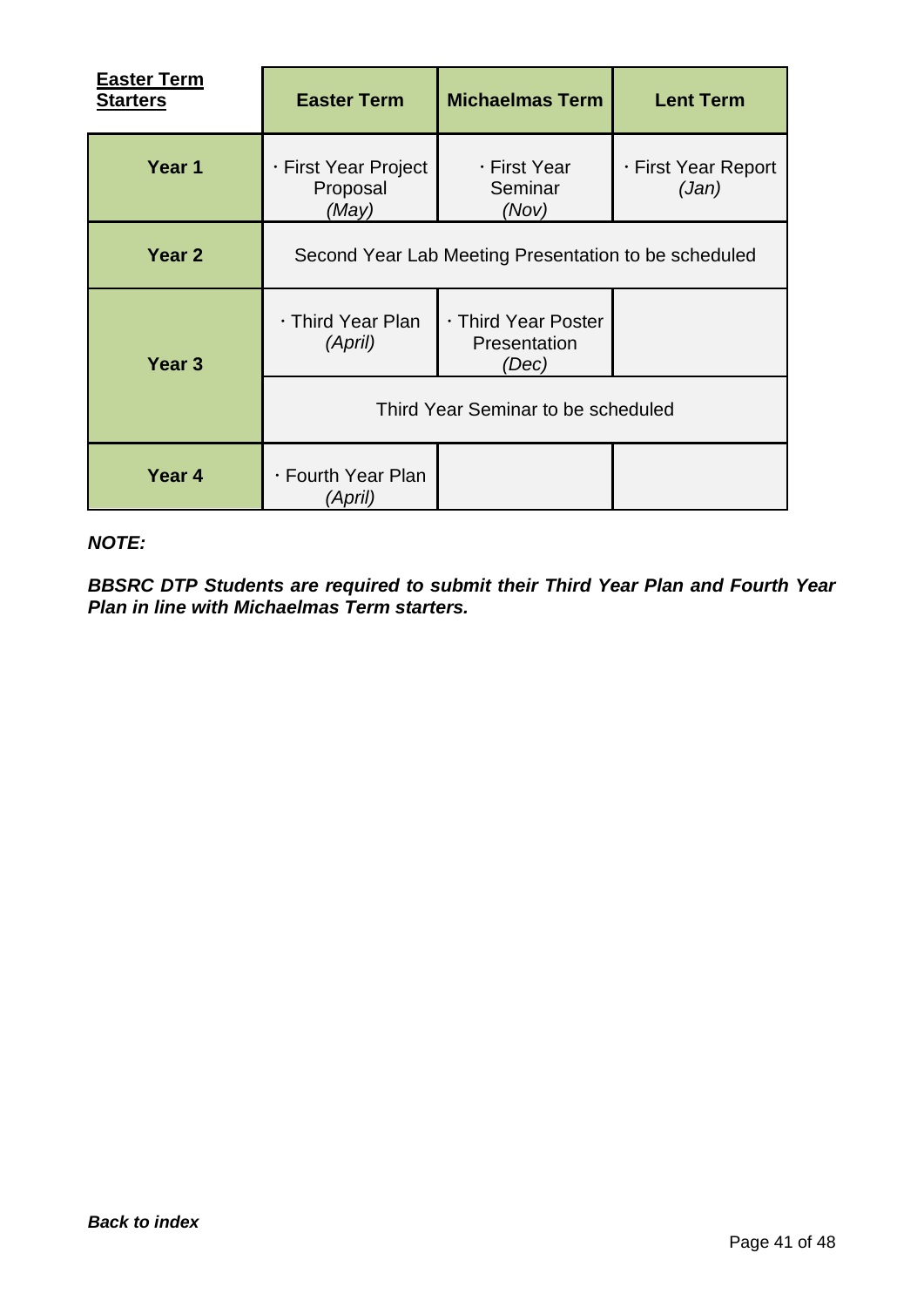| **Easter Term Starters** | **Easter Term** | **Michaelmas Term** | **Lent Term** |
|---|---|---|---|
| **Year 1** | · First Year Project Proposal *(May)* | · First Year Seminar *(Nov)* | · First Year Report *(Jan)* |
| **Year 2** | Second Year Lab Meeting Presentation to be scheduled | | |
| **Year 3** | · Third Year Plan *(April)* | · Third Year Poster Presentation *(Dec)* | |
| | Third Year Seminar to be scheduled | | |
| **Year 4** | · Fourth Year Plan *(April)* | | |

***NOTE:***

***BBSRC DTP Students are required to submit their Third Year Plan and Fourth Year Plan in line with Michaelmas Term starters.***

***Back to index***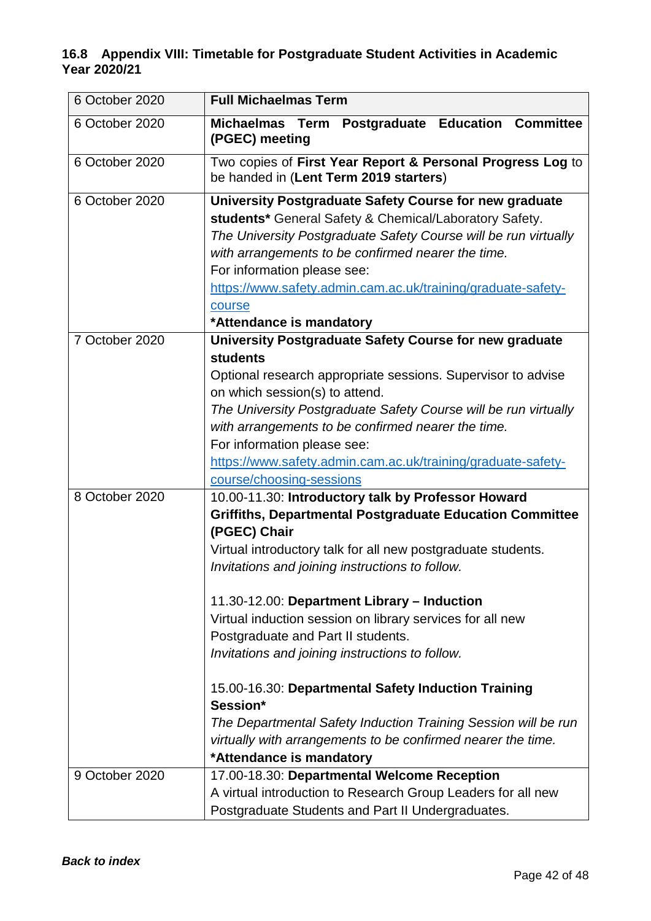### 16.8 Appendix VIII: Timetable for Postgraduate Student Activities in Academic Year 2020/21

| | |
|---|---|
| 6 October 2020 | **Full Michaelmas Term** |
| 6 October 2020 | **Michaelmas Term Postgraduate Education Committee (PGEC) meeting** |
| 6 October 2020 | Two copies of **First Year Report & Personal Progress Log** to be handed in (**Lent Term 2019 starters**) |
| 6 October 2020 | **University Postgraduate Safety Course for new graduate students*** General Safety & Chemical/Laboratory Safety.<br>*The University Postgraduate Safety Course will be run virtually with arrangements to be confirmed nearer the time.*<br>For information please see:<br>[https://www.safety.admin.cam.ac.uk/training/graduate-safety-course](https://www.safety.admin.cam.ac.uk/training/graduate-safety-course)<br>**\*Attendance is mandatory** |
| 7 October 2020 | **University Postgraduate Safety Course for new graduate students**<br>Optional research appropriate sessions. Supervisor to advise on which session(s) to attend.<br>*The University Postgraduate Safety Course will be run virtually with arrangements to be confirmed nearer the time.*<br>For information please see:<br>[https://www.safety.admin.cam.ac.uk/training/graduate-safety-course/choosing-sessions](https://www.safety.admin.cam.ac.uk/training/graduate-safety-course/choosing-sessions) |
| 8 October 2020 | 10.00-11.30: **Introductory talk by Professor Howard Griffiths, Departmental Postgraduate Education Committee (PGEC) Chair**<br>Virtual introductory talk for all new postgraduate students.<br>*Invitations and joining instructions to follow.*<br><br>11.30-12.00: **Department Library – Induction**<br>Virtual induction session on library services for all new Postgraduate and Part II students.<br>*Invitations and joining instructions to follow.*<br><br>15.00-16.30: **Departmental Safety Induction Training Session***<br>*The Departmental Safety Induction Training Session will be run virtually with arrangements to be confirmed nearer the time.*<br>**\*Attendance is mandatory** |
| 9 October 2020 | 17.00-18.30: **Departmental Welcome Reception**<br>A virtual introduction to Research Group Leaders for all new Postgraduate Students and Part II Undergraduates. |

***Back to index***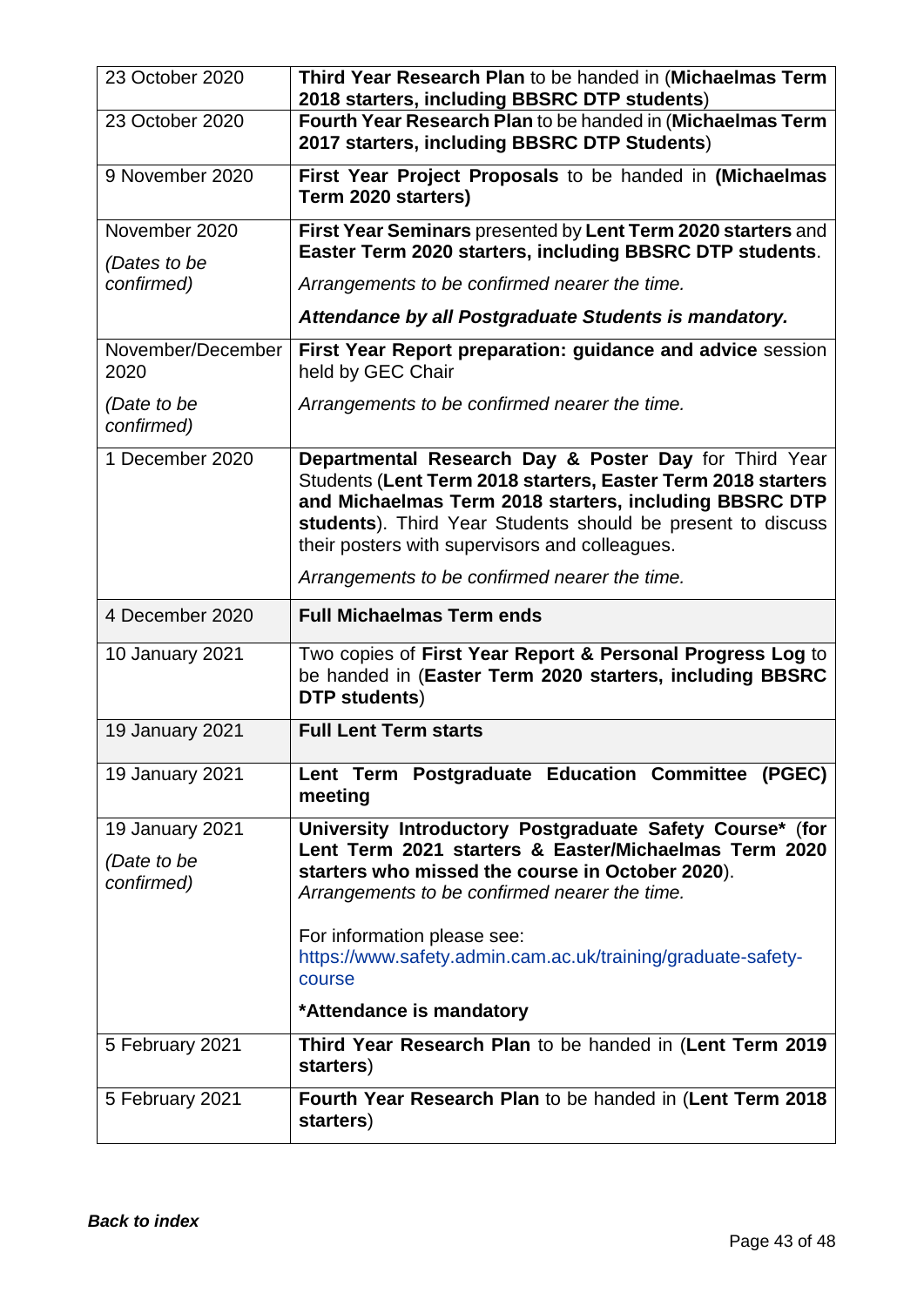| | |
|---|---|
| 23 October 2020 | **Third Year Research Plan** to be handed in (**Michaelmas Term 2018 starters, including BBSRC DTP students**) |
| 23 October 2020 | **Fourth Year Research Plan** to be handed in (**Michaelmas Term 2017 starters, including BBSRC DTP Students**) |
| 9 November 2020 | **First Year Project Proposals** to be handed in **(Michaelmas Term 2020 starters)** |
| November 2020<br><br>*(Dates to be confirmed)* | **First Year Seminars** presented by **Lent Term 2020 starters** and **Easter Term 2020 starters, including BBSRC DTP students**.<br><br>*Arrangements to be confirmed nearer the time.*<br><br>***Attendance by all Postgraduate Students is mandatory.*** |
| November/December 2020<br><br>*(Date to be confirmed)* | **First Year Report preparation: guidance and advice** session held by GEC Chair<br><br>*Arrangements to be confirmed nearer the time.* |
| 1 December 2020 | **Departmental Research Day & Poster Day** for Third Year Students (**Lent Term 2018 starters, Easter Term 2018 starters and Michaelmas Term 2018 starters, including BBSRC DTP students**). Third Year Students should be present to discuss their posters with supervisors and colleagues.<br><br>*Arrangements to be confirmed nearer the time.* |
| 4 December 2020 | **Full Michaelmas Term ends** |
| 10 January 2021 | Two copies of **First Year Report & Personal Progress Log** to be handed in (**Easter Term 2020 starters, including BBSRC DTP students**) |
| 19 January 2021 | **Full Lent Term starts** |
| 19 January 2021 | **Lent Term Postgraduate Education Committee (PGEC) meeting** |
| 19 January 2021<br><br>*(Date to be confirmed)* | **University Introductory Postgraduate Safety Course*** (**for Lent Term 2021 starters & Easter/Michaelmas Term 2020 starters who missed the course in October 2020**). *Arrangements to be confirmed nearer the time.*<br><br>For information please see: https://www.safety.admin.cam.ac.uk/training/graduate-safety-course<br><br>***Attendance is mandatory*** |
| 5 February 2021 | **Third Year Research Plan** to be handed in (**Lent Term 2019 starters**) |
| 5 February 2021 | **Fourth Year Research Plan** to be handed in (**Lent Term 2018 starters**) |

***Back to index***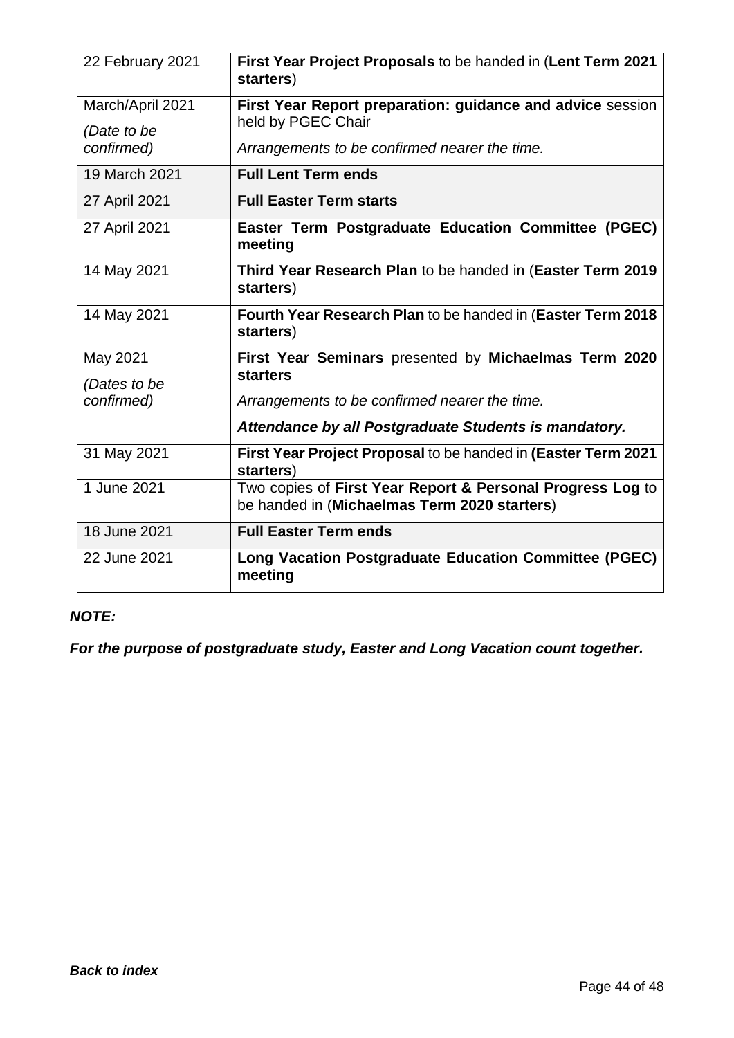| 22 February 2021 | **First Year Project Proposals** to be handed in (**Lent Term 2021 starters**) |
|---|---|
| March/April 2021 *(Date to be confirmed)* | **First Year Report preparation: guidance and advice** session held by PGEC Chair *Arrangements to be confirmed nearer the time.* |
| 19 March 2021 | **Full Lent Term ends** |
| 27 April 2021 | **Full Easter Term starts** |
| 27 April 2021 | **Easter Term Postgraduate Education Committee (PGEC) meeting** |
| 14 May 2021 | **Third Year Research Plan** to be handed in (**Easter Term 2019 starters**) |
| 14 May 2021 | **Fourth Year Research Plan** to be handed in (**Easter Term 2018 starters**) |
| May 2021 *(Dates to be confirmed)* | **First Year Seminars** presented by **Michaelmas Term 2020 starters** *Arrangements to be confirmed nearer the time.* ***Attendance by all Postgraduate Students is mandatory.*** |
| 31 May 2021 | **First Year Project Proposal** to be handed in **(Easter Term 2021 starters**) |
| 1 June 2021 | Two copies of **First Year Report & Personal Progress Log** to be handed in (**Michaelmas Term 2020 starters**) |
| 18 June 2021 | **Full Easter Term ends** |
| 22 June 2021 | **Long Vacation Postgraduate Education Committee (PGEC) meeting** |

***NOTE:***

***For the purpose of postgraduate study, Easter and Long Vacation count together.***

***Back to index***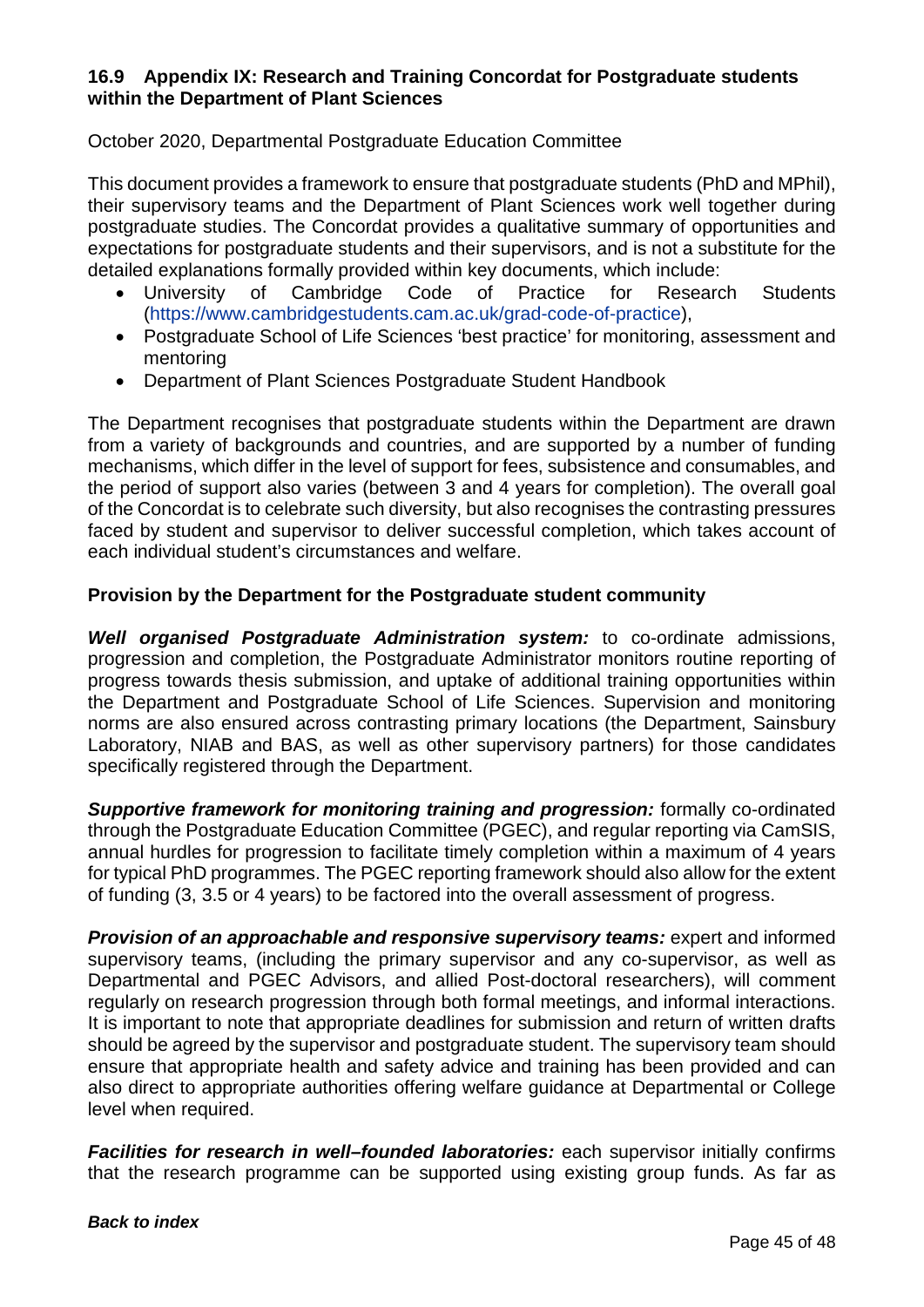### 16.9 Appendix IX: Research and Training Concordat for Postgraduate students within the Department of Plant Sciences

October 2020, Departmental Postgraduate Education Committee

This document provides a framework to ensure that postgraduate students (PhD and MPhil), their supervisory teams and the Department of Plant Sciences work well together during postgraduate studies. The Concordat provides a qualitative summary of opportunities and expectations for postgraduate students and their supervisors, and is not a substitute for the detailed explanations formally provided within key documents, which include:

- University of Cambridge Code of Practice for Research Students (https://www.cambridgestudents.cam.ac.uk/grad-code-of-practice),
- Postgraduate School of Life Sciences 'best practice' for monitoring, assessment and mentoring
- Department of Plant Sciences Postgraduate Student Handbook

The Department recognises that postgraduate students within the Department are drawn from a variety of backgrounds and countries, and are supported by a number of funding mechanisms, which differ in the level of support for fees, subsistence and consumables, and the period of support also varies (between 3 and 4 years for completion). The overall goal of the Concordat is to celebrate such diversity, but also recognises the contrasting pressures faced by student and supervisor to deliver successful completion, which takes account of each individual student's circumstances and welfare.

**Provision by the Department for the Postgraduate student community**

***Well organised Postgraduate Administration system:*** to co-ordinate admissions, progression and completion, the Postgraduate Administrator monitors routine reporting of progress towards thesis submission, and uptake of additional training opportunities within the Department and Postgraduate School of Life Sciences. Supervision and monitoring norms are also ensured across contrasting primary locations (the Department, Sainsbury Laboratory, NIAB and BAS, as well as other supervisory partners) for those candidates specifically registered through the Department.

***Supportive framework for monitoring training and progression:*** formally co-ordinated through the Postgraduate Education Committee (PGEC), and regular reporting via CamSIS, annual hurdles for progression to facilitate timely completion within a maximum of 4 years for typical PhD programmes. The PGEC reporting framework should also allow for the extent of funding (3, 3.5 or 4 years) to be factored into the overall assessment of progress.

***Provision of an approachable and responsive supervisory teams:*** expert and informed supervisory teams, (including the primary supervisor and any co-supervisor, as well as Departmental and PGEC Advisors, and allied Post-doctoral researchers), will comment regularly on research progression through both formal meetings, and informal interactions. It is important to note that appropriate deadlines for submission and return of written drafts should be agreed by the supervisor and postgraduate student. The supervisory team should ensure that appropriate health and safety advice and training has been provided and can also direct to appropriate authorities offering welfare guidance at Departmental or College level when required.

***Facilities for research in well–founded laboratories:*** each supervisor initially confirms that the research programme can be supported using existing group funds. As far as

***Back to index***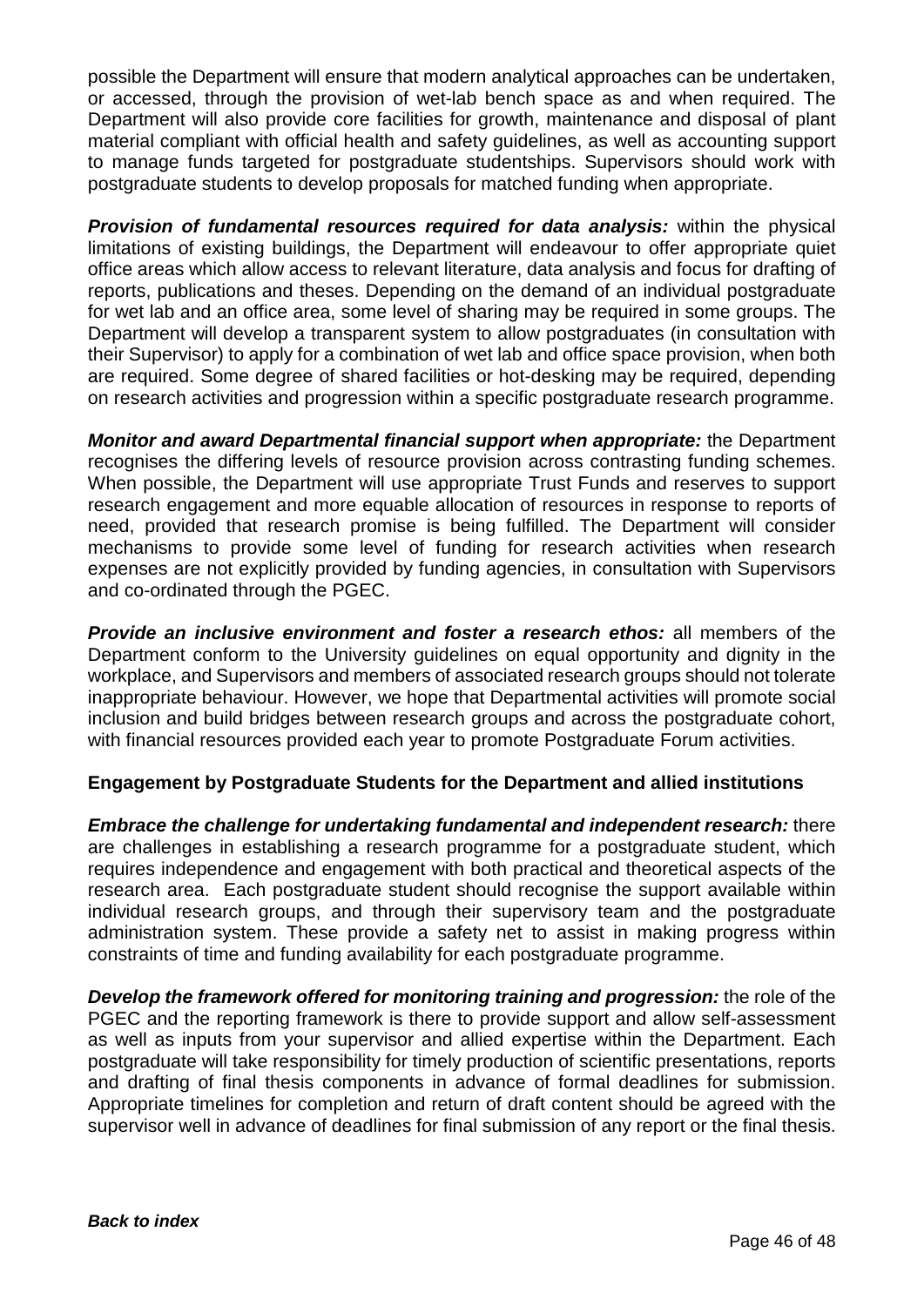possible the Department will ensure that modern analytical approaches can be undertaken, or accessed, through the provision of wet-lab bench space as and when required. The Department will also provide core facilities for growth, maintenance and disposal of plant material compliant with official health and safety guidelines, as well as accounting support to manage funds targeted for postgraduate studentships. Supervisors should work with postgraduate students to develop proposals for matched funding when appropriate.

***Provision of fundamental resources required for data analysis:*** within the physical limitations of existing buildings, the Department will endeavour to offer appropriate quiet office areas which allow access to relevant literature, data analysis and focus for drafting of reports, publications and theses. Depending on the demand of an individual postgraduate for wet lab and an office area, some level of sharing may be required in some groups. The Department will develop a transparent system to allow postgraduates (in consultation with their Supervisor) to apply for a combination of wet lab and office space provision, when both are required. Some degree of shared facilities or hot-desking may be required, depending on research activities and progression within a specific postgraduate research programme.

***Monitor and award Departmental financial support when appropriate:*** the Department recognises the differing levels of resource provision across contrasting funding schemes. When possible, the Department will use appropriate Trust Funds and reserves to support research engagement and more equable allocation of resources in response to reports of need, provided that research promise is being fulfilled. The Department will consider mechanisms to provide some level of funding for research activities when research expenses are not explicitly provided by funding agencies, in consultation with Supervisors and co-ordinated through the PGEC.

***Provide an inclusive environment and foster a research ethos:*** all members of the Department conform to the University guidelines on equal opportunity and dignity in the workplace, and Supervisors and members of associated research groups should not tolerate inappropriate behaviour. However, we hope that Departmental activities will promote social inclusion and build bridges between research groups and across the postgraduate cohort, with financial resources provided each year to promote Postgraduate Forum activities.

**Engagement by Postgraduate Students for the Department and allied institutions**

***Embrace the challenge for undertaking fundamental and independent research:*** there are challenges in establishing a research programme for a postgraduate student, which requires independence and engagement with both practical and theoretical aspects of the research area. Each postgraduate student should recognise the support available within individual research groups, and through their supervisory team and the postgraduate administration system. These provide a safety net to assist in making progress within constraints of time and funding availability for each postgraduate programme.

***Develop the framework offered for monitoring training and progression:*** the role of the PGEC and the reporting framework is there to provide support and allow self-assessment as well as inputs from your supervisor and allied expertise within the Department. Each postgraduate will take responsibility for timely production of scientific presentations, reports and drafting of final thesis components in advance of formal deadlines for submission. Appropriate timelines for completion and return of draft content should be agreed with the supervisor well in advance of deadlines for final submission of any report or the final thesis.

***Back to index***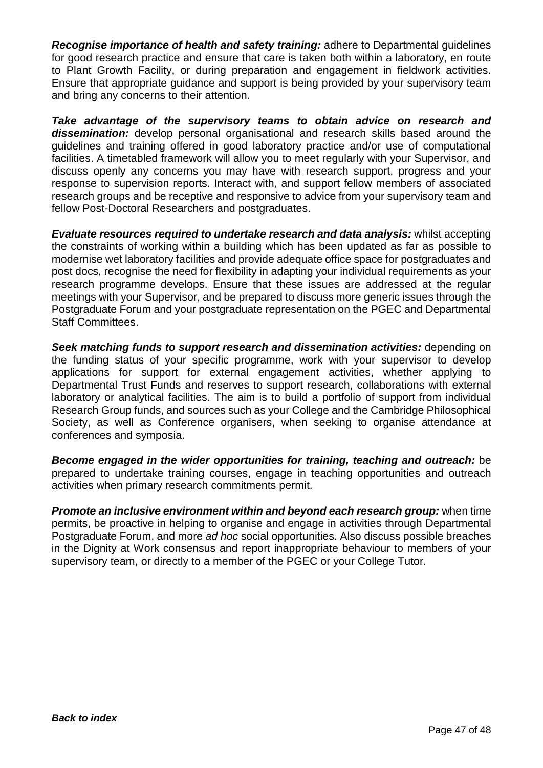***Recognise importance of health and safety training:*** adhere to Departmental guidelines for good research practice and ensure that care is taken both within a laboratory, en route to Plant Growth Facility, or during preparation and engagement in fieldwork activities. Ensure that appropriate guidance and support is being provided by your supervisory team and bring any concerns to their attention.

***Take advantage of the supervisory teams to obtain advice on research and dissemination:*** develop personal organisational and research skills based around the guidelines and training offered in good laboratory practice and/or use of computational facilities. A timetabled framework will allow you to meet regularly with your Supervisor, and discuss openly any concerns you may have with research support, progress and your response to supervision reports. Interact with, and support fellow members of associated research groups and be receptive and responsive to advice from your supervisory team and fellow Post-Doctoral Researchers and postgraduates.

***Evaluate resources required to undertake research and data analysis:*** whilst accepting the constraints of working within a building which has been updated as far as possible to modernise wet laboratory facilities and provide adequate office space for postgraduates and post docs, recognise the need for flexibility in adapting your individual requirements as your research programme develops. Ensure that these issues are addressed at the regular meetings with your Supervisor, and be prepared to discuss more generic issues through the Postgraduate Forum and your postgraduate representation on the PGEC and Departmental Staff Committees.

***Seek matching funds to support research and dissemination activities:*** depending on the funding status of your specific programme, work with your supervisor to develop applications for support for external engagement activities, whether applying to Departmental Trust Funds and reserves to support research, collaborations with external laboratory or analytical facilities. The aim is to build a portfolio of support from individual Research Group funds, and sources such as your College and the Cambridge Philosophical Society, as well as Conference organisers, when seeking to organise attendance at conferences and symposia.

***Become engaged in the wider opportunities for training, teaching and outreach:*** be prepared to undertake training courses, engage in teaching opportunities and outreach activities when primary research commitments permit.

***Promote an inclusive environment within and beyond each research group:*** when time permits, be proactive in helping to organise and engage in activities through Departmental Postgraduate Forum, and more *ad hoc* social opportunities. Also discuss possible breaches in the Dignity at Work consensus and report inappropriate behaviour to members of your supervisory team, or directly to a member of the PGEC or your College Tutor.

***Back to index***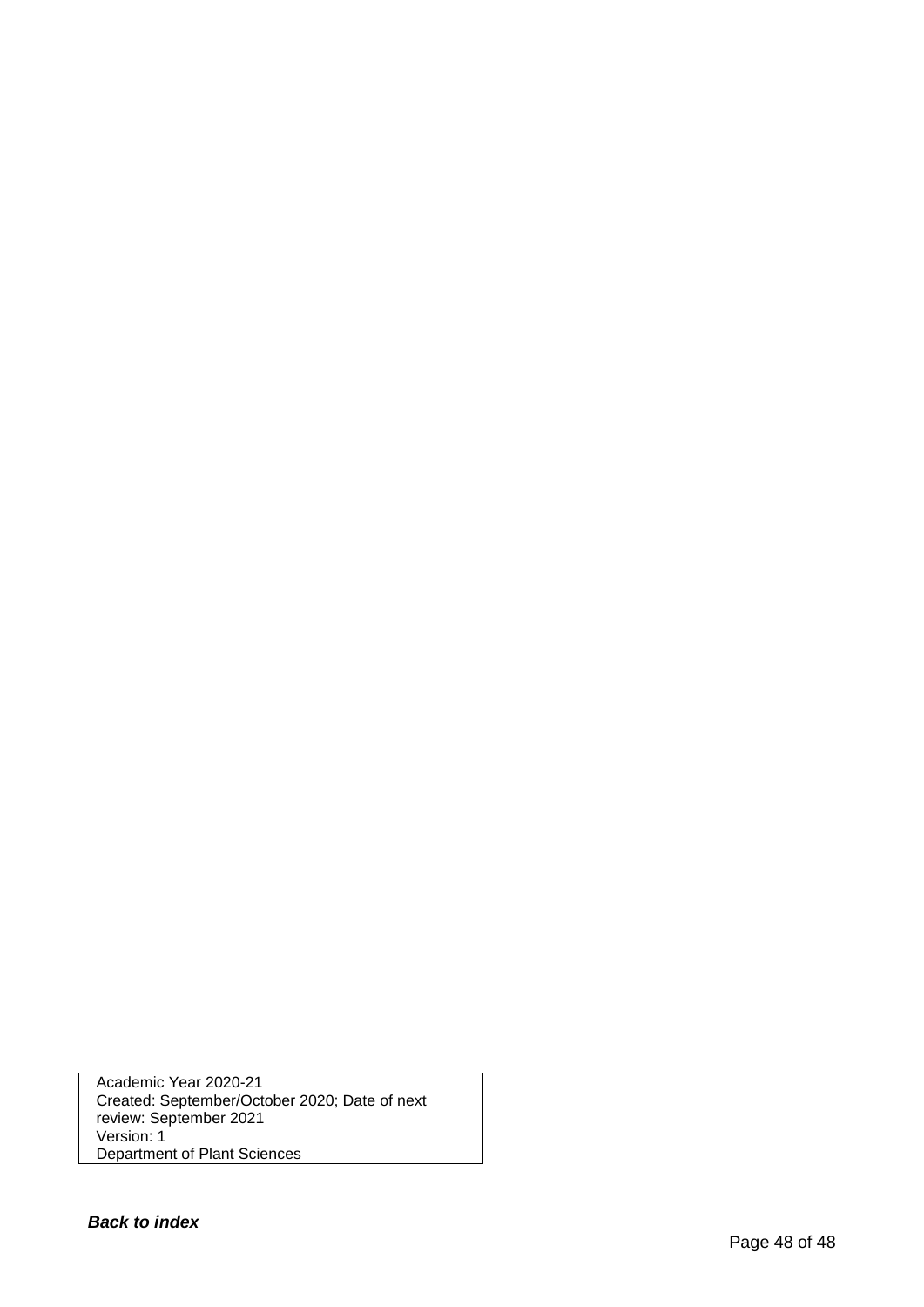Academic Year 2020-21
Created: September/October 2020; Date of next review: September 2021
Version: 1
Department of Plant Sciences

***Back to index***